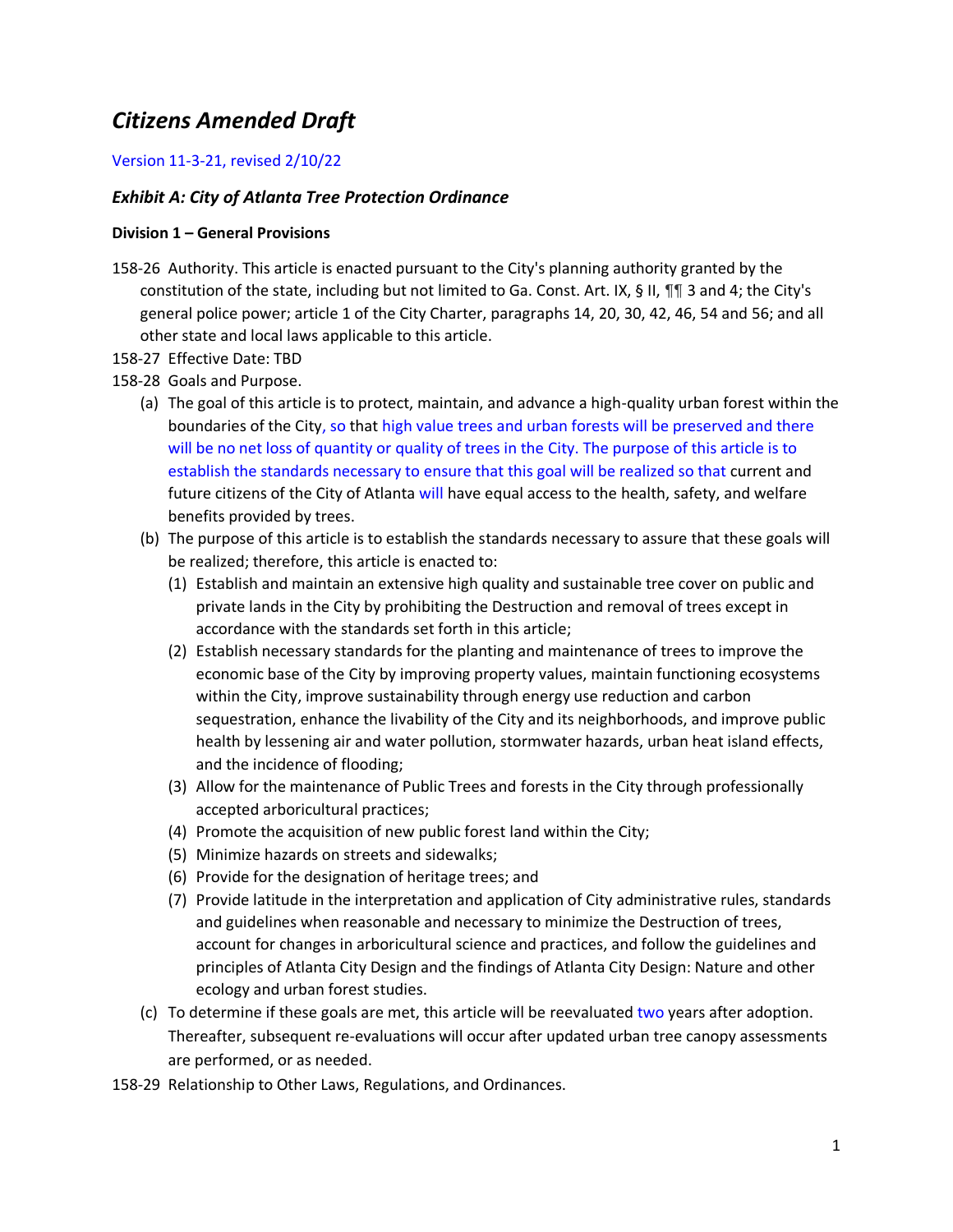# *Citizens Amended Draft*

Version 11-3-21, revised 2/10/22

### *Exhibit A: City of Atlanta Tree Protection Ordinance*

**Division 1 – General Provisions**

158-26 Authority. This article is enacted pursuant to the City's planning authority granted by the constitution of the state, including but not limited to Ga. Const. Art. IX, § II, ¶¶ 3 and 4; the City's general police power; article 1 of the City Charter, paragraphs 14, 20, 30, 42, 46, 54 and 56; and all other state and local laws applicable to this article.

158-27 Effective Date: TBD

158-28 Goals and Purpose.

- (a) The goal of this article is to protect, maintain, and advance a high-quality urban forest within the boundaries of the City, so that high value trees and urban forests will be preserved and there will be no net loss of quantity or quality of trees in the City. The purpose of this article is to establish the standards necessary to ensure that this goal will be realized so that current and future citizens of the City of Atlanta will have equal access to the health, safety, and welfare benefits provided by trees.
- (b) The purpose of this article is to establish the standards necessary to assure that these goals will be realized; therefore, this article is enacted to:
  - (1) Establish and maintain an extensive high quality and sustainable tree cover on public and private lands in the City by prohibiting the Destruction and removal of trees except in accordance with the standards set forth in this article;
  - (2) Establish necessary standards for the planting and maintenance of trees to improve the economic base of the City by improving property values, maintain functioning ecosystems within the City, improve sustainability through energy use reduction and carbon sequestration, enhance the livability of the City and its neighborhoods, and improve public health by lessening air and water pollution, stormwater hazards, urban heat island effects, and the incidence of flooding;
  - (3) Allow for the maintenance of Public Trees and forests in the City through professionally accepted arboricultural practices;
  - (4) Promote the acquisition of new public forest land within the City;
  - (5) Minimize hazards on streets and sidewalks;
  - (6) Provide for the designation of heritage trees; and
  - (7) Provide latitude in the interpretation and application of City administrative rules, standards and guidelines when reasonable and necessary to minimize the Destruction of trees, account for changes in arboricultural science and practices, and follow the guidelines and principles of Atlanta City Design and the findings of Atlanta City Design: Nature and other ecology and urban forest studies.
- (c) To determine if these goals are met, this article will be reevaluated two years after adoption. Thereafter, subsequent re-evaluations will occur after updated urban tree canopy assessments are performed, or as needed.

158-29 Relationship to Other Laws, Regulations, and Ordinances.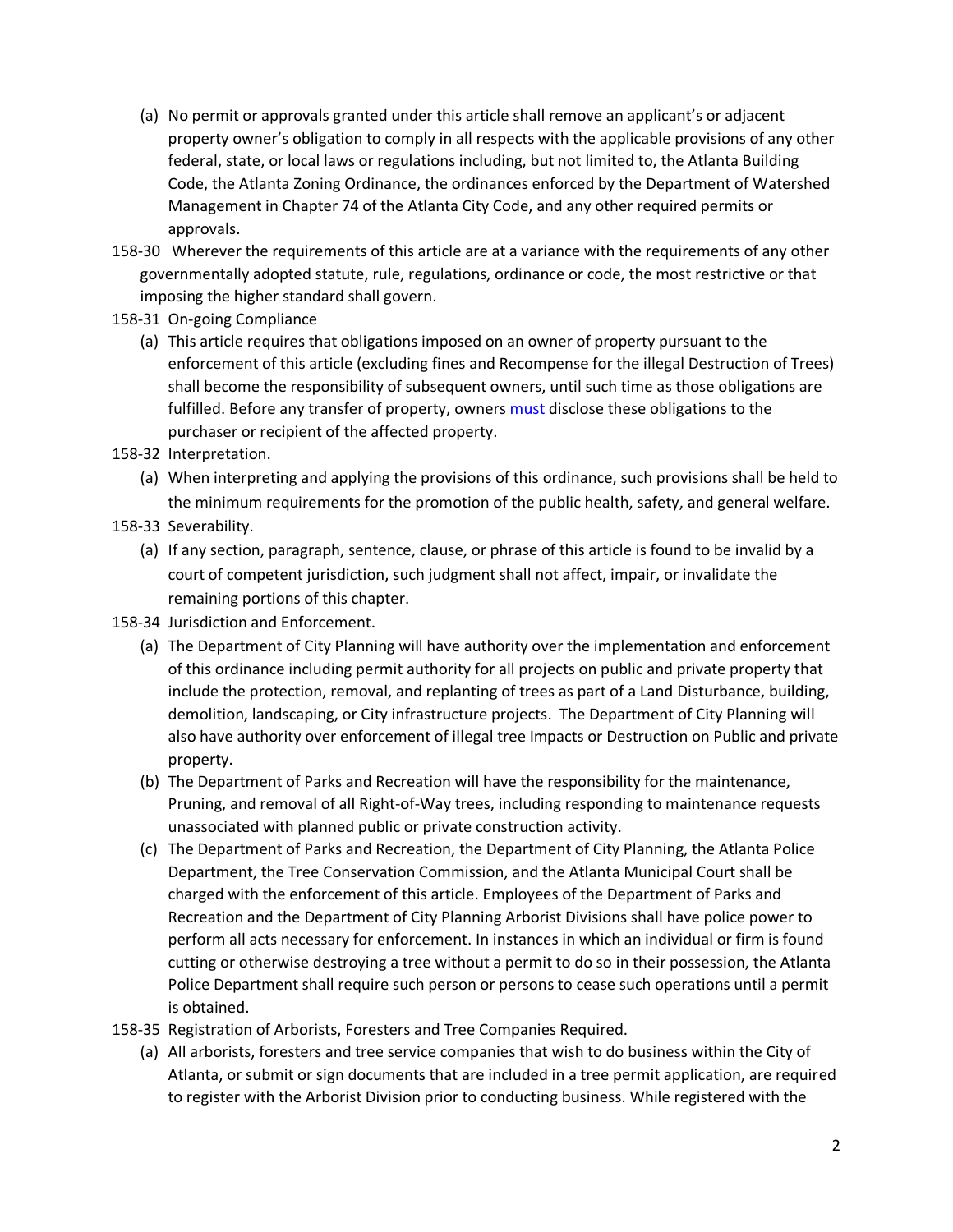(a) No permit or approvals granted under this article shall remove an applicant's or adjacent property owner's obligation to comply in all respects with the applicable provisions of any other federal, state, or local laws or regulations including, but not limited to, the Atlanta Building Code, the Atlanta Zoning Ordinance, the ordinances enforced by the Department of Watershed Management in Chapter 74 of the Atlanta City Code, and any other required permits or approvals.

158-30 Wherever the requirements of this article are at a variance with the requirements of any other governmentally adopted statute, rule, regulations, ordinance or code, the most restrictive or that imposing the higher standard shall govern.

158-31 On-going Compliance

(a) This article requires that obligations imposed on an owner of property pursuant to the enforcement of this article (excluding fines and Recompense for the illegal Destruction of Trees) shall become the responsibility of subsequent owners, until such time as those obligations are fulfilled. Before any transfer of property, owners must disclose these obligations to the purchaser or recipient of the affected property.

158-32 Interpretation.

(a) When interpreting and applying the provisions of this ordinance, such provisions shall be held to the minimum requirements for the promotion of the public health, safety, and general welfare.

158-33 Severability.

(a) If any section, paragraph, sentence, clause, or phrase of this article is found to be invalid by a court of competent jurisdiction, such judgment shall not affect, impair, or invalidate the remaining portions of this chapter.

158-34 Jurisdiction and Enforcement.

(a) The Department of City Planning will have authority over the implementation and enforcement of this ordinance including permit authority for all projects on public and private property that include the protection, removal, and replanting of trees as part of a Land Disturbance, building, demolition, landscaping, or City infrastructure projects. The Department of City Planning will also have authority over enforcement of illegal tree Impacts or Destruction on Public and private property.

(b) The Department of Parks and Recreation will have the responsibility for the maintenance, Pruning, and removal of all Right-of-Way trees, including responding to maintenance requests unassociated with planned public or private construction activity.

(c) The Department of Parks and Recreation, the Department of City Planning, the Atlanta Police Department, the Tree Conservation Commission, and the Atlanta Municipal Court shall be charged with the enforcement of this article. Employees of the Department of Parks and Recreation and the Department of City Planning Arborist Divisions shall have police power to perform all acts necessary for enforcement. In instances in which an individual or firm is found cutting or otherwise destroying a tree without a permit to do so in their possession, the Atlanta Police Department shall require such person or persons to cease such operations until a permit is obtained.

158-35 Registration of Arborists, Foresters and Tree Companies Required.

(a) All arborists, foresters and tree service companies that wish to do business within the City of Atlanta, or submit or sign documents that are included in a tree permit application, are required to register with the Arborist Division prior to conducting business. While registered with the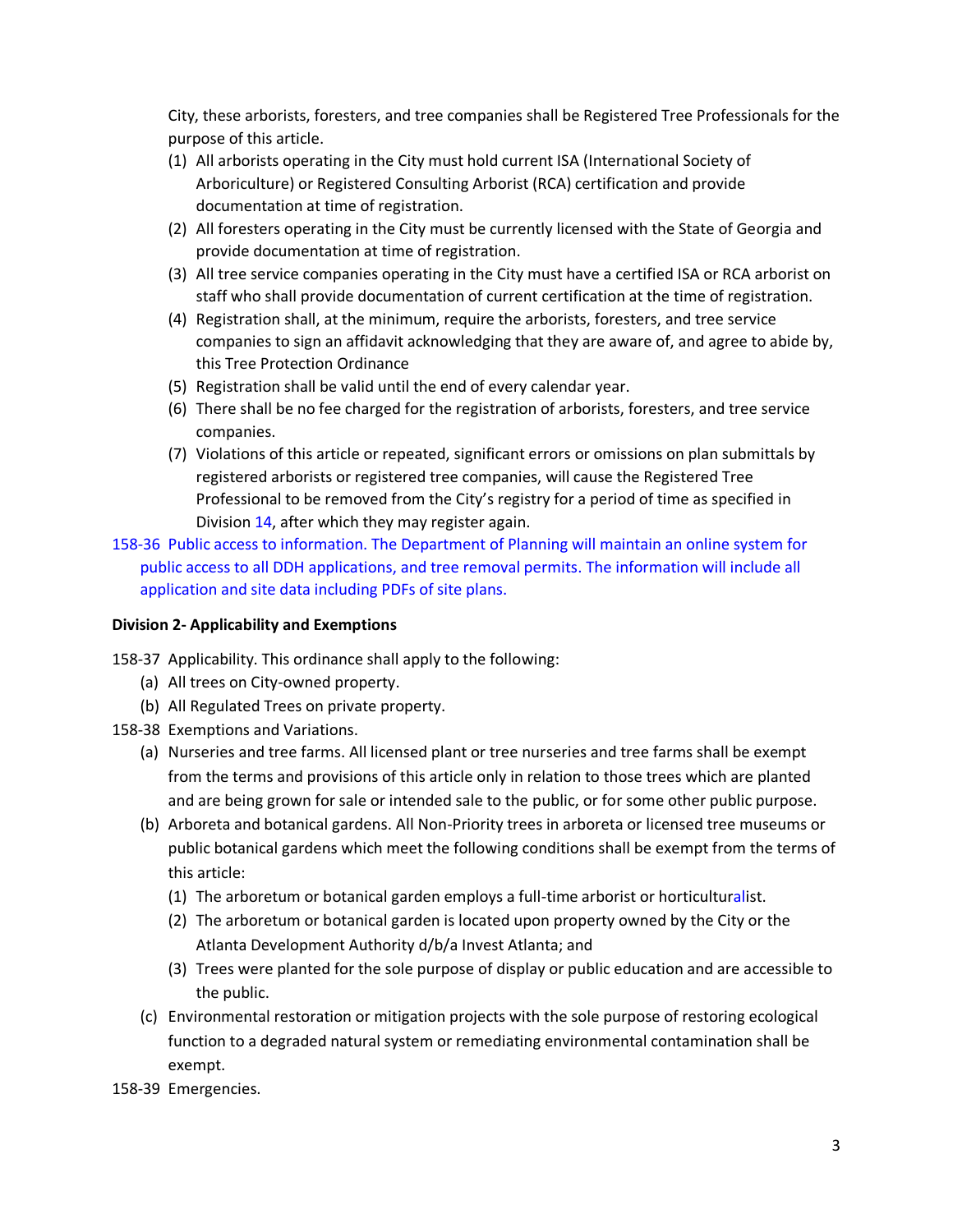City, these arborists, foresters, and tree companies shall be Registered Tree Professionals for the purpose of this article.

(1) All arborists operating in the City must hold current ISA (International Society of Arboriculture) or Registered Consulting Arborist (RCA) certification and provide documentation at time of registration.
(2) All foresters operating in the City must be currently licensed with the State of Georgia and provide documentation at time of registration.
(3) All tree service companies operating in the City must have a certified ISA or RCA arborist on staff who shall provide documentation of current certification at the time of registration.
(4) Registration shall, at the minimum, require the arborists, foresters, and tree service companies to sign an affidavit acknowledging that they are aware of, and agree to abide by, this Tree Protection Ordinance
(5) Registration shall be valid until the end of every calendar year.
(6) There shall be no fee charged for the registration of arborists, foresters, and tree service companies.
(7) Violations of this article or repeated, significant errors or omissions on plan submittals by registered arborists or registered tree companies, will cause the Registered Tree Professional to be removed from the City's registry for a period of time as specified in Division 14, after which they may register again.

158-36 Public access to information. The Department of Planning will maintain an online system for public access to all DDH applications, and tree removal permits. The information will include all application and site data including PDFs of site plans.

**Division 2- Applicability and Exemptions**

158-37 Applicability. This ordinance shall apply to the following:

(a) All trees on City-owned property.
(b) All Regulated Trees on private property.

158-38 Exemptions and Variations.

(a) Nurseries and tree farms. All licensed plant or tree nurseries and tree farms shall be exempt from the terms and provisions of this article only in relation to those trees which are planted and are being grown for sale or intended sale to the public, or for some other public purpose.
(b) Arboreta and botanical gardens. All Non-Priority trees in arboreta or licensed tree museums or public botanical gardens which meet the following conditions shall be exempt from the terms of this article:
    (1) The arboretum or botanical garden employs a full-time arborist or horticulturalist.
    (2) The arboretum or botanical garden is located upon property owned by the City or the Atlanta Development Authority d/b/a Invest Atlanta; and
    (3) Trees were planted for the sole purpose of display or public education and are accessible to the public.
(c) Environmental restoration or mitigation projects with the sole purpose of restoring ecological function to a degraded natural system or remediating environmental contamination shall be exempt.

158-39 Emergencies.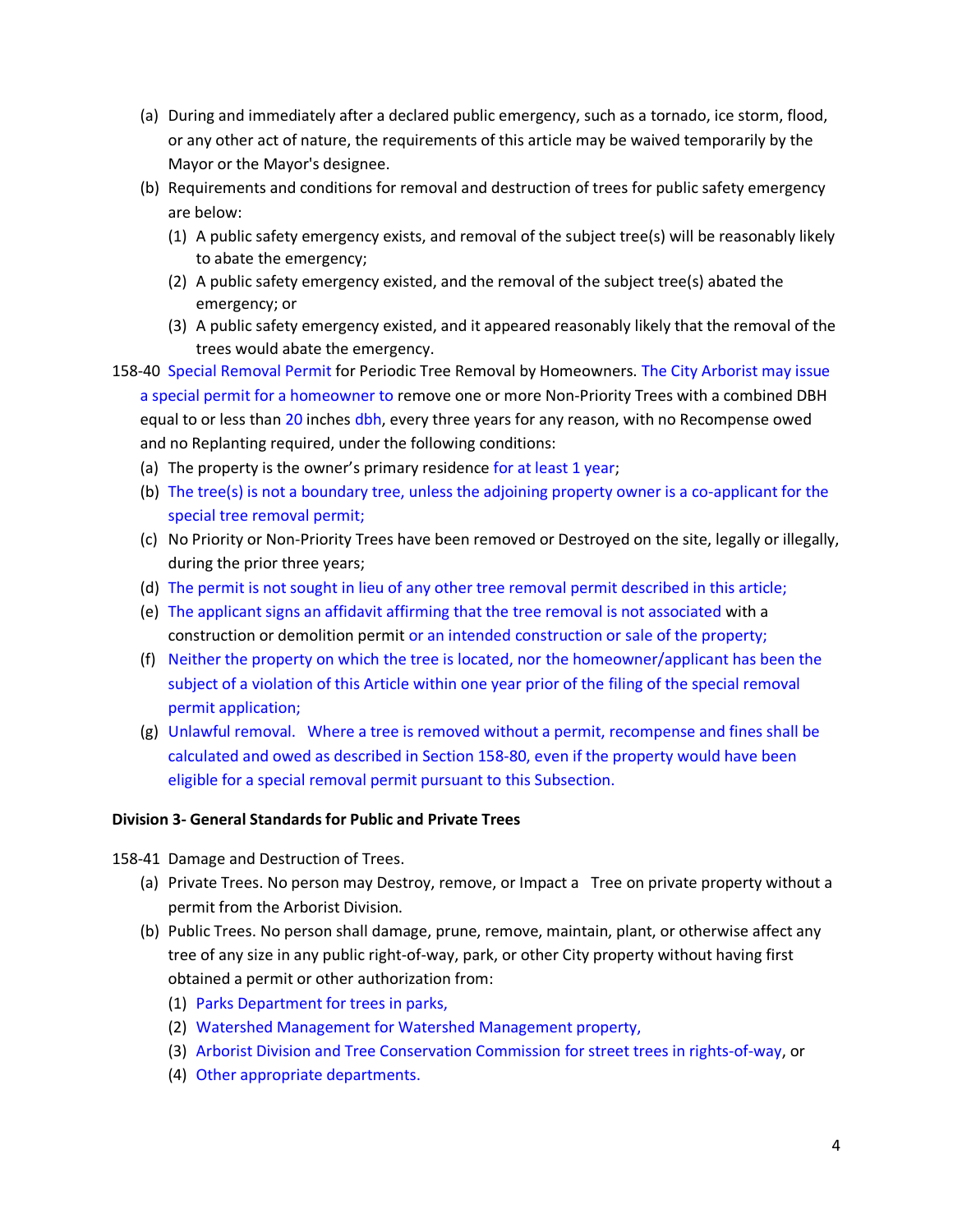(a) During and immediately after a declared public emergency, such as a tornado, ice storm, flood, or any other act of nature, the requirements of this article may be waived temporarily by the Mayor or the Mayor's designee.

(b) Requirements and conditions for removal and destruction of trees for public safety emergency are below:

(1) A public safety emergency exists, and removal of the subject tree(s) will be reasonably likely to abate the emergency;

(2) A public safety emergency existed, and the removal of the subject tree(s) abated the emergency; or

(3) A public safety emergency existed, and it appeared reasonably likely that the removal of the trees would abate the emergency.

158-40 Special Removal Permit for Periodic Tree Removal by Homeowners. The City Arborist may issue a special permit for a homeowner to remove one or more Non-Priority Trees with a combined DBH equal to or less than 20 inches dbh, every three years for any reason, with no Recompense owed and no Replanting required, under the following conditions:

(a) The property is the owner's primary residence for at least 1 year;

(b) The tree(s) is not a boundary tree, unless the adjoining property owner is a co-applicant for the special tree removal permit;

(c) No Priority or Non-Priority Trees have been removed or Destroyed on the site, legally or illegally, during the prior three years;

(d) The permit is not sought in lieu of any other tree removal permit described in this article;

(e) The applicant signs an affidavit affirming that the tree removal is not associated with a construction or demolition permit or an intended construction or sale of the property;

(f) Neither the property on which the tree is located, nor the homeowner/applicant has been the subject of a violation of this Article within one year prior of the filing of the special removal permit application;

(g) Unlawful removal. Where a tree is removed without a permit, recompense and fines shall be calculated and owed as described in Section 158-80, even if the property would have been eligible for a special removal permit pursuant to this Subsection.

**Division 3- General Standards for Public and Private Trees**

158-41 Damage and Destruction of Trees.

(a) Private Trees. No person may Destroy, remove, or Impact a Tree on private property without a permit from the Arborist Division.

(b) Public Trees. No person shall damage, prune, remove, maintain, plant, or otherwise affect any tree of any size in any public right-of-way, park, or other City property without having first obtained a permit or other authorization from:

(1) Parks Department for trees in parks,

(2) Watershed Management for Watershed Management property,

(3) Arborist Division and Tree Conservation Commission for street trees in rights-of-way, or

(4) Other appropriate departments.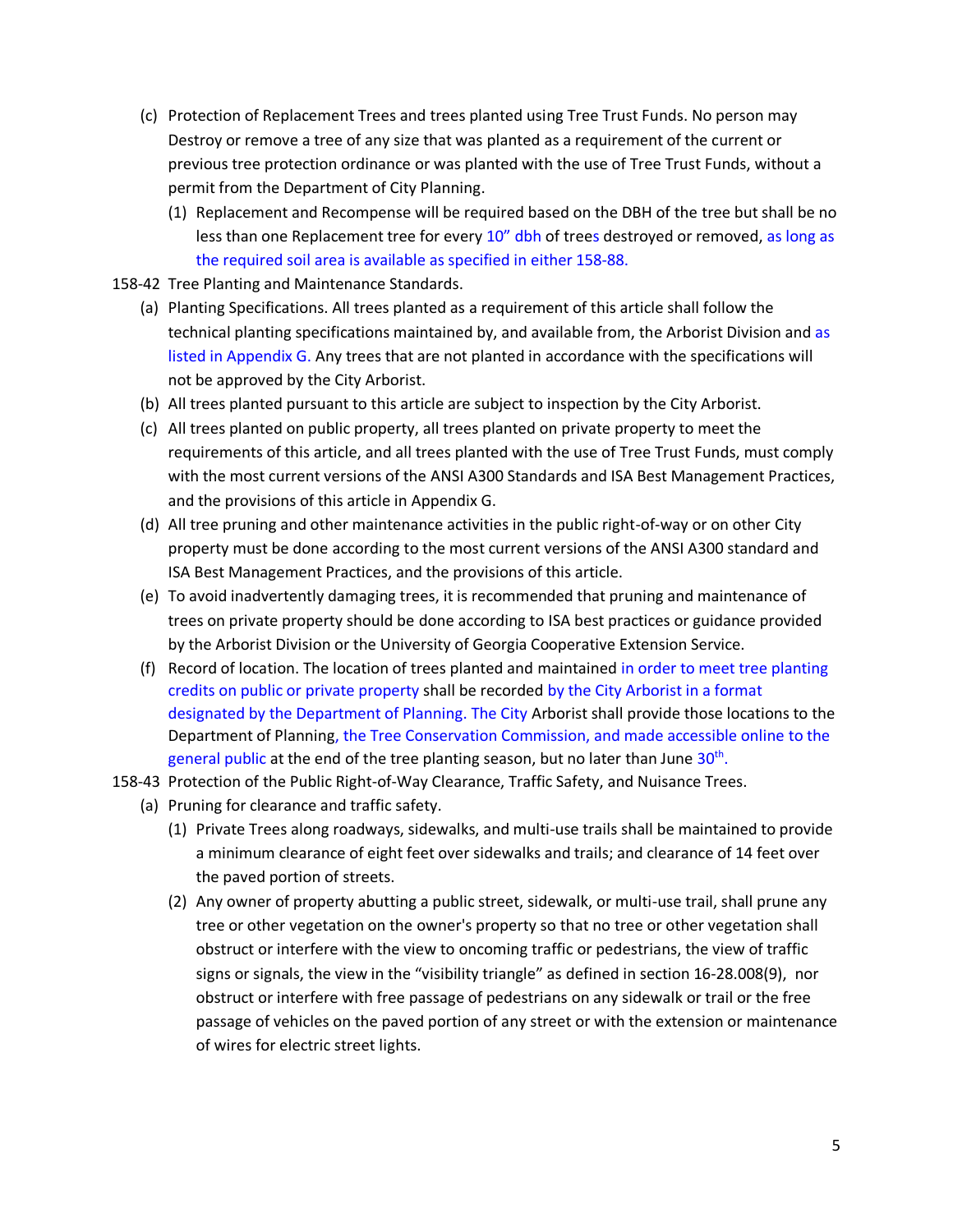(c) Protection of Replacement Trees and trees planted using Tree Trust Funds. No person may Destroy or remove a tree of any size that was planted as a requirement of the current or previous tree protection ordinance or was planted with the use of Tree Trust Funds, without a permit from the Department of City Planning.

  (1) Replacement and Recompense will be required based on the DBH of the tree but shall be no less than one Replacement tree for every 10" dbh of trees destroyed or removed, as long as the required soil area is available as specified in either 158-88.

158-42 Tree Planting and Maintenance Standards.

(a) Planting Specifications. All trees planted as a requirement of this article shall follow the technical planting specifications maintained by, and available from, the Arborist Division and as listed in Appendix G. Any trees that are not planted in accordance with the specifications will not be approved by the City Arborist.

(b) All trees planted pursuant to this article are subject to inspection by the City Arborist.

(c) All trees planted on public property, all trees planted on private property to meet the requirements of this article, and all trees planted with the use of Tree Trust Funds, must comply with the most current versions of the ANSI A300 Standards and ISA Best Management Practices, and the provisions of this article in Appendix G.

(d) All tree pruning and other maintenance activities in the public right-of-way or on other City property must be done according to the most current versions of the ANSI A300 standard and ISA Best Management Practices, and the provisions of this article.

(e) To avoid inadvertently damaging trees, it is recommended that pruning and maintenance of trees on private property should be done according to ISA best practices or guidance provided by the Arborist Division or the University of Georgia Cooperative Extension Service.

(f) Record of location. The location of trees planted and maintained in order to meet tree planting credits on public or private property shall be recorded by the City Arborist in a format designated by the Department of Planning. The City Arborist shall provide those locations to the Department of Planning, the Tree Conservation Commission, and made accessible online to the general public at the end of the tree planting season, but no later than June 30th.

158-43 Protection of the Public Right-of-Way Clearance, Traffic Safety, and Nuisance Trees.

(a) Pruning for clearance and traffic safety.

  (1) Private Trees along roadways, sidewalks, and multi-use trails shall be maintained to provide a minimum clearance of eight feet over sidewalks and trails; and clearance of 14 feet over the paved portion of streets.

  (2) Any owner of property abutting a public street, sidewalk, or multi-use trail, shall prune any tree or other vegetation on the owner's property so that no tree or other vegetation shall obstruct or interfere with the view to oncoming traffic or pedestrians, the view of traffic signs or signals, the view in the "visibility triangle" as defined in section 16-28.008(9), nor obstruct or interfere with free passage of pedestrians on any sidewalk or trail or the free passage of vehicles on the paved portion of any street or with the extension or maintenance of wires for electric street lights.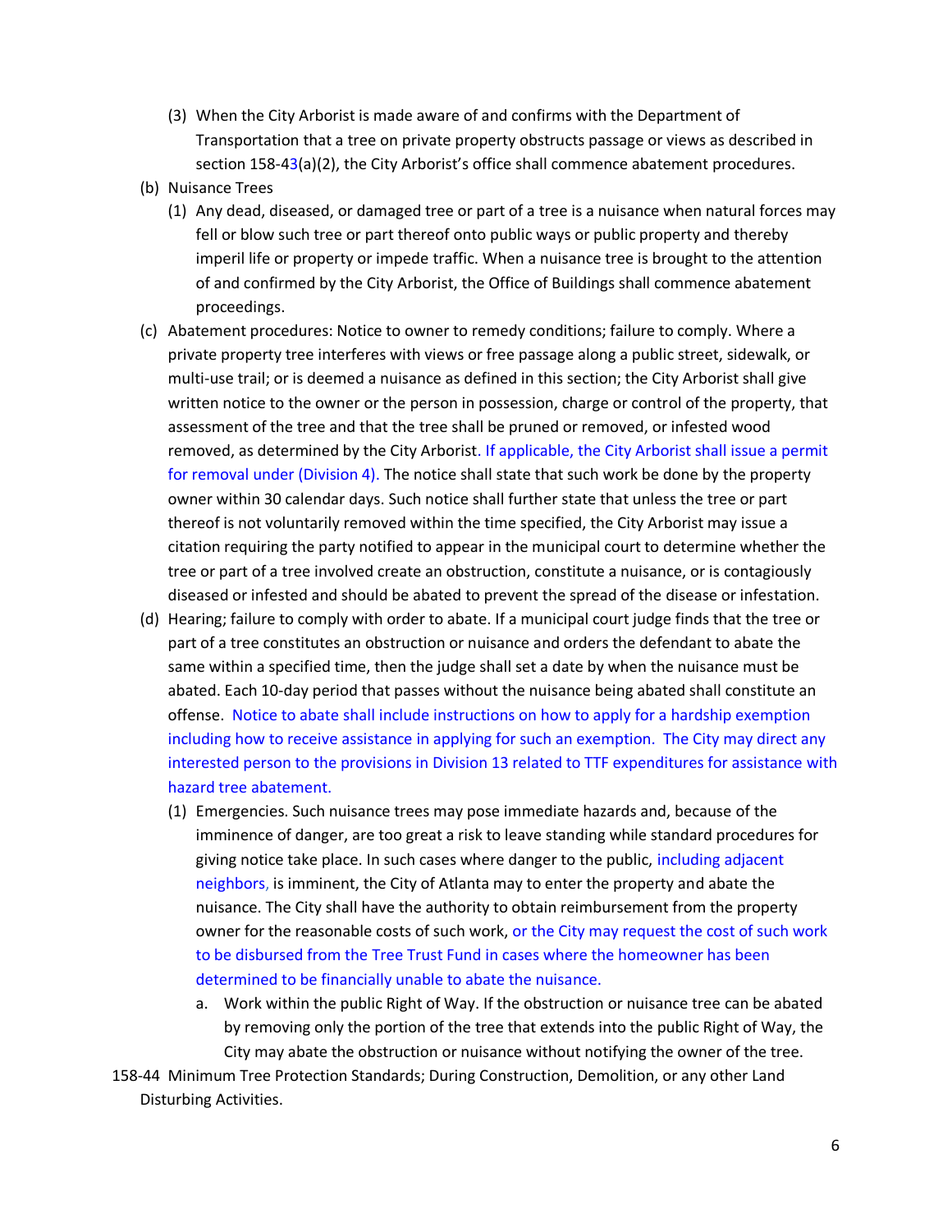(3) When the City Arborist is made aware of and confirms with the Department of Transportation that a tree on private property obstructs passage or views as described in section 158-43(a)(2), the City Arborist's office shall commence abatement procedures.

(b) Nuisance Trees

(1) Any dead, diseased, or damaged tree or part of a tree is a nuisance when natural forces may fell or blow such tree or part thereof onto public ways or public property and thereby imperil life or property or impede traffic. When a nuisance tree is brought to the attention of and confirmed by the City Arborist, the Office of Buildings shall commence abatement proceedings.

(c) Abatement procedures: Notice to owner to remedy conditions; failure to comply. Where a private property tree interferes with views or free passage along a public street, sidewalk, or multi-use trail; or is deemed a nuisance as defined in this section; the City Arborist shall give written notice to the owner or the person in possession, charge or control of the property, that assessment of the tree and that the tree shall be pruned or removed, or infested wood removed, as determined by the City Arborist. If applicable, the City Arborist shall issue a permit for removal under (Division 4). The notice shall state that such work be done by the property owner within 30 calendar days. Such notice shall further state that unless the tree or part thereof is not voluntarily removed within the time specified, the City Arborist may issue a citation requiring the party notified to appear in the municipal court to determine whether the tree or part of a tree involved create an obstruction, constitute a nuisance, or is contagiously diseased or infested and should be abated to prevent the spread of the disease or infestation.

(d) Hearing; failure to comply with order to abate. If a municipal court judge finds that the tree or part of a tree constitutes an obstruction or nuisance and orders the defendant to abate the same within a specified time, then the judge shall set a date by when the nuisance must be abated. Each 10-day period that passes without the nuisance being abated shall constitute an offense. Notice to abate shall include instructions on how to apply for a hardship exemption including how to receive assistance in applying for such an exemption. The City may direct any interested person to the provisions in Division 13 related to TTF expenditures for assistance with hazard tree abatement.

(1) Emergencies. Such nuisance trees may pose immediate hazards and, because of the imminence of danger, are too great a risk to leave standing while standard procedures for giving notice take place. In such cases where danger to the public, including adjacent neighbors, is imminent, the City of Atlanta may to enter the property and abate the nuisance. The City shall have the authority to obtain reimbursement from the property owner for the reasonable costs of such work, or the City may request the cost of such work to be disbursed from the Tree Trust Fund in cases where the homeowner has been determined to be financially unable to abate the nuisance.

a. Work within the public Right of Way. If the obstruction or nuisance tree can be abated by removing only the portion of the tree that extends into the public Right of Way, the City may abate the obstruction or nuisance without notifying the owner of the tree.

158-44 Minimum Tree Protection Standards; During Construction, Demolition, or any other Land Disturbing Activities.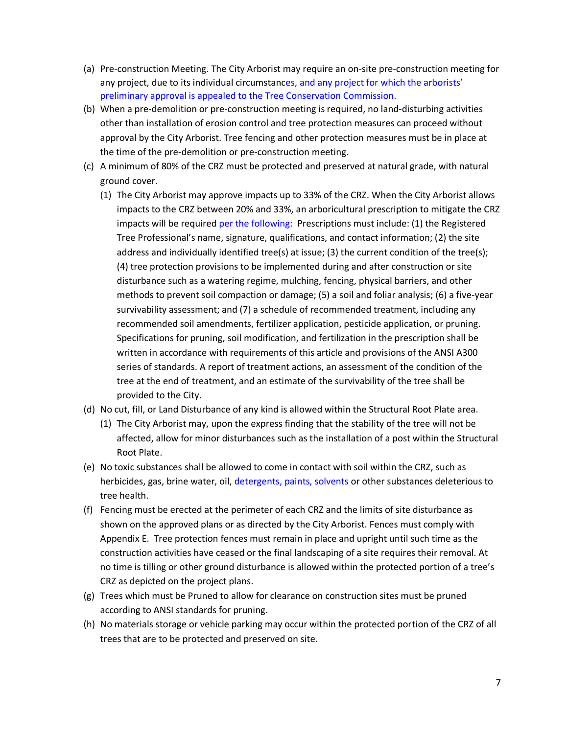(a) Pre-construction Meeting. The City Arborist may require an on-site pre-construction meeting for any project, due to its individual circumstances, and any project for which the arborists' preliminary approval is appealed to the Tree Conservation Commission.

(b) When a pre-demolition or pre-construction meeting is required, no land-disturbing activities other than installation of erosion control and tree protection measures can proceed without approval by the City Arborist. Tree fencing and other protection measures must be in place at the time of the pre-demolition or pre-construction meeting.

(c) A minimum of 80% of the CRZ must be protected and preserved at natural grade, with natural ground cover.

   (1) The City Arborist may approve impacts up to 33% of the CRZ. When the City Arborist allows impacts to the CRZ between 20% and 33%, an arboricultural prescription to mitigate the CRZ impacts will be required per the following: Prescriptions must include: (1) the Registered Tree Professional's name, signature, qualifications, and contact information; (2) the site address and individually identified tree(s) at issue; (3) the current condition of the tree(s); (4) tree protection provisions to be implemented during and after construction or site disturbance such as a watering regime, mulching, fencing, physical barriers, and other methods to prevent soil compaction or damage; (5) a soil and foliar analysis; (6) a five-year survivability assessment; and (7) a schedule of recommended treatment, including any recommended soil amendments, fertilizer application, pesticide application, or pruning. Specifications for pruning, soil modification, and fertilization in the prescription shall be written in accordance with requirements of this article and provisions of the ANSI A300 series of standards. A report of treatment actions, an assessment of the condition of the tree at the end of treatment, and an estimate of the survivability of the tree shall be provided to the City.

(d) No cut, fill, or Land Disturbance of any kind is allowed within the Structural Root Plate area.

   (1) The City Arborist may, upon the express finding that the stability of the tree will not be affected, allow for minor disturbances such as the installation of a post within the Structural Root Plate.

(e) No toxic substances shall be allowed to come in contact with soil within the CRZ, such as herbicides, gas, brine water, oil, detergents, paints, solvents or other substances deleterious to tree health.

(f) Fencing must be erected at the perimeter of each CRZ and the limits of site disturbance as shown on the approved plans or as directed by the City Arborist. Fences must comply with Appendix E. Tree protection fences must remain in place and upright until such time as the construction activities have ceased or the final landscaping of a site requires their removal. At no time is tilling or other ground disturbance is allowed within the protected portion of a tree's CRZ as depicted on the project plans.

(g) Trees which must be Pruned to allow for clearance on construction sites must be pruned according to ANSI standards for pruning.

(h) No materials storage or vehicle parking may occur within the protected portion of the CRZ of all trees that are to be protected and preserved on site.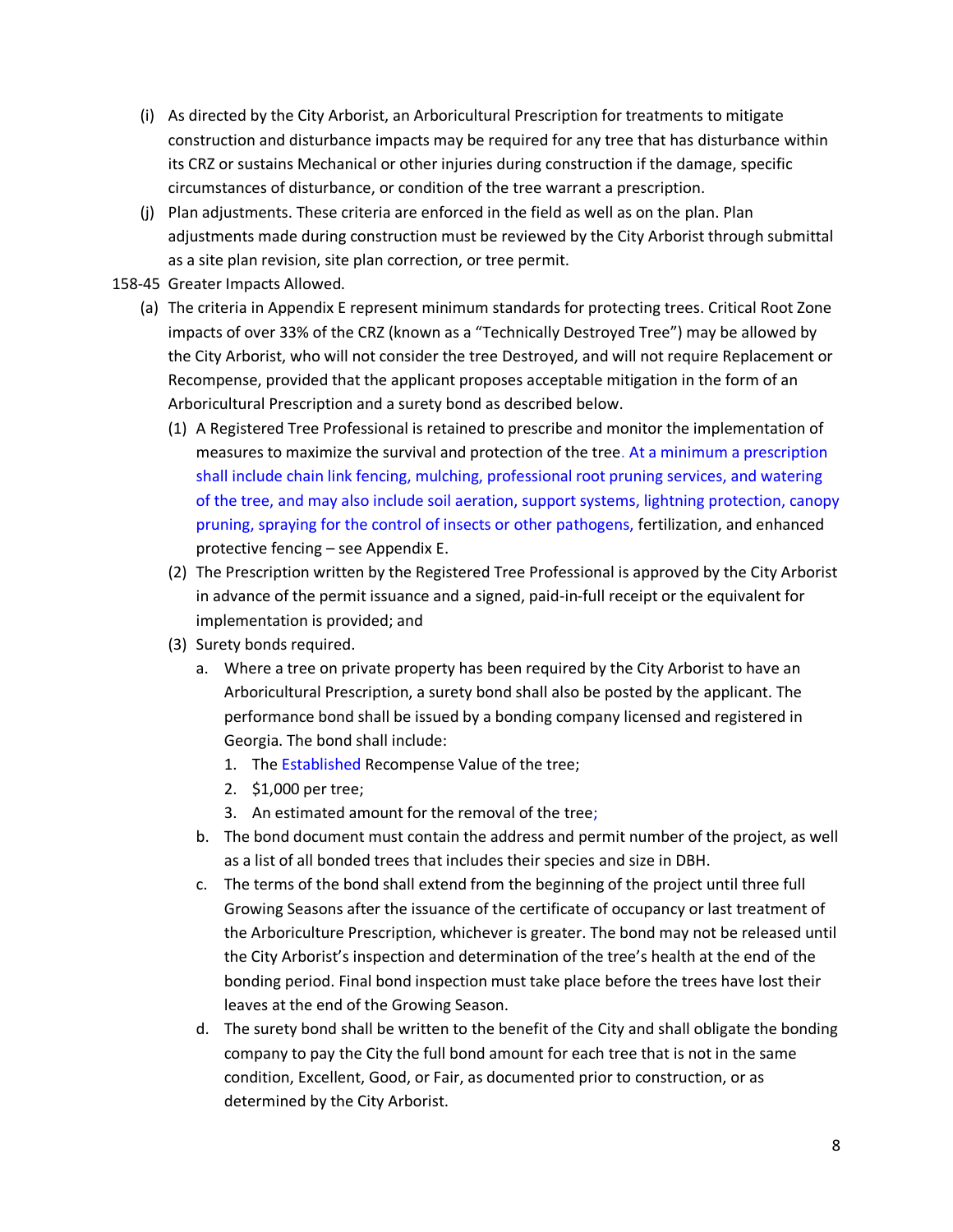(i) As directed by the City Arborist, an Arboricultural Prescription for treatments to mitigate construction and disturbance impacts may be required for any tree that has disturbance within its CRZ or sustains Mechanical or other injuries during construction if the damage, specific circumstances of disturbance, or condition of the tree warrant a prescription.

(j) Plan adjustments. These criteria are enforced in the field as well as on the plan. Plan adjustments made during construction must be reviewed by the City Arborist through submittal as a site plan revision, site plan correction, or tree permit.

158-45 Greater Impacts Allowed.

(a) The criteria in Appendix E represent minimum standards for protecting trees. Critical Root Zone impacts of over 33% of the CRZ (known as a "Technically Destroyed Tree") may be allowed by the City Arborist, who will not consider the tree Destroyed, and will not require Replacement or Recompense, provided that the applicant proposes acceptable mitigation in the form of an Arboricultural Prescription and a surety bond as described below.

(1) A Registered Tree Professional is retained to prescribe and monitor the implementation of measures to maximize the survival and protection of the tree. At a minimum a prescription shall include chain link fencing, mulching, professional root pruning services, and watering of the tree, and may also include soil aeration, support systems, lightning protection, canopy pruning, spraying for the control of insects or other pathogens, fertilization, and enhanced protective fencing – see Appendix E.

(2) The Prescription written by the Registered Tree Professional is approved by the City Arborist in advance of the permit issuance and a signed, paid-in-full receipt or the equivalent for implementation is provided; and

(3) Surety bonds required.

a. Where a tree on private property has been required by the City Arborist to have an Arboricultural Prescription, a surety bond shall also be posted by the applicant. The performance bond shall be issued by a bonding company licensed and registered in Georgia. The bond shall include:

1. The Established Recompense Value of the tree;
2. $1,000 per tree;
3. An estimated amount for the removal of the tree;

b. The bond document must contain the address and permit number of the project, as well as a list of all bonded trees that includes their species and size in DBH.

c. The terms of the bond shall extend from the beginning of the project until three full Growing Seasons after the issuance of the certificate of occupancy or last treatment of the Arboriculture Prescription, whichever is greater. The bond may not be released until the City Arborist's inspection and determination of the tree's health at the end of the bonding period. Final bond inspection must take place before the trees have lost their leaves at the end of the Growing Season.

d. The surety bond shall be written to the benefit of the City and shall obligate the bonding company to pay the City the full bond amount for each tree that is not in the same condition, Excellent, Good, or Fair, as documented prior to construction, or as determined by the City Arborist.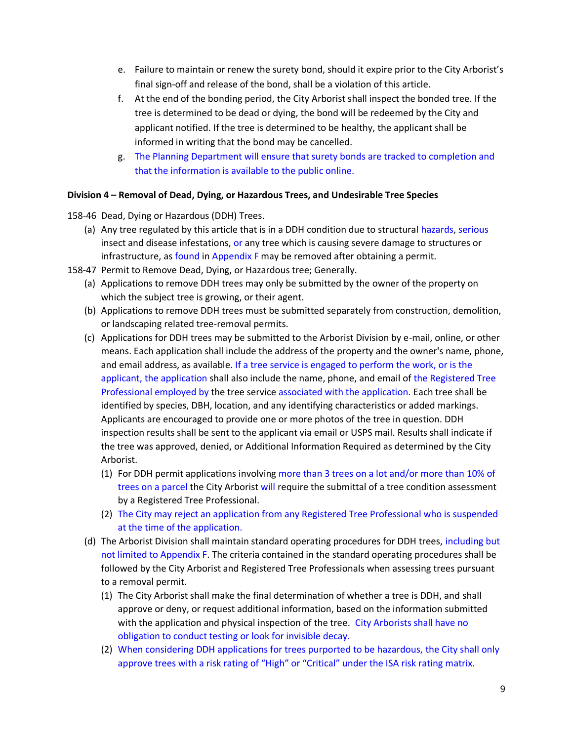e. Failure to maintain or renew the surety bond, should it expire prior to the City Arborist's final sign-off and release of the bond, shall be a violation of this article.

f. At the end of the bonding period, the City Arborist shall inspect the bonded tree. If the tree is determined to be dead or dying, the bond will be redeemed by the City and applicant notified. If the tree is determined to be healthy, the applicant shall be informed in writing that the bond may be cancelled.

g. The Planning Department will ensure that surety bonds are tracked to completion and that the information is available to the public online.

**Division 4 – Removal of Dead, Dying, or Hazardous Trees, and Undesirable Tree Species**

158-46 Dead, Dying or Hazardous (DDH) Trees.

(a) Any tree regulated by this article that is in a DDH condition due to structural hazards, serious insect and disease infestations, or any tree which is causing severe damage to structures or infrastructure, as found in Appendix F may be removed after obtaining a permit.

158-47 Permit to Remove Dead, Dying, or Hazardous tree; Generally.

(a) Applications to remove DDH trees may only be submitted by the owner of the property on which the subject tree is growing, or their agent.

(b) Applications to remove DDH trees must be submitted separately from construction, demolition, or landscaping related tree-removal permits.

(c) Applications for DDH trees may be submitted to the Arborist Division by e-mail, online, or other means. Each application shall include the address of the property and the owner's name, phone, and email address, as available. If a tree service is engaged to perform the work, or is the applicant, the application shall also include the name, phone, and email of the Registered Tree Professional employed by the tree service associated with the application. Each tree shall be identified by species, DBH, location, and any identifying characteristics or added markings. Applicants are encouraged to provide one or more photos of the tree in question. DDH inspection results shall be sent to the applicant via email or USPS mail. Results shall indicate if the tree was approved, denied, or Additional Information Required as determined by the City Arborist.

(1) For DDH permit applications involving more than 3 trees on a lot and/or more than 10% of trees on a parcel the City Arborist will require the submittal of a tree condition assessment by a Registered Tree Professional.

(2) The City may reject an application from any Registered Tree Professional who is suspended at the time of the application.

(d) The Arborist Division shall maintain standard operating procedures for DDH trees, including but not limited to Appendix F. The criteria contained in the standard operating procedures shall be followed by the City Arborist and Registered Tree Professionals when assessing trees pursuant to a removal permit.

(1) The City Arborist shall make the final determination of whether a tree is DDH, and shall approve or deny, or request additional information, based on the information submitted with the application and physical inspection of the tree. City Arborists shall have no obligation to conduct testing or look for invisible decay.

(2) When considering DDH applications for trees purported to be hazardous, the City shall only approve trees with a risk rating of "High" or "Critical" under the ISA risk rating matrix.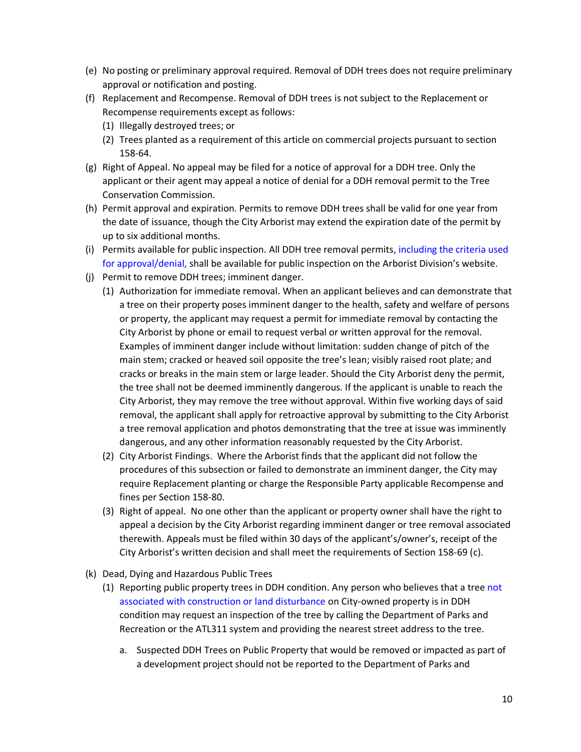(e) No posting or preliminary approval required. Removal of DDH trees does not require preliminary approval or notification and posting.

(f) Replacement and Recompense. Removal of DDH trees is not subject to the Replacement or Recompense requirements except as follows:
   (1) Illegally destroyed trees; or
   (2) Trees planted as a requirement of this article on commercial projects pursuant to section 158-64.

(g) Right of Appeal. No appeal may be filed for a notice of approval for a DDH tree. Only the applicant or their agent may appeal a notice of denial for a DDH removal permit to the Tree Conservation Commission.

(h) Permit approval and expiration. Permits to remove DDH trees shall be valid for one year from the date of issuance, though the City Arborist may extend the expiration date of the permit by up to six additional months.

(i) Permits available for public inspection. All DDH tree removal permits, including the criteria used for approval/denial, shall be available for public inspection on the Arborist Division's website.

(j) Permit to remove DDH trees; imminent danger.
   (1) Authorization for immediate removal. When an applicant believes and can demonstrate that a tree on their property poses imminent danger to the health, safety and welfare of persons or property, the applicant may request a permit for immediate removal by contacting the City Arborist by phone or email to request verbal or written approval for the removal. Examples of imminent danger include without limitation: sudden change of pitch of the main stem; cracked or heaved soil opposite the tree's lean; visibly raised root plate; and cracks or breaks in the main stem or large leader. Should the City Arborist deny the permit, the tree shall not be deemed imminently dangerous. If the applicant is unable to reach the City Arborist, they may remove the tree without approval. Within five working days of said removal, the applicant shall apply for retroactive approval by submitting to the City Arborist a tree removal application and photos demonstrating that the tree at issue was imminently dangerous, and any other information reasonably requested by the City Arborist.
   (2) City Arborist Findings. Where the Arborist finds that the applicant did not follow the procedures of this subsection or failed to demonstrate an imminent danger, the City may require Replacement planting or charge the Responsible Party applicable Recompense and fines per Section 158-80.
   (3) Right of appeal. No one other than the applicant or property owner shall have the right to appeal a decision by the City Arborist regarding imminent danger or tree removal associated therewith. Appeals must be filed within 30 days of the applicant's/owner's, receipt of the City Arborist's written decision and shall meet the requirements of Section 158-69 (c).

(k) Dead, Dying and Hazardous Public Trees
   (1) Reporting public property trees in DDH condition. Any person who believes that a tree not associated with construction or land disturbance on City-owned property is in DDH condition may request an inspection of the tree by calling the Department of Parks and Recreation or the ATL311 system and providing the nearest street address to the tree.

      a. Suspected DDH Trees on Public Property that would be removed or impacted as part of a development project should not be reported to the Department of Parks and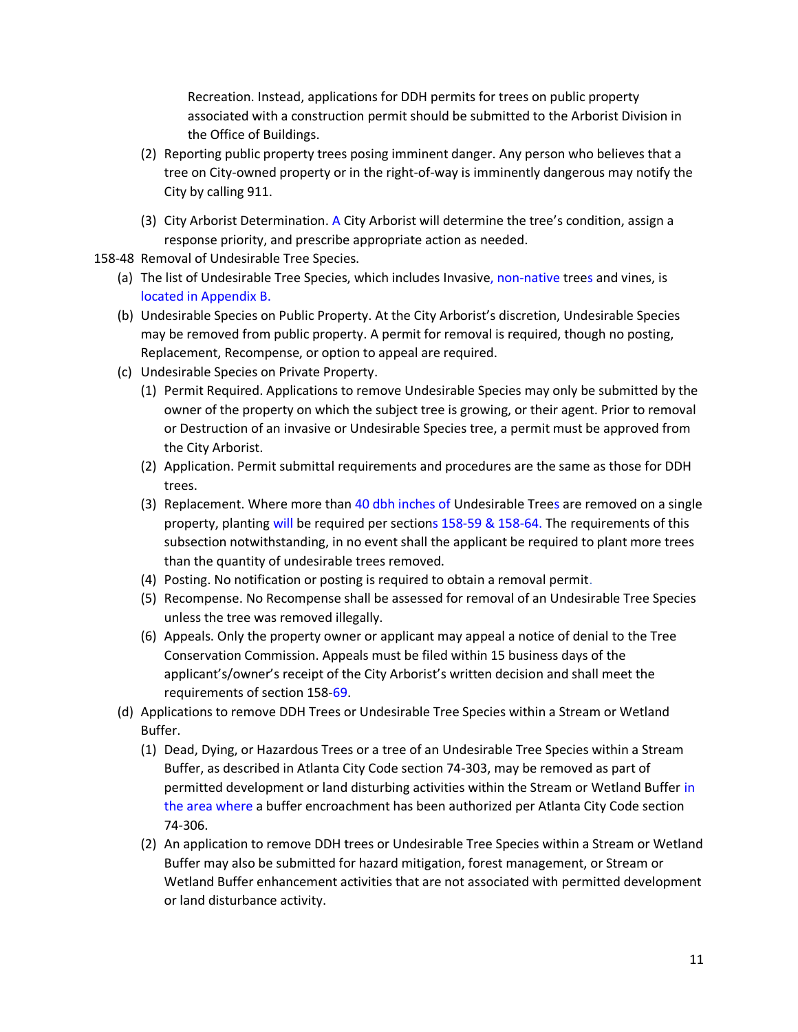Recreation. Instead, applications for DDH permits for trees on public property associated with a construction permit should be submitted to the Arborist Division in the Office of Buildings.

(2) Reporting public property trees posing imminent danger. Any person who believes that a tree on City-owned property or in the right-of-way is imminently dangerous may notify the City by calling 911.

(3) City Arborist Determination. A City Arborist will determine the tree's condition, assign a response priority, and prescribe appropriate action as needed.

158-48 Removal of Undesirable Tree Species.

(a) The list of Undesirable Tree Species, which includes Invasive, non-native trees and vines, is located in Appendix B.

(b) Undesirable Species on Public Property. At the City Arborist's discretion, Undesirable Species may be removed from public property. A permit for removal is required, though no posting, Replacement, Recompense, or option to appeal are required.

(c) Undesirable Species on Private Property.

(1) Permit Required. Applications to remove Undesirable Species may only be submitted by the owner of the property on which the subject tree is growing, or their agent. Prior to removal or Destruction of an invasive or Undesirable Species tree, a permit must be approved from the City Arborist.

(2) Application. Permit submittal requirements and procedures are the same as those for DDH trees.

(3) Replacement. Where more than 40 dbh inches of Undesirable Trees are removed on a single property, planting will be required per sections 158-59 & 158-64. The requirements of this subsection notwithstanding, in no event shall the applicant be required to plant more trees than the quantity of undesirable trees removed.

(4) Posting. No notification or posting is required to obtain a removal permit.

(5) Recompense. No Recompense shall be assessed for removal of an Undesirable Tree Species unless the tree was removed illegally.

(6) Appeals. Only the property owner or applicant may appeal a notice of denial to the Tree Conservation Commission. Appeals must be filed within 15 business days of the applicant's/owner's receipt of the City Arborist's written decision and shall meet the requirements of section 158-69.

(d) Applications to remove DDH Trees or Undesirable Tree Species within a Stream or Wetland Buffer.

(1) Dead, Dying, or Hazardous Trees or a tree of an Undesirable Tree Species within a Stream Buffer, as described in Atlanta City Code section 74-303, may be removed as part of permitted development or land disturbing activities within the Stream or Wetland Buffer in the area where a buffer encroachment has been authorized per Atlanta City Code section 74-306.

(2) An application to remove DDH trees or Undesirable Tree Species within a Stream or Wetland Buffer may also be submitted for hazard mitigation, forest management, or Stream or Wetland Buffer enhancement activities that are not associated with permitted development or land disturbance activity.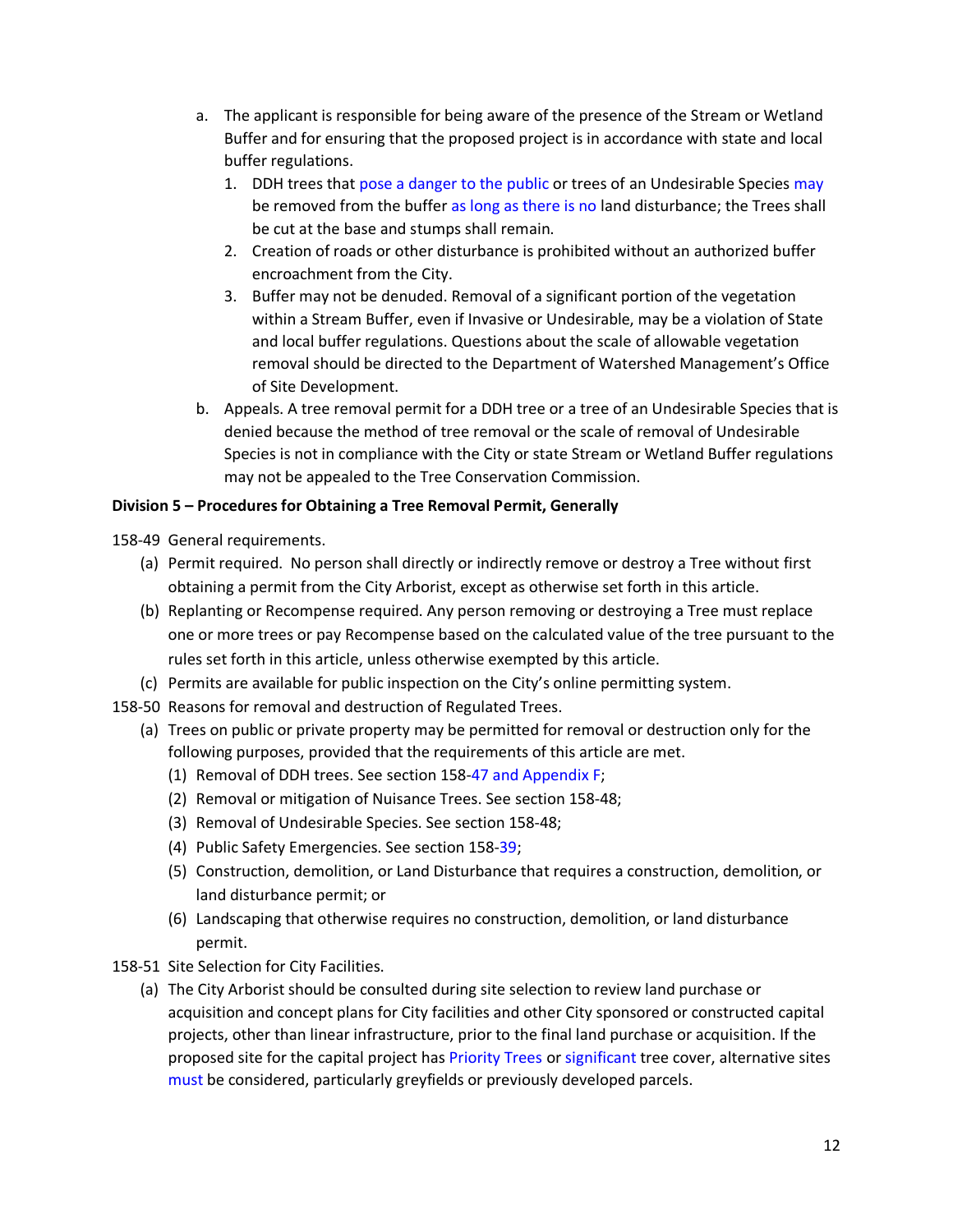a. The applicant is responsible for being aware of the presence of the Stream or Wetland Buffer and for ensuring that the proposed project is in accordance with state and local buffer regulations.
   1. DDH trees that pose a danger to the public or trees of an Undesirable Species may be removed from the buffer as long as there is no land disturbance; the Trees shall be cut at the base and stumps shall remain.
   2. Creation of roads or other disturbance is prohibited without an authorized buffer encroachment from the City.
   3. Buffer may not be denuded. Removal of a significant portion of the vegetation within a Stream Buffer, even if Invasive or Undesirable, may be a violation of State and local buffer regulations. Questions about the scale of allowable vegetation removal should be directed to the Department of Watershed Management's Office of Site Development.
b. Appeals. A tree removal permit for a DDH tree or a tree of an Undesirable Species that is denied because the method of tree removal or the scale of removal of Undesirable Species is not in compliance with the City or state Stream or Wetland Buffer regulations may not be appealed to the Tree Conservation Commission.

**Division 5 – Procedures for Obtaining a Tree Removal Permit, Generally**

158-49 General requirements.

(a) Permit required. No person shall directly or indirectly remove or destroy a Tree without first obtaining a permit from the City Arborist, except as otherwise set forth in this article.

(b) Replanting or Recompense required. Any person removing or destroying a Tree must replace one or more trees or pay Recompense based on the calculated value of the tree pursuant to the rules set forth in this article, unless otherwise exempted by this article.

(c) Permits are available for public inspection on the City's online permitting system.

158-50 Reasons for removal and destruction of Regulated Trees.

(a) Trees on public or private property may be permitted for removal or destruction only for the following purposes, provided that the requirements of this article are met.

(1) Removal of DDH trees. See section 158-47 and Appendix F;

(2) Removal or mitigation of Nuisance Trees. See section 158-48;

(3) Removal of Undesirable Species. See section 158-48;

(4) Public Safety Emergencies. See section 158-39;

(5) Construction, demolition, or Land Disturbance that requires a construction, demolition, or land disturbance permit; or

(6) Landscaping that otherwise requires no construction, demolition, or land disturbance permit.

158-51 Site Selection for City Facilities.

(a) The City Arborist should be consulted during site selection to review land purchase or acquisition and concept plans for City facilities and other City sponsored or constructed capital projects, other than linear infrastructure, prior to the final land purchase or acquisition. If the proposed site for the capital project has Priority Trees or significant tree cover, alternative sites must be considered, particularly greyfields or previously developed parcels.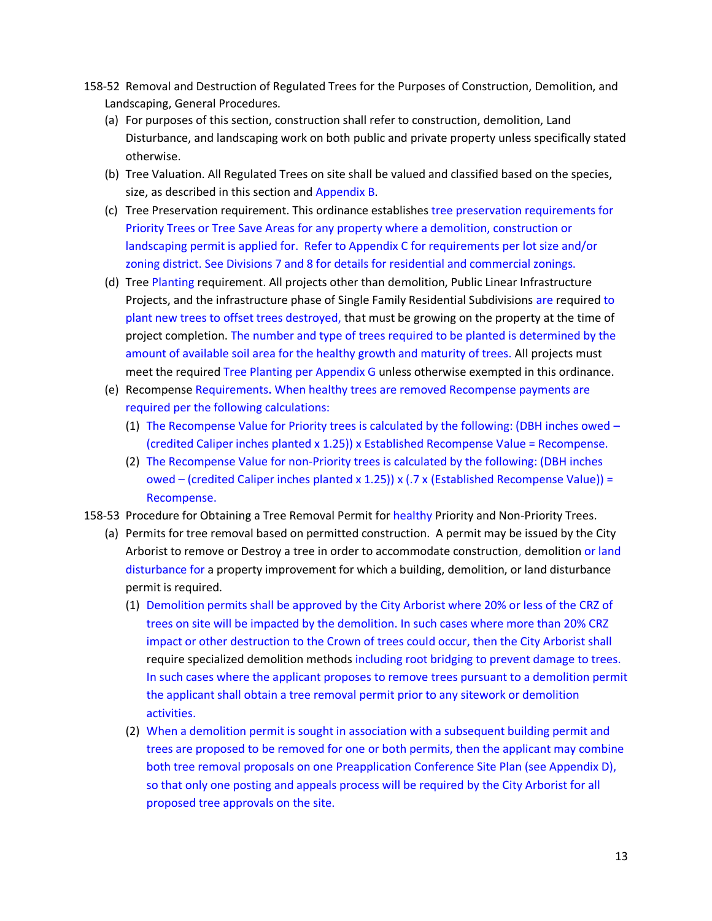158-52 Removal and Destruction of Regulated Trees for the Purposes of Construction, Demolition, and Landscaping, General Procedures.

(a) For purposes of this section, construction shall refer to construction, demolition, Land Disturbance, and landscaping work on both public and private property unless specifically stated otherwise.

(b) Tree Valuation. All Regulated Trees on site shall be valued and classified based on the species, size, as described in this section and Appendix B.

(c) Tree Preservation requirement. This ordinance establishes tree preservation requirements for Priority Trees or Tree Save Areas for any property where a demolition, construction or landscaping permit is applied for. Refer to Appendix C for requirements per lot size and/or zoning district. See Divisions 7 and 8 for details for residential and commercial zonings.

(d) Tree Planting requirement. All projects other than demolition, Public Linear Infrastructure Projects, and the infrastructure phase of Single Family Residential Subdivisions are required to plant new trees to offset trees destroyed, that must be growing on the property at the time of project completion. The number and type of trees required to be planted is determined by the amount of available soil area for the healthy growth and maturity of trees. All projects must meet the required Tree Planting per Appendix G unless otherwise exempted in this ordinance.

(e) Recompense Requirements**.** When healthy trees are removed Recompense payments are required per the following calculations:

  (1) The Recompense Value for Priority trees is calculated by the following: (DBH inches owed – (credited Caliper inches planted x 1.25)) x Established Recompense Value = Recompense.

  (2) The Recompense Value for non-Priority trees is calculated by the following: (DBH inches owed – (credited Caliper inches planted x 1.25)) x (.7 x (Established Recompense Value)) = Recompense.

158-53 Procedure for Obtaining a Tree Removal Permit for healthy Priority and Non-Priority Trees.

(a) Permits for tree removal based on permitted construction. A permit may be issued by the City Arborist to remove or Destroy a tree in order to accommodate construction, demolition or land disturbance for a property improvement for which a building, demolition, or land disturbance permit is required.

  (1) Demolition permits shall be approved by the City Arborist where 20% or less of the CRZ of trees on site will be impacted by the demolition. In such cases where more than 20% CRZ impact or other destruction to the Crown of trees could occur, then the City Arborist shall require specialized demolition methods including root bridging to prevent damage to trees. In such cases where the applicant proposes to remove trees pursuant to a demolition permit the applicant shall obtain a tree removal permit prior to any sitework or demolition activities.

  (2) When a demolition permit is sought in association with a subsequent building permit and trees are proposed to be removed for one or both permits, then the applicant may combine both tree removal proposals on one Preapplication Conference Site Plan (see Appendix D), so that only one posting and appeals process will be required by the City Arborist for all proposed tree approvals on the site.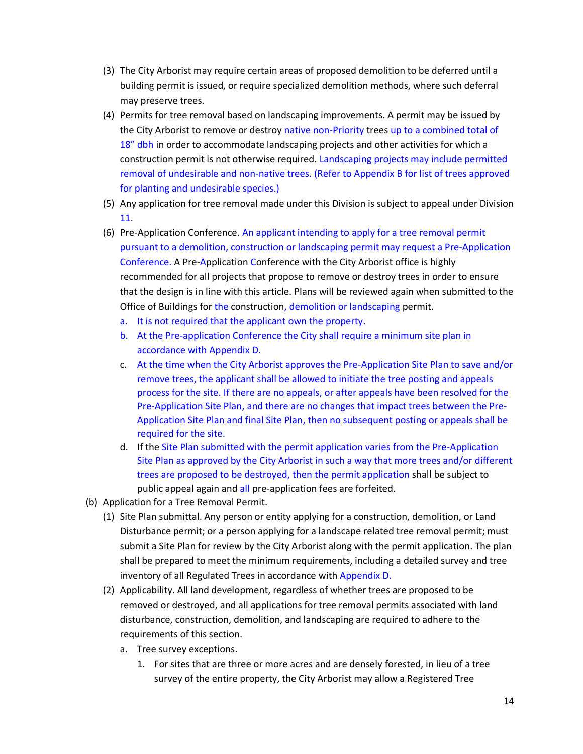(3) The City Arborist may require certain areas of proposed demolition to be deferred until a building permit is issued, or require specialized demolition methods, where such deferral may preserve trees.

(4) Permits for tree removal based on landscaping improvements. A permit may be issued by the City Arborist to remove or destroy native non-Priority trees up to a combined total of 18" dbh in order to accommodate landscaping projects and other activities for which a construction permit is not otherwise required. Landscaping projects may include permitted removal of undesirable and non-native trees. (Refer to Appendix B for list of trees approved for planting and undesirable species.)

(5) Any application for tree removal made under this Division is subject to appeal under Division 11.

(6) Pre-Application Conference. An applicant intending to apply for a tree removal permit pursuant to a demolition, construction or landscaping permit may request a Pre-Application Conference. A Pre-Application Conference with the City Arborist office is highly recommended for all projects that propose to remove or destroy trees in order to ensure that the design is in line with this article. Plans will be reviewed again when submitted to the Office of Buildings for the construction, demolition or landscaping permit.

   a. It is not required that the applicant own the property.

   b. At the Pre-application Conference the City shall require a minimum site plan in accordance with Appendix D.

   c. At the time when the City Arborist approves the Pre-Application Site Plan to save and/or remove trees, the applicant shall be allowed to initiate the tree posting and appeals process for the site. If there are no appeals, or after appeals have been resolved for the Pre-Application Site Plan, and there are no changes that impact trees between the Pre-Application Site Plan and final Site Plan, then no subsequent posting or appeals shall be required for the site.

   d. If the Site Plan submitted with the permit application varies from the Pre-Application Site Plan as approved by the City Arborist in such a way that more trees and/or different trees are proposed to be destroyed, then the permit application shall be subject to public appeal again and all pre-application fees are forfeited.

(b) Application for a Tree Removal Permit.

(1) Site Plan submittal. Any person or entity applying for a construction, demolition, or Land Disturbance permit; or a person applying for a landscape related tree removal permit; must submit a Site Plan for review by the City Arborist along with the permit application. The plan shall be prepared to meet the minimum requirements, including a detailed survey and tree inventory of all Regulated Trees in accordance with Appendix D.

(2) Applicability. All land development, regardless of whether trees are proposed to be removed or destroyed, and all applications for tree removal permits associated with land disturbance, construction, demolition, and landscaping are required to adhere to the requirements of this section.

   a. Tree survey exceptions.

      1. For sites that are three or more acres and are densely forested, in lieu of a tree survey of the entire property, the City Arborist may allow a Registered Tree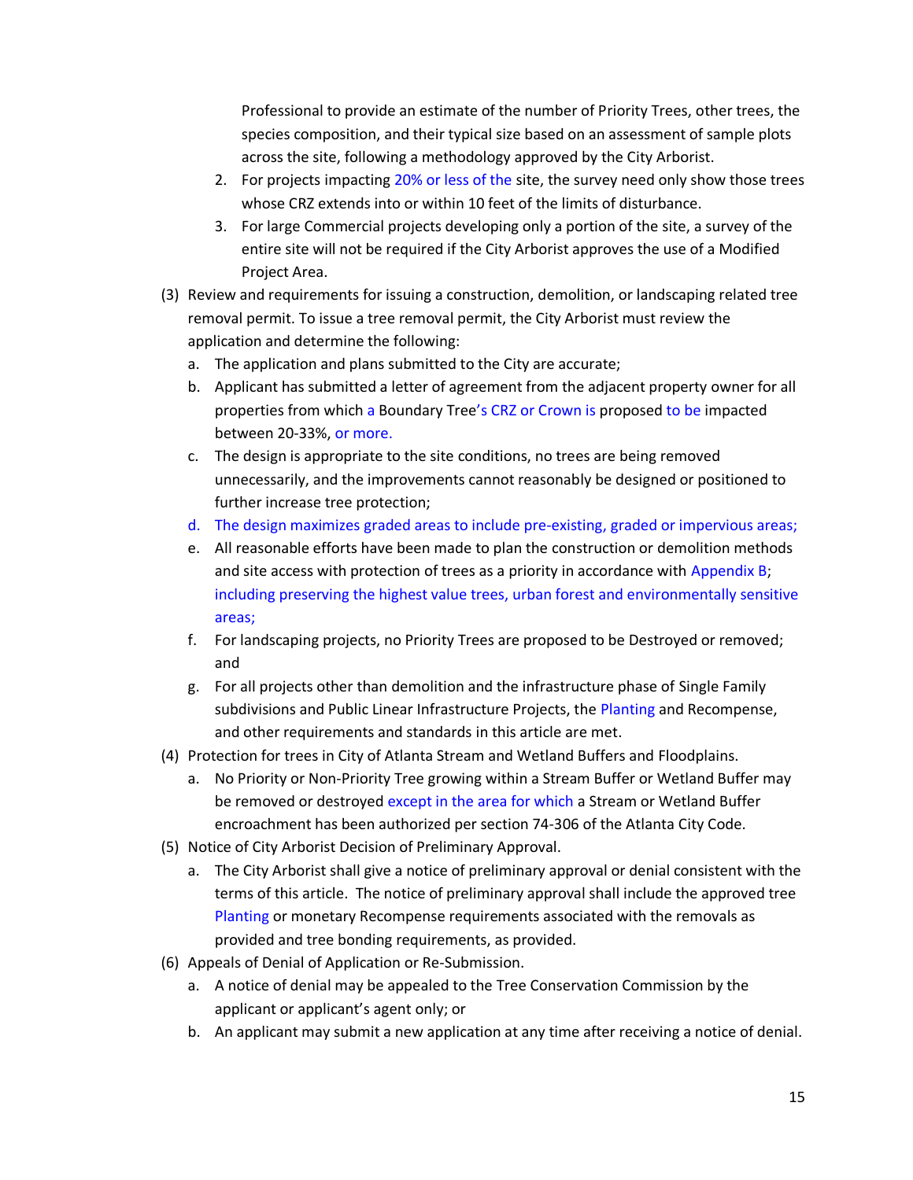Professional to provide an estimate of the number of Priority Trees, other trees, the species composition, and their typical size based on an assessment of sample plots across the site, following a methodology approved by the City Arborist.

2. For projects impacting 20% or less of the site, the survey need only show those trees whose CRZ extends into or within 10 feet of the limits of disturbance.
3. For large Commercial projects developing only a portion of the site, a survey of the entire site will not be required if the City Arborist approves the use of a Modified Project Area.

(3) Review and requirements for issuing a construction, demolition, or landscaping related tree removal permit. To issue a tree removal permit, the City Arborist must review the application and determine the following:

a. The application and plans submitted to the City are accurate;

b. Applicant has submitted a letter of agreement from the adjacent property owner for all properties from which a Boundary Tree's CRZ or Crown is proposed to be impacted between 20-33%, or more.

c. The design is appropriate to the site conditions, no trees are being removed unnecessarily, and the improvements cannot reasonably be designed or positioned to further increase tree protection;

d. The design maximizes graded areas to include pre-existing, graded or impervious areas;

e. All reasonable efforts have been made to plan the construction or demolition methods and site access with protection of trees as a priority in accordance with Appendix B; including preserving the highest value trees, urban forest and environmentally sensitive areas;

f. For landscaping projects, no Priority Trees are proposed to be Destroyed or removed; and

g. For all projects other than demolition and the infrastructure phase of Single Family subdivisions and Public Linear Infrastructure Projects, the Planting and Recompense, and other requirements and standards in this article are met.

(4) Protection for trees in City of Atlanta Stream and Wetland Buffers and Floodplains.

a. No Priority or Non-Priority Tree growing within a Stream Buffer or Wetland Buffer may be removed or destroyed except in the area for which a Stream or Wetland Buffer encroachment has been authorized per section 74-306 of the Atlanta City Code.

(5) Notice of City Arborist Decision of Preliminary Approval.

a. The City Arborist shall give a notice of preliminary approval or denial consistent with the terms of this article. The notice of preliminary approval shall include the approved tree Planting or monetary Recompense requirements associated with the removals as provided and tree bonding requirements, as provided.

(6) Appeals of Denial of Application or Re-Submission.

a. A notice of denial may be appealed to the Tree Conservation Commission by the applicant or applicant's agent only; or

b. An applicant may submit a new application at any time after receiving a notice of denial.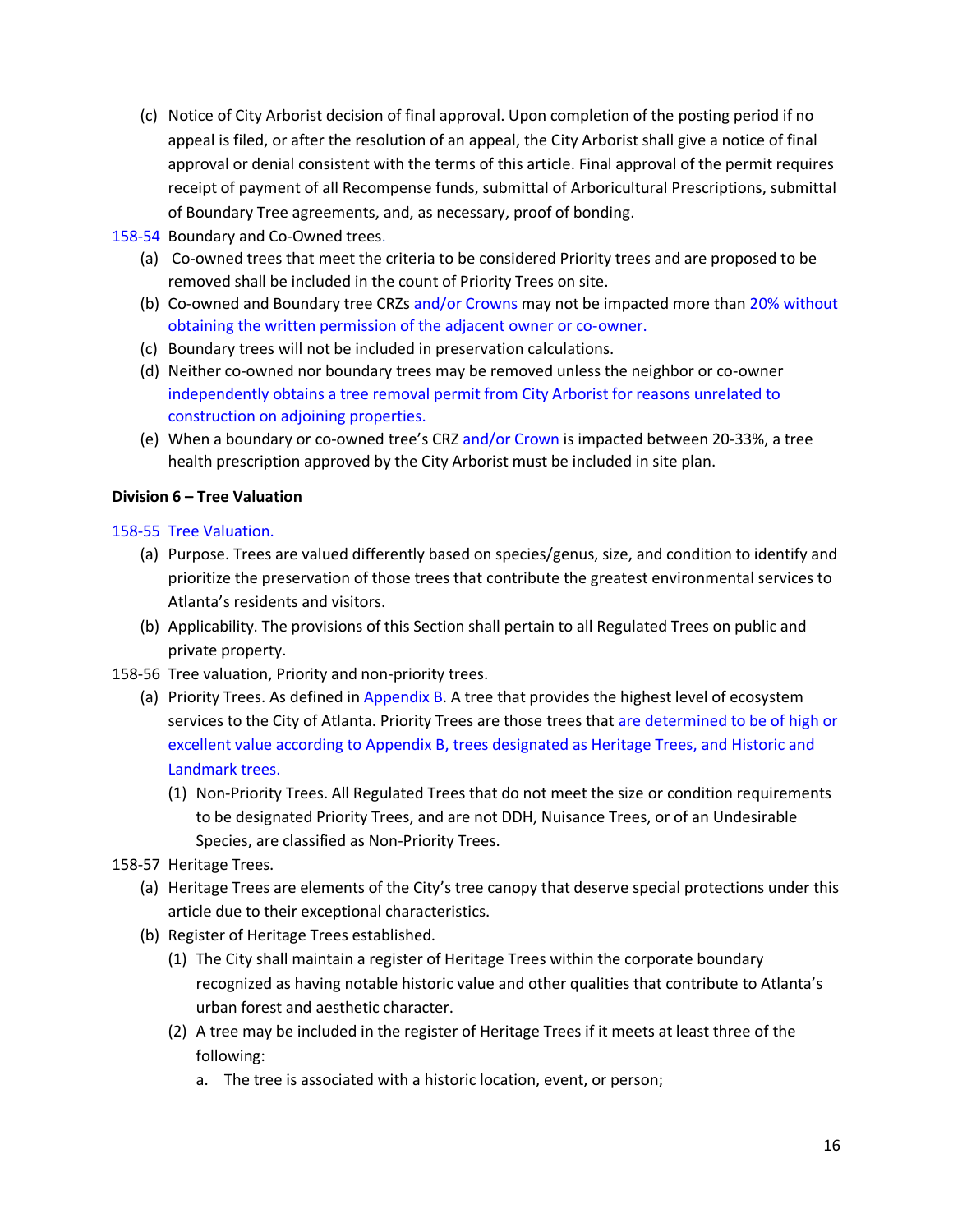(c) Notice of City Arborist decision of final approval. Upon completion of the posting period if no appeal is filed, or after the resolution of an appeal, the City Arborist shall give a notice of final approval or denial consistent with the terms of this article. Final approval of the permit requires receipt of payment of all Recompense funds, submittal of Arboricultural Prescriptions, submittal of Boundary Tree agreements, and, as necessary, proof of bonding.

158-54 Boundary and Co-Owned trees.

(a) Co-owned trees that meet the criteria to be considered Priority trees and are proposed to be removed shall be included in the count of Priority Trees on site.

(b) Co-owned and Boundary tree CRZs and/or Crowns may not be impacted more than 20% without obtaining the written permission of the adjacent owner or co-owner.

(c) Boundary trees will not be included in preservation calculations.

(d) Neither co-owned nor boundary trees may be removed unless the neighbor or co-owner independently obtains a tree removal permit from City Arborist for reasons unrelated to construction on adjoining properties.

(e) When a boundary or co-owned tree's CRZ and/or Crown is impacted between 20-33%, a tree health prescription approved by the City Arborist must be included in site plan.

**Division 6 – Tree Valuation**

158-55 Tree Valuation.

(a) Purpose. Trees are valued differently based on species/genus, size, and condition to identify and prioritize the preservation of those trees that contribute the greatest environmental services to Atlanta's residents and visitors.

(b) Applicability. The provisions of this Section shall pertain to all Regulated Trees on public and private property.

158-56 Tree valuation, Priority and non-priority trees.

(a) Priority Trees. As defined in Appendix B. A tree that provides the highest level of ecosystem services to the City of Atlanta. Priority Trees are those trees that are determined to be of high or excellent value according to Appendix B, trees designated as Heritage Trees, and Historic and Landmark trees.

(1) Non-Priority Trees. All Regulated Trees that do not meet the size or condition requirements to be designated Priority Trees, and are not DDH, Nuisance Trees, or of an Undesirable Species, are classified as Non-Priority Trees.

158-57 Heritage Trees.

(a) Heritage Trees are elements of the City's tree canopy that deserve special protections under this article due to their exceptional characteristics.

(b) Register of Heritage Trees established.

(1) The City shall maintain a register of Heritage Trees within the corporate boundary recognized as having notable historic value and other qualities that contribute to Atlanta's urban forest and aesthetic character.

(2) A tree may be included in the register of Heritage Trees if it meets at least three of the following:

a. The tree is associated with a historic location, event, or person;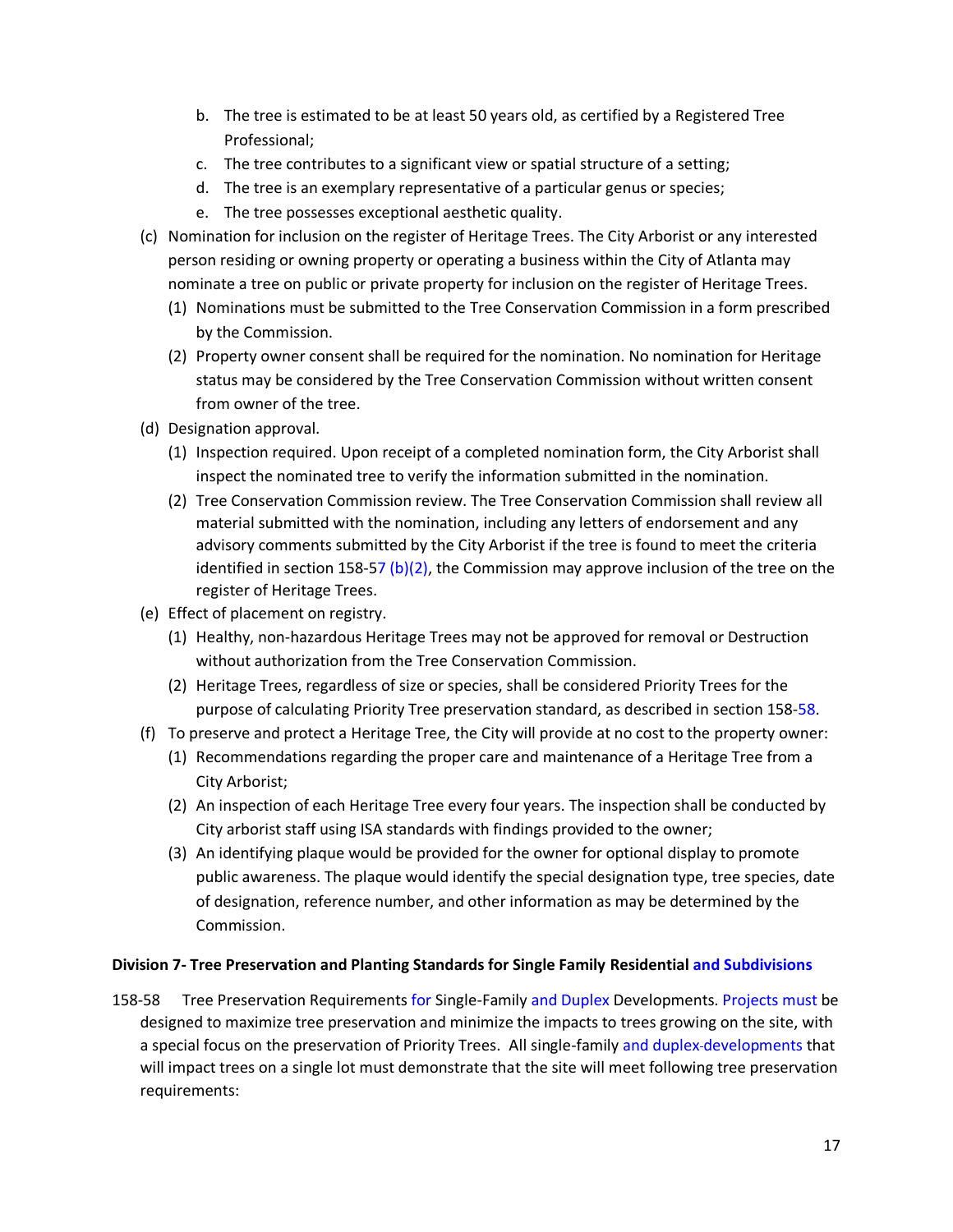b. The tree is estimated to be at least 50 years old, as certified by a Registered Tree Professional;
c. The tree contributes to a significant view or spatial structure of a setting;
d. The tree is an exemplary representative of a particular genus or species;
e. The tree possesses exceptional aesthetic quality.

(c) Nomination for inclusion on the register of Heritage Trees. The City Arborist or any interested person residing or owning property or operating a business within the City of Atlanta may nominate a tree on public or private property for inclusion on the register of Heritage Trees.
   (1) Nominations must be submitted to the Tree Conservation Commission in a form prescribed by the Commission.
   (2) Property owner consent shall be required for the nomination. No nomination for Heritage status may be considered by the Tree Conservation Commission without written consent from owner of the tree.

(d) Designation approval.
   (1) Inspection required. Upon receipt of a completed nomination form, the City Arborist shall inspect the nominated tree to verify the information submitted in the nomination.
   (2) Tree Conservation Commission review. The Tree Conservation Commission shall review all material submitted with the nomination, including any letters of endorsement and any advisory comments submitted by the City Arborist if the tree is found to meet the criteria identified in section 158-57 (b)(2), the Commission may approve inclusion of the tree on the register of Heritage Trees.

(e) Effect of placement on registry.
   (1) Healthy, non-hazardous Heritage Trees may not be approved for removal or Destruction without authorization from the Tree Conservation Commission.
   (2) Heritage Trees, regardless of size or species, shall be considered Priority Trees for the purpose of calculating Priority Tree preservation standard, as described in section 158-58.

(f) To preserve and protect a Heritage Tree, the City will provide at no cost to the property owner:
   (1) Recommendations regarding the proper care and maintenance of a Heritage Tree from a City Arborist;
   (2) An inspection of each Heritage Tree every four years. The inspection shall be conducted by City arborist staff using ISA standards with findings provided to the owner;
   (3) An identifying plaque would be provided for the owner for optional display to promote public awareness. The plaque would identify the special designation type, tree species, date of designation, reference number, and other information as may be determined by the Commission.

**Division 7- Tree Preservation and Planting Standards for Single Family Residential and Subdivisions**

158-58 Tree Preservation Requirements for Single-Family and Duplex Developments. Projects must be designed to maximize tree preservation and minimize the impacts to trees growing on the site, with a special focus on the preservation of Priority Trees. All single-family and duplex developments that will impact trees on a single lot must demonstrate that the site will meet following tree preservation requirements: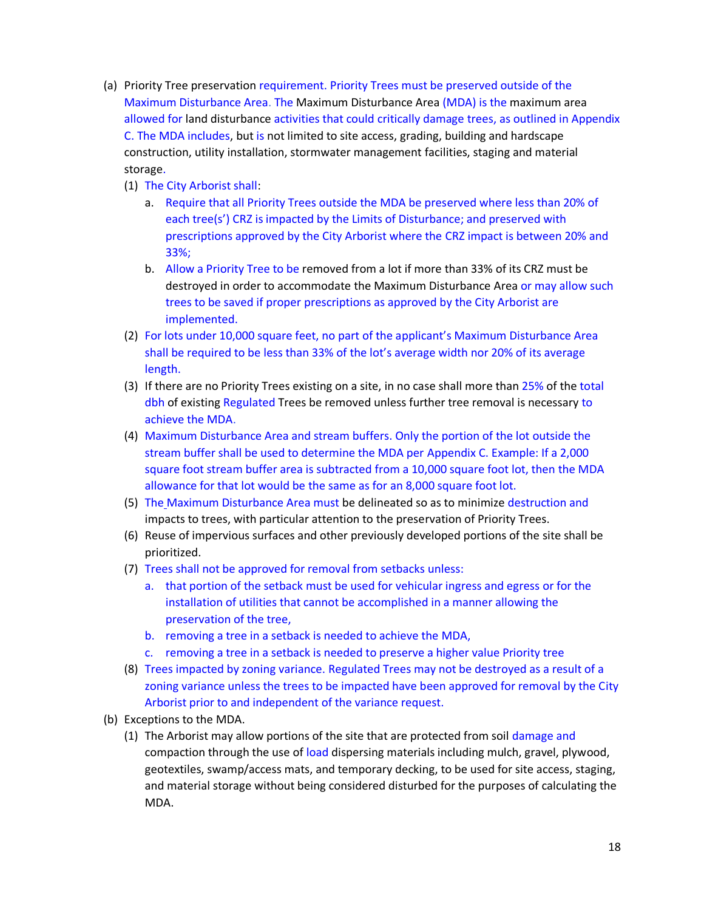(a) Priority Tree preservation requirement. Priority Trees must be preserved outside of the Maximum Disturbance Area. The Maximum Disturbance Area (MDA) is the maximum area allowed for land disturbance activities that could critically damage trees, as outlined in Appendix C. The MDA includes, but is not limited to site access, grading, building and hardscape construction, utility installation, stormwater management facilities, staging and material storage.

  (1) The City Arborist shall:

    a. Require that all Priority Trees outside the MDA be preserved where less than 20% of each tree(s') CRZ is impacted by the Limits of Disturbance; and preserved with prescriptions approved by the City Arborist where the CRZ impact is between 20% and 33%;

    b. Allow a Priority Tree to be removed from a lot if more than 33% of its CRZ must be destroyed in order to accommodate the Maximum Disturbance Area or may allow such trees to be saved if proper prescriptions as approved by the City Arborist are implemented.

  (2) For lots under 10,000 square feet, no part of the applicant's Maximum Disturbance Area shall be required to be less than 33% of the lot's average width nor 20% of its average length.

  (3) If there are no Priority Trees existing on a site, in no case shall more than 25% of the total dbh of existing Regulated Trees be removed unless further tree removal is necessary to achieve the MDA.

  (4) Maximum Disturbance Area and stream buffers. Only the portion of the lot outside the stream buffer shall be used to determine the MDA per Appendix C. Example: If a 2,000 square foot stream buffer area is subtracted from a 10,000 square foot lot, then the MDA allowance for that lot would be the same as for an 8,000 square foot lot.

  (5) The Maximum Disturbance Area must be delineated so as to minimize destruction and impacts to trees, with particular attention to the preservation of Priority Trees.

  (6) Reuse of impervious surfaces and other previously developed portions of the site shall be prioritized.

  (7) Trees shall not be approved for removal from setbacks unless:

    a. that portion of the setback must be used for vehicular ingress and egress or for the installation of utilities that cannot be accomplished in a manner allowing the preservation of the tree,

    b. removing a tree in a setback is needed to achieve the MDA,

    c. removing a tree in a setback is needed to preserve a higher value Priority tree

  (8) Trees impacted by zoning variance. Regulated Trees may not be destroyed as a result of a zoning variance unless the trees to be impacted have been approved for removal by the City Arborist prior to and independent of the variance request.

(b) Exceptions to the MDA.

  (1) The Arborist may allow portions of the site that are protected from soil damage and compaction through the use of load dispersing materials including mulch, gravel, plywood, geotextiles, swamp/access mats, and temporary decking, to be used for site access, staging, and material storage without being considered disturbed for the purposes of calculating the MDA.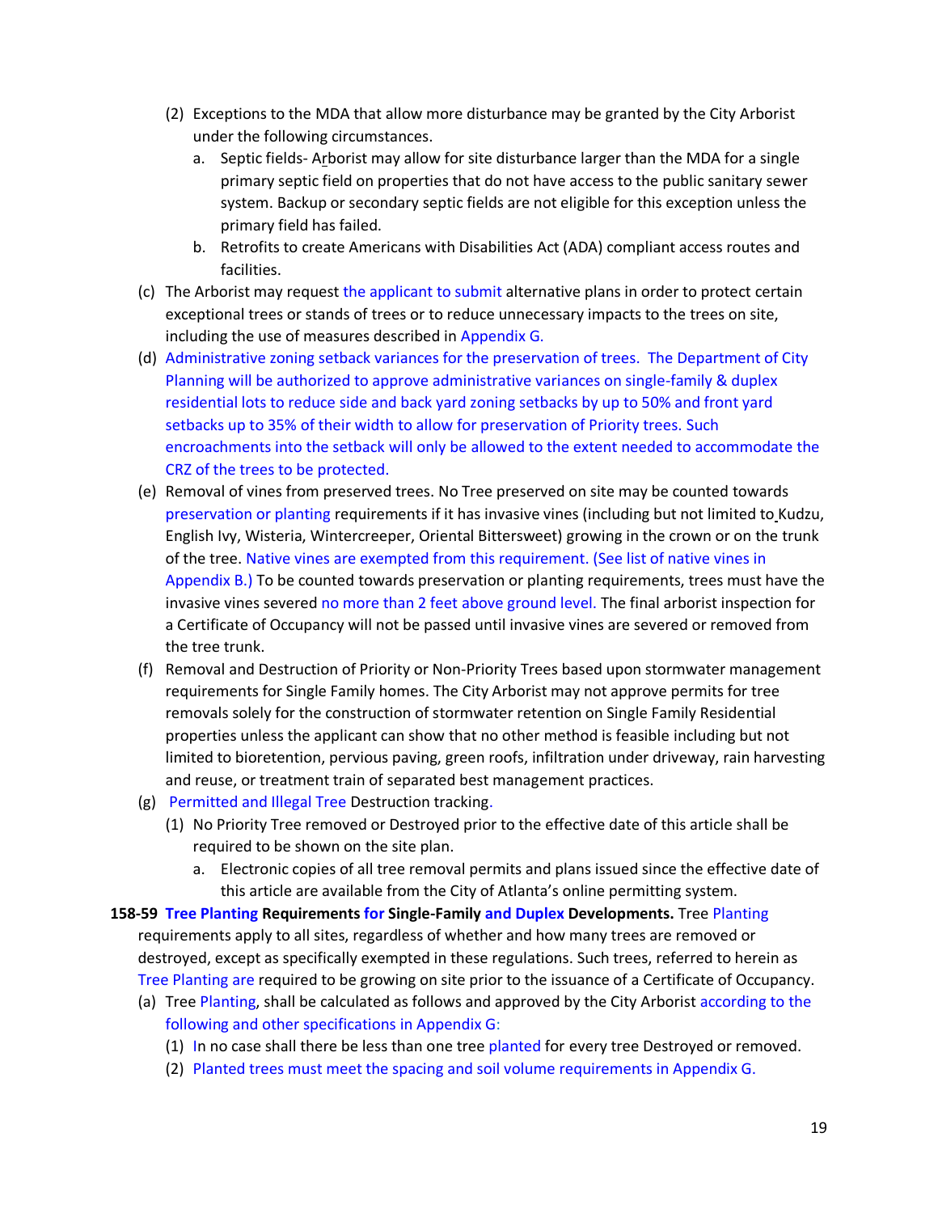(2) Exceptions to the MDA that allow more disturbance may be granted by the City Arborist under the following circumstances.

a. Septic fields- Arborist may allow for site disturbance larger than the MDA for a single primary septic field on properties that do not have access to the public sanitary sewer system. Backup or secondary septic fields are not eligible for this exception unless the primary field has failed.

b. Retrofits to create Americans with Disabilities Act (ADA) compliant access routes and facilities.

(c) The Arborist may request the applicant to submit alternative plans in order to protect certain exceptional trees or stands of trees or to reduce unnecessary impacts to the trees on site, including the use of measures described in Appendix G.

(d) Administrative zoning setback variances for the preservation of trees. The Department of City Planning will be authorized to approve administrative variances on single-family & duplex residential lots to reduce side and back yard zoning setbacks by up to 50% and front yard setbacks up to 35% of their width to allow for preservation of Priority trees. Such encroachments into the setback will only be allowed to the extent needed to accommodate the CRZ of the trees to be protected.

(e) Removal of vines from preserved trees. No Tree preserved on site may be counted towards preservation or planting requirements if it has invasive vines (including but not limited to Kudzu, English Ivy, Wisteria, Wintercreeper, Oriental Bittersweet) growing in the crown or on the trunk of the tree. Native vines are exempted from this requirement. (See list of native vines in Appendix B.) To be counted towards preservation or planting requirements, trees must have the invasive vines severed no more than 2 feet above ground level. The final arborist inspection for a Certificate of Occupancy will not be passed until invasive vines are severed or removed from the tree trunk.

(f) Removal and Destruction of Priority or Non-Priority Trees based upon stormwater management requirements for Single Family homes. The City Arborist may not approve permits for tree removals solely for the construction of stormwater retention on Single Family Residential properties unless the applicant can show that no other method is feasible including but not limited to bioretention, pervious paving, green roofs, infiltration under driveway, rain harvesting and reuse, or treatment train of separated best management practices.

(g) Permitted and Illegal Tree Destruction tracking.

(1) No Priority Tree removed or Destroyed prior to the effective date of this article shall be required to be shown on the site plan.

a. Electronic copies of all tree removal permits and plans issued since the effective date of this article are available from the City of Atlanta's online permitting system.

**158-59 Tree Planting Requirements for Single-Family and Duplex Developments.** Tree Planting requirements apply to all sites, regardless of whether and how many trees are removed or destroyed, except as specifically exempted in these regulations. Such trees, referred to herein as Tree Planting are required to be growing on site prior to the issuance of a Certificate of Occupancy.

(a) Tree Planting, shall be calculated as follows and approved by the City Arborist according to the following and other specifications in Appendix G:

(1) In no case shall there be less than one tree planted for every tree Destroyed or removed.

(2) Planted trees must meet the spacing and soil volume requirements in Appendix G.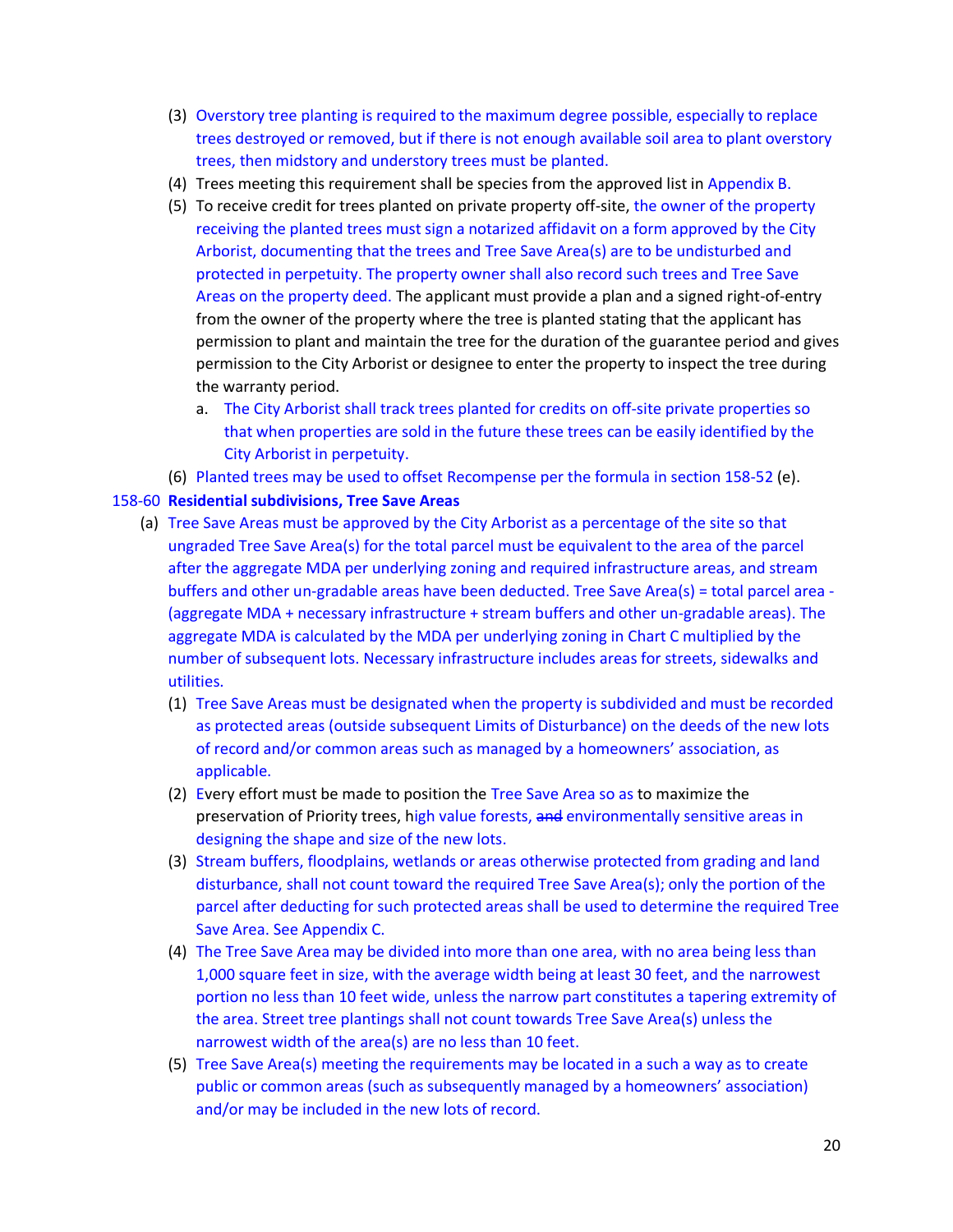(3) Overstory tree planting is required to the maximum degree possible, especially to replace trees destroyed or removed, but if there is not enough available soil area to plant overstory trees, then midstory and understory trees must be planted.

(4) Trees meeting this requirement shall be species from the approved list in Appendix B.

(5) To receive credit for trees planted on private property off-site, the owner of the property receiving the planted trees must sign a notarized affidavit on a form approved by the City Arborist, documenting that the trees and Tree Save Area(s) are to be undisturbed and protected in perpetuity. The property owner shall also record such trees and Tree Save Areas on the property deed. The applicant must provide a plan and a signed right-of-entry from the owner of the property where the tree is planted stating that the applicant has permission to plant and maintain the tree for the duration of the guarantee period and gives permission to the City Arborist or designee to enter the property to inspect the tree during the warranty period.

  a. The City Arborist shall track trees planted for credits on off-site private properties so that when properties are sold in the future these trees can be easily identified by the City Arborist in perpetuity.

(6) Planted trees may be used to offset Recompense per the formula in section 158-52 (e).

**158-60 Residential subdivisions, Tree Save Areas**

(a) Tree Save Areas must be approved by the City Arborist as a percentage of the site so that ungraded Tree Save Area(s) for the total parcel must be equivalent to the area of the parcel after the aggregate MDA per underlying zoning and required infrastructure areas, and stream buffers and other un-gradable areas have been deducted. Tree Save Area(s) = total parcel area - (aggregate MDA + necessary infrastructure + stream buffers and other un-gradable areas). The aggregate MDA is calculated by the MDA per underlying zoning in Chart C multiplied by the number of subsequent lots. Necessary infrastructure includes areas for streets, sidewalks and utilities.

  (1) Tree Save Areas must be designated when the property is subdivided and must be recorded as protected areas (outside subsequent Limits of Disturbance) on the deeds of the new lots of record and/or common areas such as managed by a homeowners' association, as applicable.

  (2) Every effort must be made to position the Tree Save Area so as to maximize the preservation of Priority trees, high value forests, ~~and~~ environmentally sensitive areas in designing the shape and size of the new lots.

  (3) Stream buffers, floodplains, wetlands or areas otherwise protected from grading and land disturbance, shall not count toward the required Tree Save Area(s); only the portion of the parcel after deducting for such protected areas shall be used to determine the required Tree Save Area. See Appendix C.

  (4) The Tree Save Area may be divided into more than one area, with no area being less than 1,000 square feet in size, with the average width being at least 30 feet, and the narrowest portion no less than 10 feet wide, unless the narrow part constitutes a tapering extremity of the area. Street tree plantings shall not count towards Tree Save Area(s) unless the narrowest width of the area(s) are no less than 10 feet.

  (5) Tree Save Area(s) meeting the requirements may be located in a such a way as to create public or common areas (such as subsequently managed by a homeowners' association) and/or may be included in the new lots of record.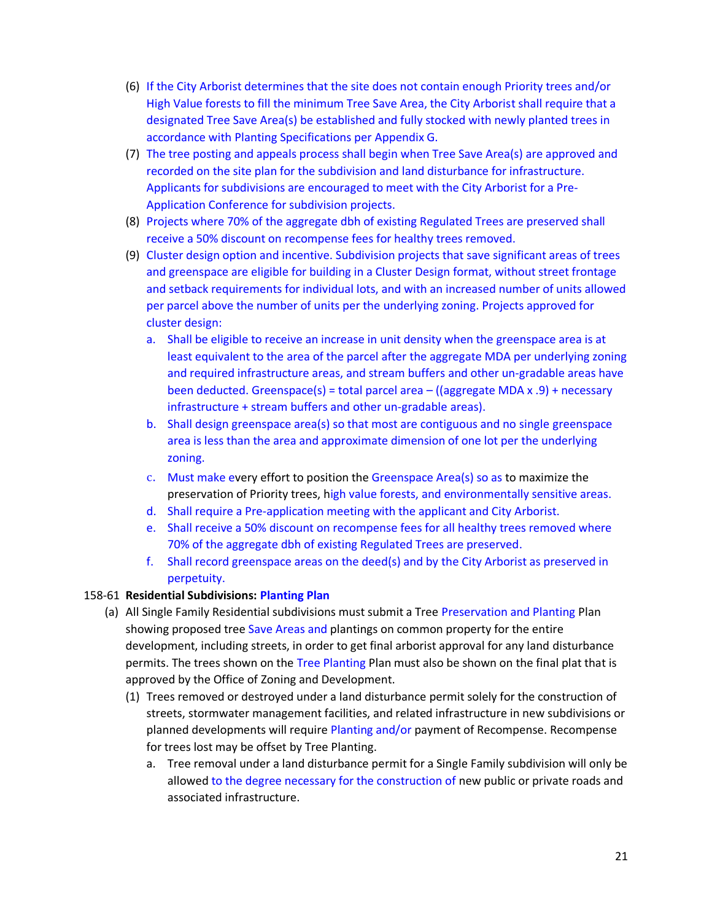(6) If the City Arborist determines that the site does not contain enough Priority trees and/or High Value forests to fill the minimum Tree Save Area, the City Arborist shall require that a designated Tree Save Area(s) be established and fully stocked with newly planted trees in accordance with Planting Specifications per Appendix G.

(7) The tree posting and appeals process shall begin when Tree Save Area(s) are approved and recorded on the site plan for the subdivision and land disturbance for infrastructure. Applicants for subdivisions are encouraged to meet with the City Arborist for a Pre-Application Conference for subdivision projects.

(8) Projects where 70% of the aggregate dbh of existing Regulated Trees are preserved shall receive a 50% discount on recompense fees for healthy trees removed.

(9) Cluster design option and incentive. Subdivision projects that save significant areas of trees and greenspace are eligible for building in a Cluster Design format, without street frontage and setback requirements for individual lots, and with an increased number of units allowed per parcel above the number of units per the underlying zoning. Projects approved for cluster design:

   a. Shall be eligible to receive an increase in unit density when the greenspace area is at least equivalent to the area of the parcel after the aggregate MDA per underlying zoning and required infrastructure areas, and stream buffers and other un-gradable areas have been deducted. Greenspace(s) = total parcel area – ((aggregate MDA x .9) + necessary infrastructure + stream buffers and other un-gradable areas).

   b. Shall design greenspace area(s) so that most are contiguous and no single greenspace area is less than the area and approximate dimension of one lot per the underlying zoning.

   c. Must make every effort to position the Greenspace Area(s) so as to maximize the preservation of Priority trees, high value forests, and environmentally sensitive areas.

   d. Shall require a Pre-application meeting with the applicant and City Arborist.

   e. Shall receive a 50% discount on recompense fees for all healthy trees removed where 70% of the aggregate dbh of existing Regulated Trees are preserved.

   f. Shall record greenspace areas on the deed(s) and by the City Arborist as preserved in perpetuity.

**158-61 Residential Subdivisions: Planting Plan**

(a) All Single Family Residential subdivisions must submit a Tree Preservation and Planting Plan showing proposed tree Save Areas and plantings on common property for the entire development, including streets, in order to get final arborist approval for any land disturbance permits. The trees shown on the Tree Planting Plan must also be shown on the final plat that is approved by the Office of Zoning and Development.

   (1) Trees removed or destroyed under a land disturbance permit solely for the construction of streets, stormwater management facilities, and related infrastructure in new subdivisions or planned developments will require Planting and/or payment of Recompense. Recompense for trees lost may be offset by Tree Planting.

      a. Tree removal under a land disturbance permit for a Single Family subdivision will only be allowed to the degree necessary for the construction of new public or private roads and associated infrastructure.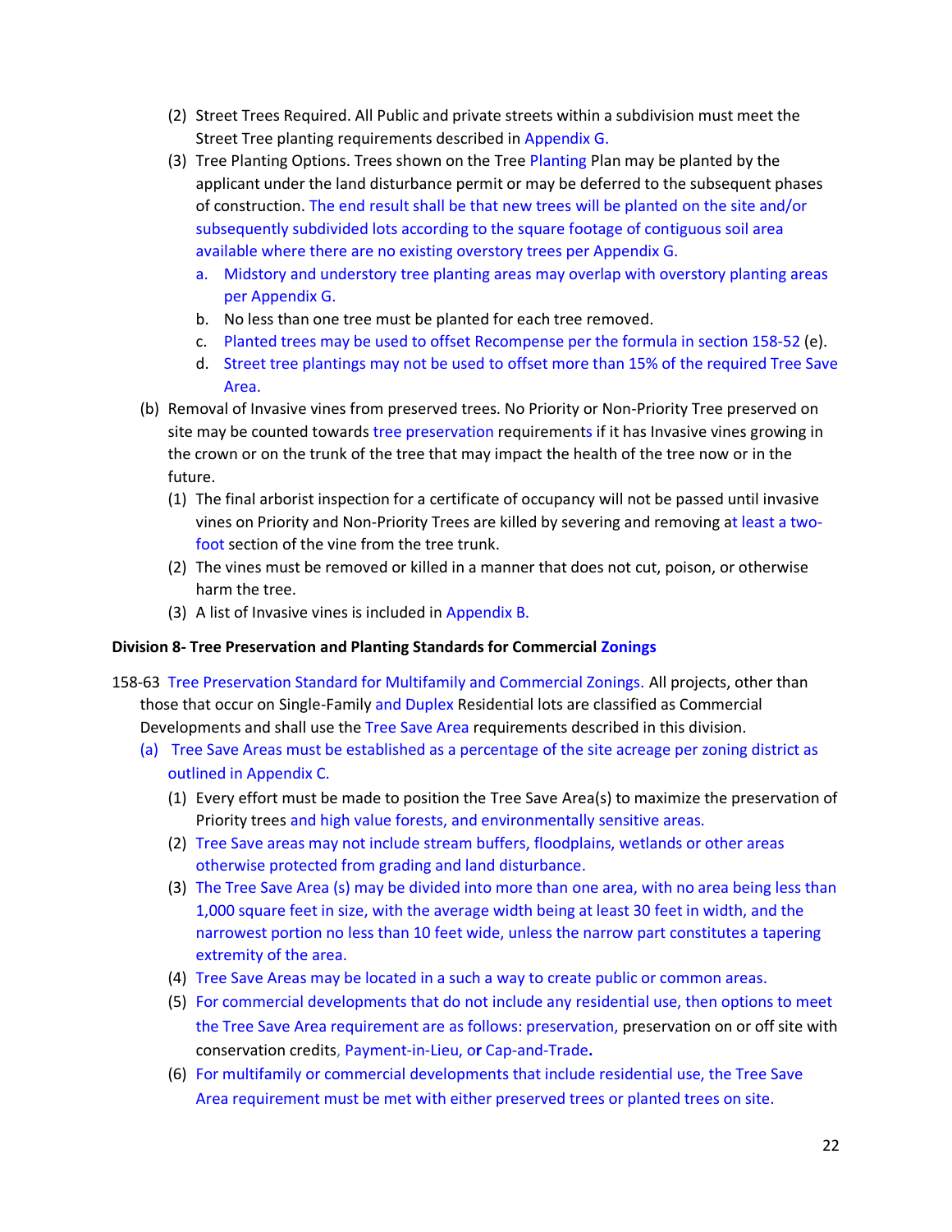(2) Street Trees Required. All Public and private streets within a subdivision must meet the Street Tree planting requirements described in Appendix G.

(3) Tree Planting Options. Trees shown on the Tree Planting Plan may be planted by the applicant under the land disturbance permit or may be deferred to the subsequent phases of construction. The end result shall be that new trees will be planted on the site and/or subsequently subdivided lots according to the square footage of contiguous soil area available where there are no existing overstory trees per Appendix G.

   a. Midstory and understory tree planting areas may overlap with overstory planting areas per Appendix G.
   
   b. No less than one tree must be planted for each tree removed.
   
   c. Planted trees may be used to offset Recompense per the formula in section 158-52 (e).
   
   d. Street tree plantings may not be used to offset more than 15% of the required Tree Save Area.

(b) Removal of Invasive vines from preserved trees. No Priority or Non-Priority Tree preserved on site may be counted towards tree preservation requirements if it has Invasive vines growing in the crown or on the trunk of the tree that may impact the health of the tree now or in the future.

(1) The final arborist inspection for a certificate of occupancy will not be passed until invasive vines on Priority and Non-Priority Trees are killed by severing and removing at least a two-foot section of the vine from the tree trunk.

(2) The vines must be removed or killed in a manner that does not cut, poison, or otherwise harm the tree.

(3) A list of Invasive vines is included in Appendix B.

**Division 8- Tree Preservation and Planting Standards for Commercial Zonings**

158-63 Tree Preservation Standard for Multifamily and Commercial Zonings. All projects, other than those that occur on Single-Family and Duplex Residential lots are classified as Commercial Developments and shall use the Tree Save Area requirements described in this division.

(a) Tree Save Areas must be established as a percentage of the site acreage per zoning district as outlined in Appendix C.

(1) Every effort must be made to position the Tree Save Area(s) to maximize the preservation of Priority trees and high value forests, and environmentally sensitive areas.

(2) Tree Save areas may not include stream buffers, floodplains, wetlands or other areas otherwise protected from grading and land disturbance.

(3) The Tree Save Area (s) may be divided into more than one area, with no area being less than 1,000 square feet in size, with the average width being at least 30 feet in width, and the narrowest portion no less than 10 feet wide, unless the narrow part constitutes a tapering extremity of the area.

(4) Tree Save Areas may be located in a such a way to create public or common areas.

(5) For commercial developments that do not include any residential use, then options to meet the Tree Save Area requirement are as follows: preservation, preservation on or off site with conservation credits, Payment-in-Lieu, or Cap-and-Trade**.**

(6) For multifamily or commercial developments that include residential use, the Tree Save Area requirement must be met with either preserved trees or planted trees on site.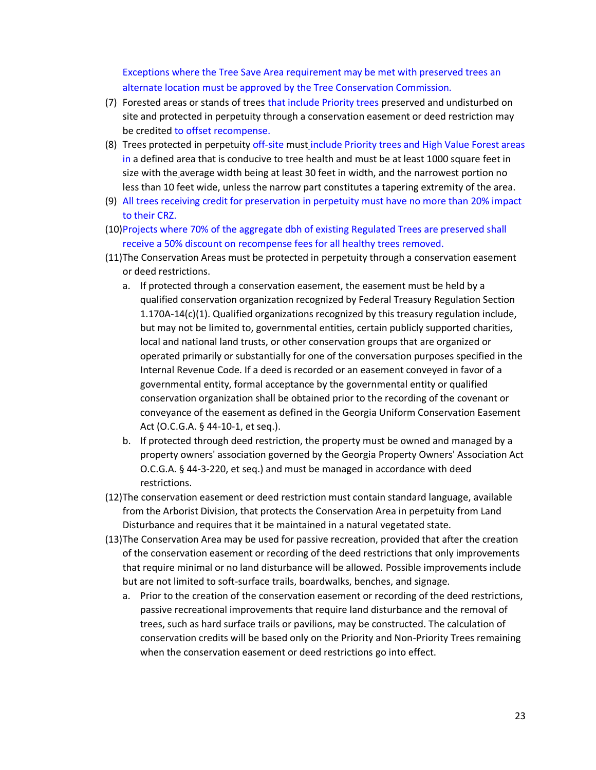Exceptions where the Tree Save Area requirement may be met with preserved trees an alternate location must be approved by the Tree Conservation Commission.

(7) Forested areas or stands of trees that include Priority trees preserved and undisturbed on site and protected in perpetuity through a conservation easement or deed restriction may be credited to offset recompense.

(8) Trees protected in perpetuity off-site must include Priority trees and High Value Forest areas in a defined area that is conducive to tree health and must be at least 1000 square feet in size with the average width being at least 30 feet in width, and the narrowest portion no less than 10 feet wide, unless the narrow part constitutes a tapering extremity of the area.

(9) All trees receiving credit for preservation in perpetuity must have no more than 20% impact to their CRZ.

(10) Projects where 70% of the aggregate dbh of existing Regulated Trees are preserved shall receive a 50% discount on recompense fees for all healthy trees removed.

(11) The Conservation Areas must be protected in perpetuity through a conservation easement or deed restrictions.

   a. If protected through a conservation easement, the easement must be held by a qualified conservation organization recognized by Federal Treasury Regulation Section 1.170A-14(c)(1). Qualified organizations recognized by this treasury regulation include, but may not be limited to, governmental entities, certain publicly supported charities, local and national land trusts, or other conservation groups that are organized or operated primarily or substantially for one of the conversation purposes specified in the Internal Revenue Code. If a deed is recorded or an easement conveyed in favor of a governmental entity, formal acceptance by the governmental entity or qualified conservation organization shall be obtained prior to the recording of the covenant or conveyance of the easement as defined in the Georgia Uniform Conservation Easement Act (O.C.G.A. § 44-10-1, et seq.).

   b. If protected through deed restriction, the property must be owned and managed by a property owners' association governed by the Georgia Property Owners' Association Act O.C.G.A. § 44-3-220, et seq.) and must be managed in accordance with deed restrictions.

(12) The conservation easement or deed restriction must contain standard language, available from the Arborist Division, that protects the Conservation Area in perpetuity from Land Disturbance and requires that it be maintained in a natural vegetated state.

(13) The Conservation Area may be used for passive recreation, provided that after the creation of the conservation easement or recording of the deed restrictions that only improvements that require minimal or no land disturbance will be allowed. Possible improvements include but are not limited to soft-surface trails, boardwalks, benches, and signage.

   a. Prior to the creation of the conservation easement or recording of the deed restrictions, passive recreational improvements that require land disturbance and the removal of trees, such as hard surface trails or pavilions, may be constructed. The calculation of conservation credits will be based only on the Priority and Non-Priority Trees remaining when the conservation easement or deed restrictions go into effect.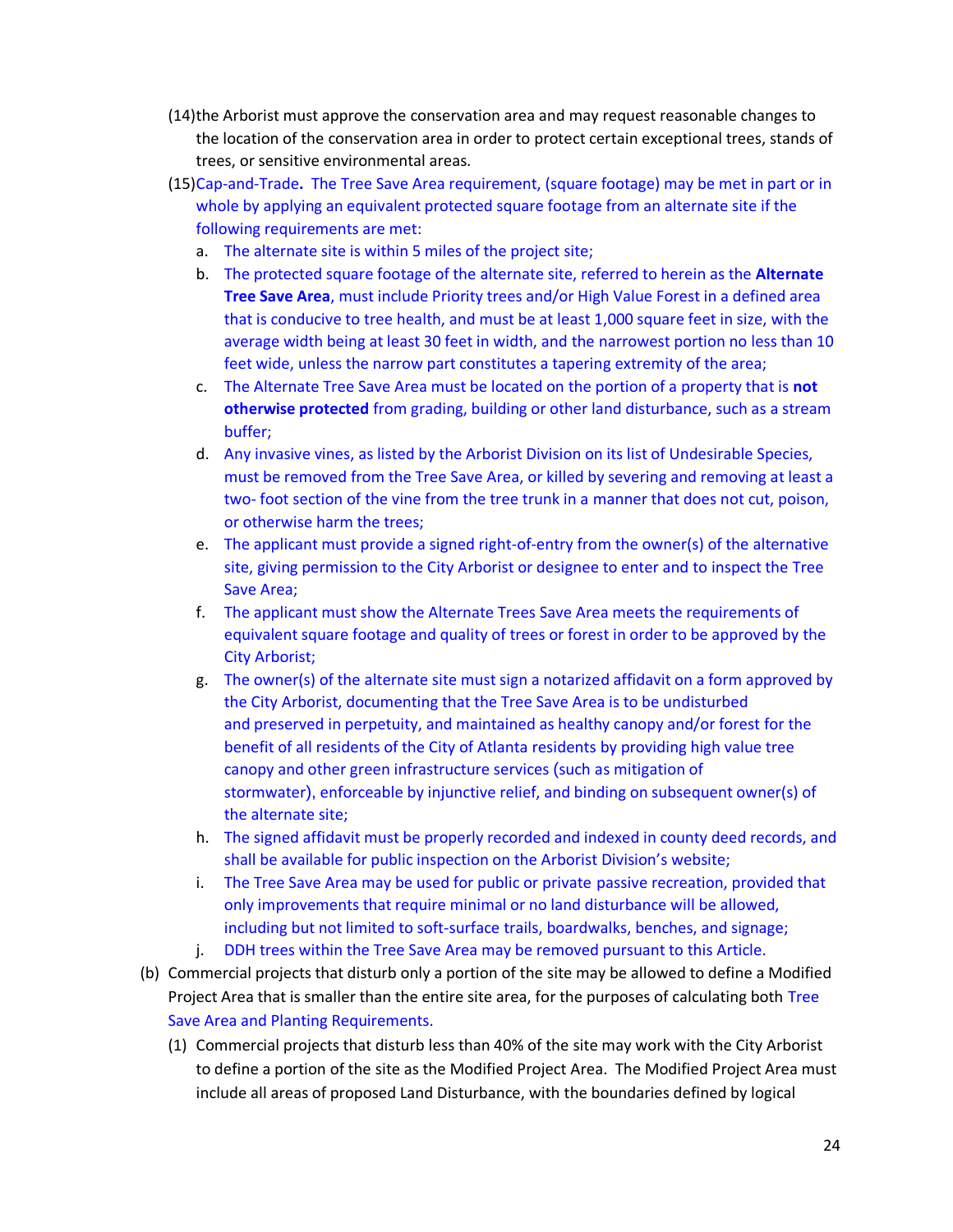(14) the Arborist must approve the conservation area and may request reasonable changes to the location of the conservation area in order to protect certain exceptional trees, stands of trees, or sensitive environmental areas.

(15) Cap-and-Trade**.** The Tree Save Area requirement, (square footage) may be met in part or in whole by applying an equivalent protected square footage from an alternate site if the following requirements are met:

a. The alternate site is within 5 miles of the project site;

b. The protected square footage of the alternate site, referred to herein as the **Alternate Tree Save Area**, must include Priority trees and/or High Value Forest in a defined area that is conducive to tree health, and must be at least 1,000 square feet in size, with the average width being at least 30 feet in width, and the narrowest portion no less than 10 feet wide, unless the narrow part constitutes a tapering extremity of the area;

c. The Alternate Tree Save Area must be located on the portion of a property that is **not otherwise protected** from grading, building or other land disturbance, such as a stream buffer;

d. Any invasive vines, as listed by the Arborist Division on its list of Undesirable Species, must be removed from the Tree Save Area, or killed by severing and removing at least a two- foot section of the vine from the tree trunk in a manner that does not cut, poison, or otherwise harm the trees;

e. The applicant must provide a signed right-of-entry from the owner(s) of the alternative site, giving permission to the City Arborist or designee to enter and to inspect the Tree Save Area;

f. The applicant must show the Alternate Trees Save Area meets the requirements of equivalent square footage and quality of trees or forest in order to be approved by the City Arborist;

g. The owner(s) of the alternate site must sign a notarized affidavit on a form approved by the City Arborist, documenting that the Tree Save Area is to be undisturbed and preserved in perpetuity, and maintained as healthy canopy and/or forest for the benefit of all residents of the City of Atlanta residents by providing high value tree canopy and other green infrastructure services (such as mitigation of stormwater), enforceable by injunctive relief, and binding on subsequent owner(s) of the alternate site;

h. The signed affidavit must be properly recorded and indexed in county deed records, and shall be available for public inspection on the Arborist Division's website;

i. The Tree Save Area may be used for public or private passive recreation, provided that only improvements that require minimal or no land disturbance will be allowed, including but not limited to soft-surface trails, boardwalks, benches, and signage;

j. DDH trees within the Tree Save Area may be removed pursuant to this Article.

(b) Commercial projects that disturb only a portion of the site may be allowed to define a Modified Project Area that is smaller than the entire site area, for the purposes of calculating both Tree Save Area and Planting Requirements.

(1) Commercial projects that disturb less than 40% of the site may work with the City Arborist to define a portion of the site as the Modified Project Area. The Modified Project Area must include all areas of proposed Land Disturbance, with the boundaries defined by logical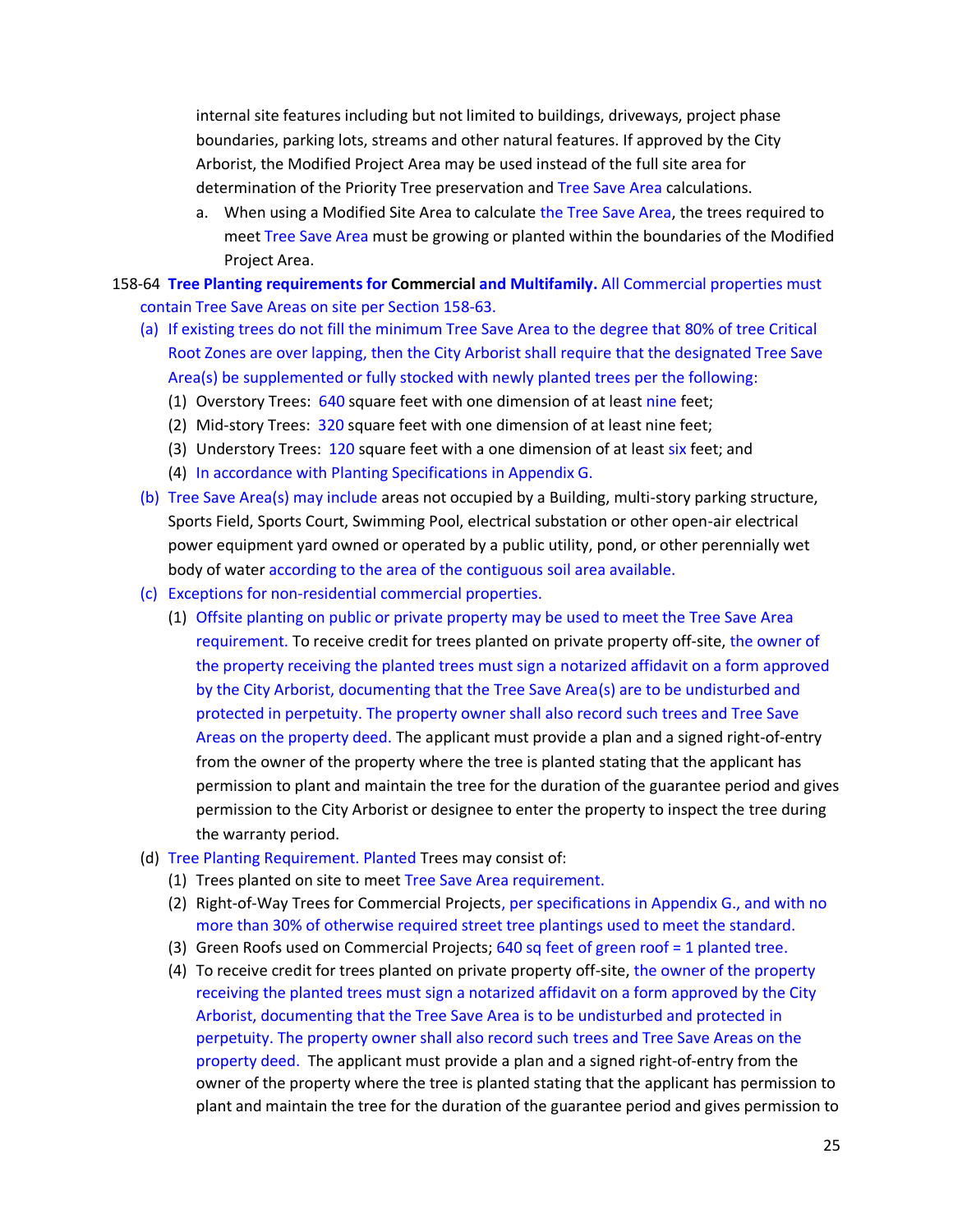internal site features including but not limited to buildings, driveways, project phase boundaries, parking lots, streams and other natural features. If approved by the City Arborist, the Modified Project Area may be used instead of the full site area for determination of the Priority Tree preservation and Tree Save Area calculations.

a. When using a Modified Site Area to calculate the Tree Save Area, the trees required to meet Tree Save Area must be growing or planted within the boundaries of the Modified Project Area.

158-64 **Tree Planting requirements for Commercial and Multifamily.** All Commercial properties must contain Tree Save Areas on site per Section 158-63.

(a) If existing trees do not fill the minimum Tree Save Area to the degree that 80% of tree Critical Root Zones are over lapping, then the City Arborist shall require that the designated Tree Save Area(s) be supplemented or fully stocked with newly planted trees per the following:

(1) Overstory Trees: 640 square feet with one dimension of at least nine feet;

(2) Mid-story Trees: 320 square feet with one dimension of at least nine feet;

(3) Understory Trees: 120 square feet with a one dimension of at least six feet; and

(4) In accordance with Planting Specifications in Appendix G.

(b) Tree Save Area(s) may include areas not occupied by a Building, multi-story parking structure, Sports Field, Sports Court, Swimming Pool, electrical substation or other open-air electrical power equipment yard owned or operated by a public utility, pond, or other perennially wet body of water according to the area of the contiguous soil area available.

(c) Exceptions for non-residential commercial properties.

(1) Offsite planting on public or private property may be used to meet the Tree Save Area requirement. To receive credit for trees planted on private property off-site, the owner of the property receiving the planted trees must sign a notarized affidavit on a form approved by the City Arborist, documenting that the Tree Save Area(s) are to be undisturbed and protected in perpetuity. The property owner shall also record such trees and Tree Save Areas on the property deed. The applicant must provide a plan and a signed right-of-entry from the owner of the property where the tree is planted stating that the applicant has permission to plant and maintain the tree for the duration of the guarantee period and gives permission to the City Arborist or designee to enter the property to inspect the tree during the warranty period.

(d) Tree Planting Requirement. Planted Trees may consist of:

(1) Trees planted on site to meet Tree Save Area requirement.

(2) Right-of-Way Trees for Commercial Projects, per specifications in Appendix G., and with no more than 30% of otherwise required street tree plantings used to meet the standard.

(3) Green Roofs used on Commercial Projects; 640 sq feet of green roof = 1 planted tree.

(4) To receive credit for trees planted on private property off-site, the owner of the property receiving the planted trees must sign a notarized affidavit on a form approved by the City Arborist, documenting that the Tree Save Area is to be undisturbed and protected in perpetuity. The property owner shall also record such trees and Tree Save Areas on the property deed. The applicant must provide a plan and a signed right-of-entry from the owner of the property where the tree is planted stating that the applicant has permission to plant and maintain the tree for the duration of the guarantee period and gives permission to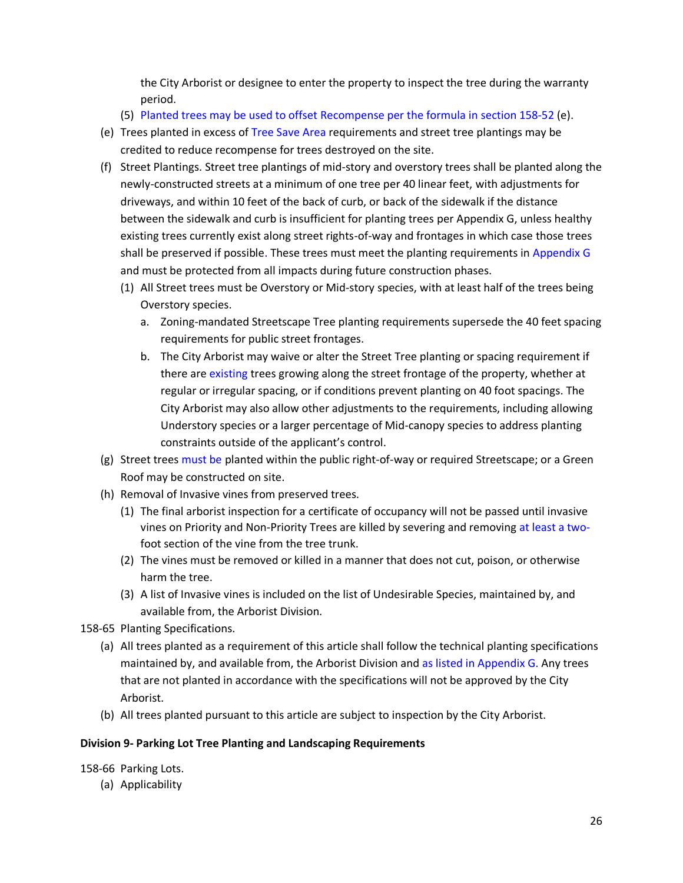the City Arborist or designee to enter the property to inspect the tree during the warranty period.

(5) Planted trees may be used to offset Recompense per the formula in section 158-52 (e).

(e) Trees planted in excess of Tree Save Area requirements and street tree plantings may be credited to reduce recompense for trees destroyed on the site.

(f) Street Plantings. Street tree plantings of mid-story and overstory trees shall be planted along the newly-constructed streets at a minimum of one tree per 40 linear feet, with adjustments for driveways, and within 10 feet of the back of curb, or back of the sidewalk if the distance between the sidewalk and curb is insufficient for planting trees per Appendix G, unless healthy existing trees currently exist along street rights-of-way and frontages in which case those trees shall be preserved if possible. These trees must meet the planting requirements in Appendix G and must be protected from all impacts during future construction phases.

  (1) All Street trees must be Overstory or Mid-story species, with at least half of the trees being Overstory species.

    a. Zoning-mandated Streetscape Tree planting requirements supersede the 40 feet spacing requirements for public street frontages.

    b. The City Arborist may waive or alter the Street Tree planting or spacing requirement if there are existing trees growing along the street frontage of the property, whether at regular or irregular spacing, or if conditions prevent planting on 40 foot spacings. The City Arborist may also allow other adjustments to the requirements, including allowing Understory species or a larger percentage of Mid-canopy species to address planting constraints outside of the applicant's control.

(g) Street trees must be planted within the public right-of-way or required Streetscape; or a Green Roof may be constructed on site.

(h) Removal of Invasive vines from preserved trees.

  (1) The final arborist inspection for a certificate of occupancy will not be passed until invasive vines on Priority and Non-Priority Trees are killed by severing and removing at least a two-foot section of the vine from the tree trunk.

  (2) The vines must be removed or killed in a manner that does not cut, poison, or otherwise harm the tree.

  (3) A list of Invasive vines is included on the list of Undesirable Species, maintained by, and available from, the Arborist Division.

158-65 Planting Specifications.

(a) All trees planted as a requirement of this article shall follow the technical planting specifications maintained by, and available from, the Arborist Division and as listed in Appendix G. Any trees that are not planted in accordance with the specifications will not be approved by the City Arborist.

(b) All trees planted pursuant to this article are subject to inspection by the City Arborist.

**Division 9- Parking Lot Tree Planting and Landscaping Requirements**

158-66 Parking Lots.

(a) Applicability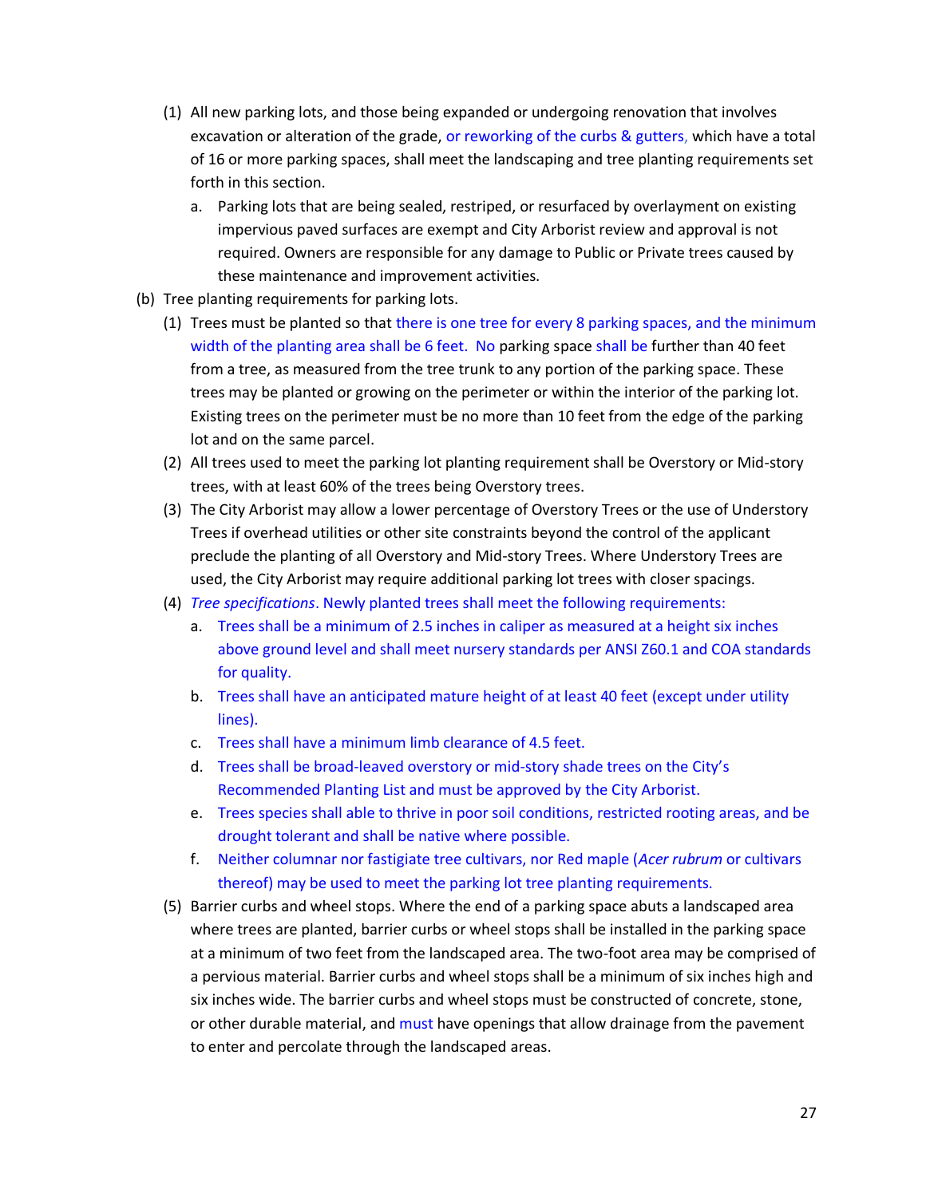(1) All new parking lots, and those being expanded or undergoing renovation that involves excavation or alteration of the grade, or reworking of the curbs & gutters, which have a total of 16 or more parking spaces, shall meet the landscaping and tree planting requirements set forth in this section.

   a. Parking lots that are being sealed, restriped, or resurfaced by overlayment on existing impervious paved surfaces are exempt and City Arborist review and approval is not required. Owners are responsible for any damage to Public or Private trees caused by these maintenance and improvement activities.

(b) Tree planting requirements for parking lots.

   (1) Trees must be planted so that there is one tree for every 8 parking spaces, and the minimum width of the planting area shall be 6 feet. No parking space shall be further than 40 feet from a tree, as measured from the tree trunk to any portion of the parking space. These trees may be planted or growing on the perimeter or within the interior of the parking lot. Existing trees on the perimeter must be no more than 10 feet from the edge of the parking lot and on the same parcel.

   (2) All trees used to meet the parking lot planting requirement shall be Overstory or Mid-story trees, with at least 60% of the trees being Overstory trees.

   (3) The City Arborist may allow a lower percentage of Overstory Trees or the use of Understory Trees if overhead utilities or other site constraints beyond the control of the applicant preclude the planting of all Overstory and Mid-story Trees. Where Understory Trees are used, the City Arborist may require additional parking lot trees with closer spacings.

   (4) *Tree specifications*. Newly planted trees shall meet the following requirements:

      a. Trees shall be a minimum of 2.5 inches in caliper as measured at a height six inches above ground level and shall meet nursery standards per ANSI Z60.1 and COA standards for quality.

      b. Trees shall have an anticipated mature height of at least 40 feet (except under utility lines).

      c. Trees shall have a minimum limb clearance of 4.5 feet.

      d. Trees shall be broad-leaved overstory or mid-story shade trees on the City's Recommended Planting List and must be approved by the City Arborist.

      e. Trees species shall able to thrive in poor soil conditions, restricted rooting areas, and be drought tolerant and shall be native where possible.

      f. Neither columnar nor fastigiate tree cultivars, nor Red maple (*Acer rubrum* or cultivars thereof) may be used to meet the parking lot tree planting requirements.

   (5) Barrier curbs and wheel stops. Where the end of a parking space abuts a landscaped area where trees are planted, barrier curbs or wheel stops shall be installed in the parking space at a minimum of two feet from the landscaped area. The two-foot area may be comprised of a pervious material. Barrier curbs and wheel stops shall be a minimum of six inches high and six inches wide. The barrier curbs and wheel stops must be constructed of concrete, stone, or other durable material, and must have openings that allow drainage from the pavement to enter and percolate through the landscaped areas.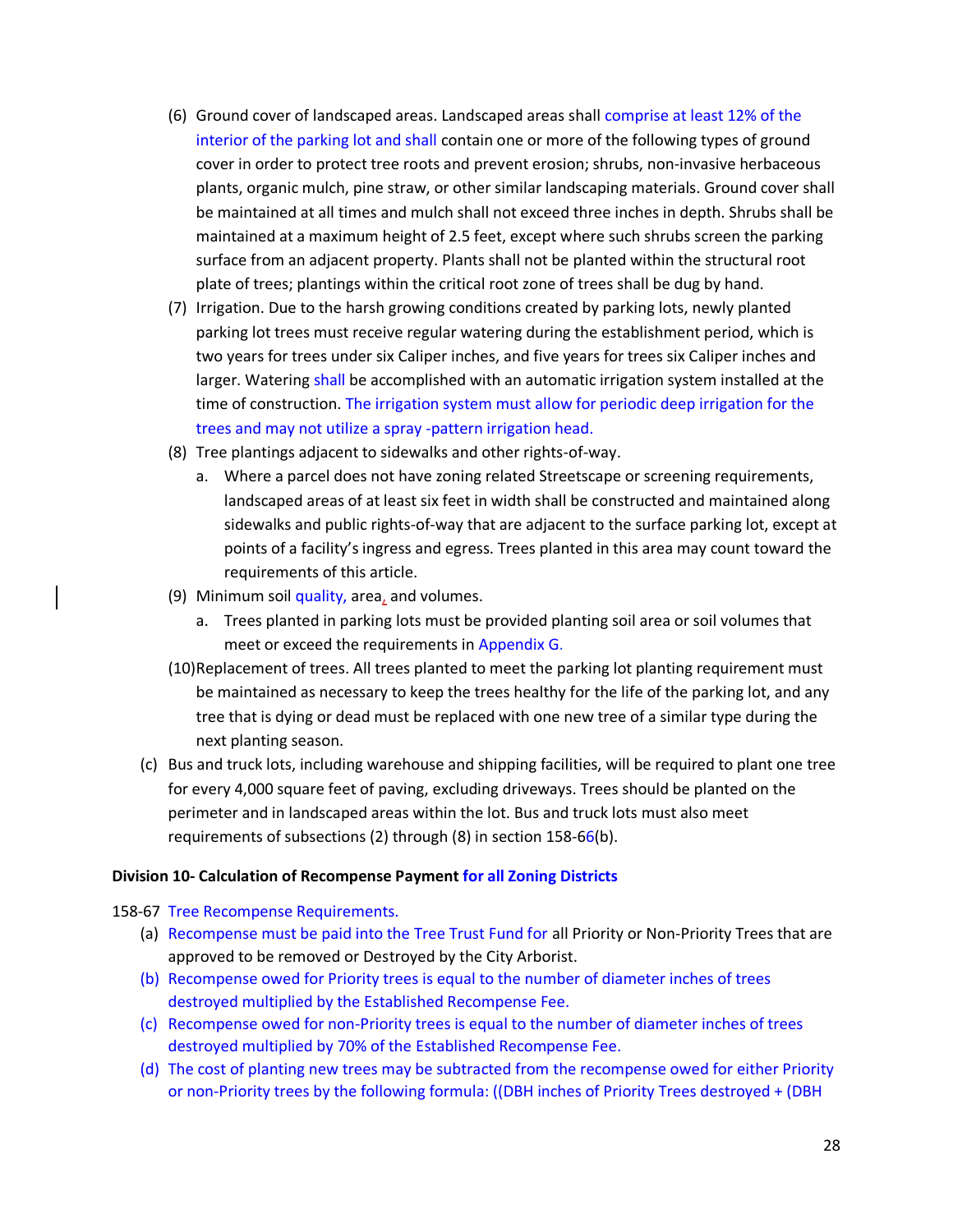(6) Ground cover of landscaped areas. Landscaped areas shall comprise at least 12% of the interior of the parking lot and shall contain one or more of the following types of ground cover in order to protect tree roots and prevent erosion; shrubs, non-invasive herbaceous plants, organic mulch, pine straw, or other similar landscaping materials. Ground cover shall be maintained at all times and mulch shall not exceed three inches in depth. Shrubs shall be maintained at a maximum height of 2.5 feet, except where such shrubs screen the parking surface from an adjacent property. Plants shall not be planted within the structural root plate of trees; plantings within the critical root zone of trees shall be dug by hand.

(7) Irrigation. Due to the harsh growing conditions created by parking lots, newly planted parking lot trees must receive regular watering during the establishment period, which is two years for trees under six Caliper inches, and five years for trees six Caliper inches and larger. Watering shall be accomplished with an automatic irrigation system installed at the time of construction. The irrigation system must allow for periodic deep irrigation for the trees and may not utilize a spray -pattern irrigation head.

(8) Tree plantings adjacent to sidewalks and other rights-of-way.

   a. Where a parcel does not have zoning related Streetscape or screening requirements, landscaped areas of at least six feet in width shall be constructed and maintained along sidewalks and public rights-of-way that are adjacent to the surface parking lot, except at points of a facility's ingress and egress. Trees planted in this area may count toward the requirements of this article.

(9) Minimum soil quality, area, and volumes.

   a. Trees planted in parking lots must be provided planting soil area or soil volumes that meet or exceed the requirements in Appendix G.

(10) Replacement of trees. All trees planted to meet the parking lot planting requirement must be maintained as necessary to keep the trees healthy for the life of the parking lot, and any tree that is dying or dead must be replaced with one new tree of a similar type during the next planting season.

(c) Bus and truck lots, including warehouse and shipping facilities, will be required to plant one tree for every 4,000 square feet of paving, excluding driveways. Trees should be planted on the perimeter and in landscaped areas within the lot. Bus and truck lots must also meet requirements of subsections (2) through (8) in section 158-66(b).

**Division 10- Calculation of Recompense Payment for all Zoning Districts**

158-67 Tree Recompense Requirements.

(a) Recompense must be paid into the Tree Trust Fund for all Priority or Non-Priority Trees that are approved to be removed or Destroyed by the City Arborist.

(b) Recompense owed for Priority trees is equal to the number of diameter inches of trees destroyed multiplied by the Established Recompense Fee.

(c) Recompense owed for non-Priority trees is equal to the number of diameter inches of trees destroyed multiplied by 70% of the Established Recompense Fee.

(d) The cost of planting new trees may be subtracted from the recompense owed for either Priority or non-Priority trees by the following formula: ((DBH inches of Priority Trees destroyed + (DBH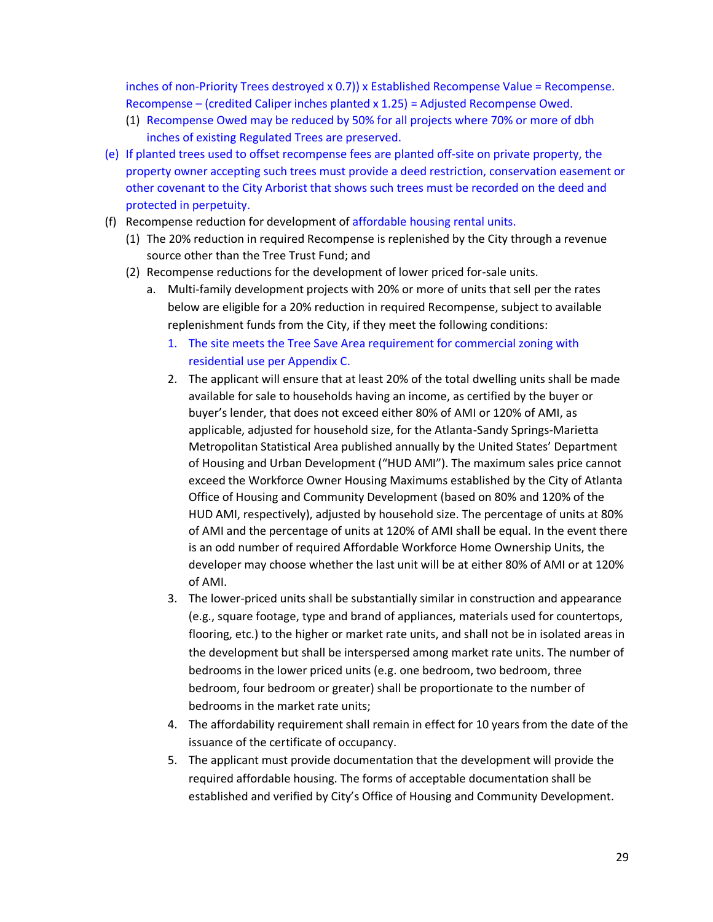inches of non-Priority Trees destroyed x 0.7)) x Established Recompense Value = Recompense. Recompense – (credited Caliper inches planted x 1.25) = Adjusted Recompense Owed.

(1) Recompense Owed may be reduced by 50% for all projects where 70% or more of dbh inches of existing Regulated Trees are preserved.

(e) If planted trees used to offset recompense fees are planted off-site on private property, the property owner accepting such trees must provide a deed restriction, conservation easement or other covenant to the City Arborist that shows such trees must be recorded on the deed and protected in perpetuity.

(f) Recompense reduction for development of affordable housing rental units.

(1) The 20% reduction in required Recompense is replenished by the City through a revenue source other than the Tree Trust Fund; and

(2) Recompense reductions for the development of lower priced for-sale units.

a. Multi-family development projects with 20% or more of units that sell per the rates below are eligible for a 20% reduction in required Recompense, subject to available replenishment funds from the City, if they meet the following conditions:

1. The site meets the Tree Save Area requirement for commercial zoning with residential use per Appendix C.

2. The applicant will ensure that at least 20% of the total dwelling units shall be made available for sale to households having an income, as certified by the buyer or buyer's lender, that does not exceed either 80% of AMI or 120% of AMI, as applicable, adjusted for household size, for the Atlanta-Sandy Springs-Marietta Metropolitan Statistical Area published annually by the United States' Department of Housing and Urban Development ("HUD AMI"). The maximum sales price cannot exceed the Workforce Owner Housing Maximums established by the City of Atlanta Office of Housing and Community Development (based on 80% and 120% of the HUD AMI, respectively), adjusted by household size. The percentage of units at 80% of AMI and the percentage of units at 120% of AMI shall be equal. In the event there is an odd number of required Affordable Workforce Home Ownership Units, the developer may choose whether the last unit will be at either 80% of AMI or at 120% of AMI.

3. The lower-priced units shall be substantially similar in construction and appearance (e.g., square footage, type and brand of appliances, materials used for countertops, flooring, etc.) to the higher or market rate units, and shall not be in isolated areas in the development but shall be interspersed among market rate units. The number of bedrooms in the lower priced units (e.g. one bedroom, two bedroom, three bedroom, four bedroom or greater) shall be proportionate to the number of bedrooms in the market rate units;

4. The affordability requirement shall remain in effect for 10 years from the date of the issuance of the certificate of occupancy.

5. The applicant must provide documentation that the development will provide the required affordable housing. The forms of acceptable documentation shall be established and verified by City's Office of Housing and Community Development.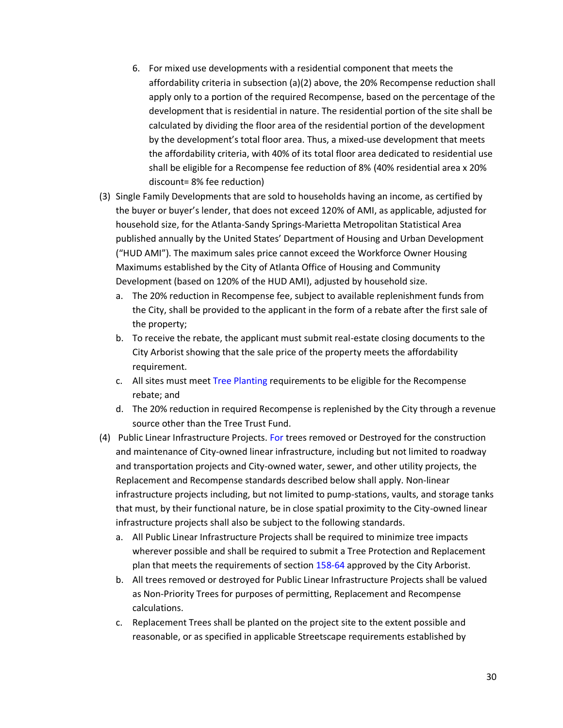6. For mixed use developments with a residential component that meets the affordability criteria in subsection (a)(2) above, the 20% Recompense reduction shall apply only to a portion of the required Recompense, based on the percentage of the development that is residential in nature. The residential portion of the site shall be calculated by dividing the floor area of the residential portion of the development by the development's total floor area. Thus, a mixed-use development that meets the affordability criteria, with 40% of its total floor area dedicated to residential use shall be eligible for a Recompense fee reduction of 8% (40% residential area x 20% discount= 8% fee reduction)

(3) Single Family Developments that are sold to households having an income, as certified by the buyer or buyer's lender, that does not exceed 120% of AMI, as applicable, adjusted for household size, for the Atlanta-Sandy Springs-Marietta Metropolitan Statistical Area published annually by the United States' Department of Housing and Urban Development ("HUD AMI"). The maximum sales price cannot exceed the Workforce Owner Housing Maximums established by the City of Atlanta Office of Housing and Community Development (based on 120% of the HUD AMI), adjusted by household size.

   a. The 20% reduction in Recompense fee, subject to available replenishment funds from the City, shall be provided to the applicant in the form of a rebate after the first sale of the property;
   b. To receive the rebate, the applicant must submit real-estate closing documents to the City Arborist showing that the sale price of the property meets the affordability requirement.
   c. All sites must meet Tree Planting requirements to be eligible for the Recompense rebate; and
   d. The 20% reduction in required Recompense is replenished by the City through a revenue source other than the Tree Trust Fund.

(4) Public Linear Infrastructure Projects. For trees removed or Destroyed for the construction and maintenance of City-owned linear infrastructure, including but not limited to roadway and transportation projects and City-owned water, sewer, and other utility projects, the Replacement and Recompense standards described below shall apply. Non-linear infrastructure projects including, but not limited to pump-stations, vaults, and storage tanks that must, by their functional nature, be in close spatial proximity to the City-owned linear infrastructure projects shall also be subject to the following standards.

   a. All Public Linear Infrastructure Projects shall be required to minimize tree impacts wherever possible and shall be required to submit a Tree Protection and Replacement plan that meets the requirements of section 158-64 approved by the City Arborist.
   b. All trees removed or destroyed for Public Linear Infrastructure Projects shall be valued as Non-Priority Trees for purposes of permitting, Replacement and Recompense calculations.
   c. Replacement Trees shall be planted on the project site to the extent possible and reasonable, or as specified in applicable Streetscape requirements established by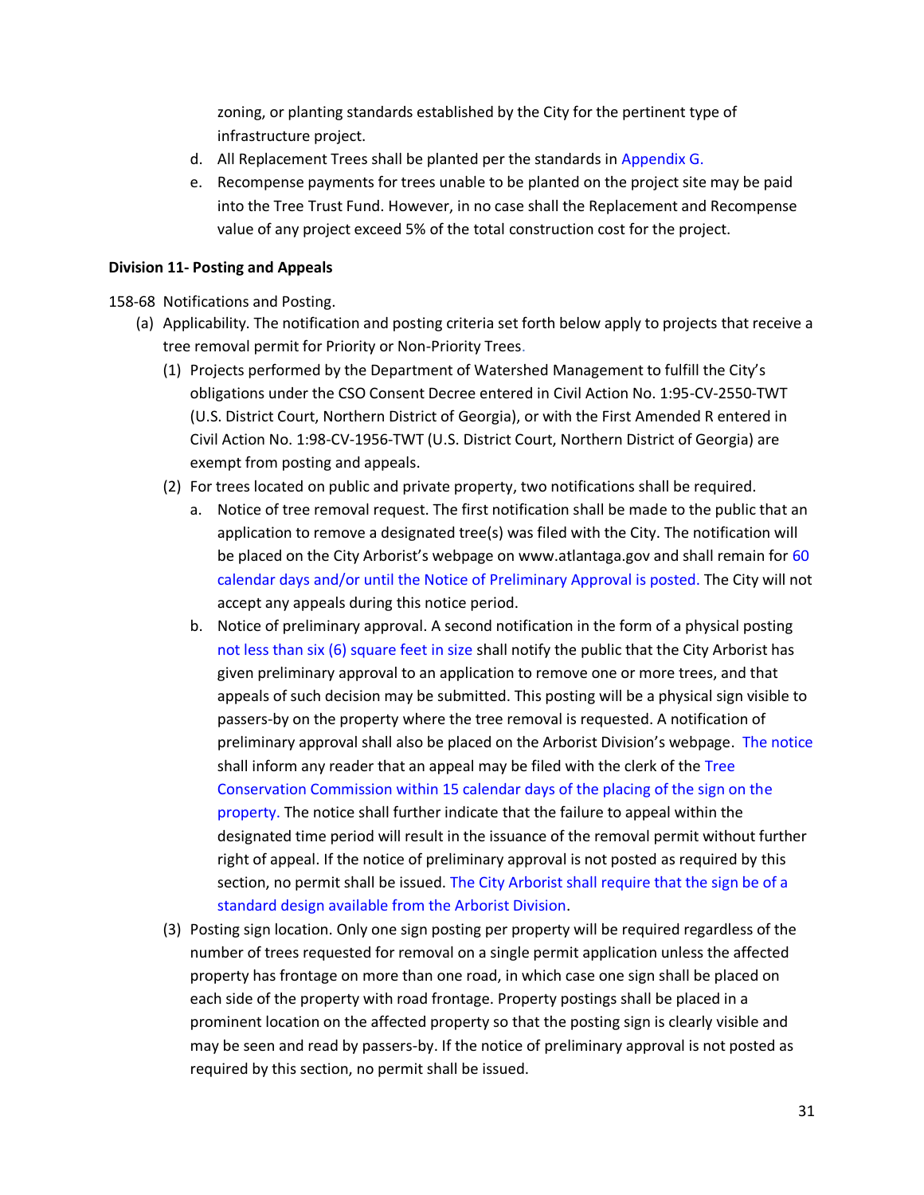zoning, or planting standards established by the City for the pertinent type of infrastructure project.

d. All Replacement Trees shall be planted per the standards in Appendix G.

e. Recompense payments for trees unable to be planted on the project site may be paid into the Tree Trust Fund. However, in no case shall the Replacement and Recompense value of any project exceed 5% of the total construction cost for the project.

**Division 11- Posting and Appeals**

158-68 Notifications and Posting.

(a) Applicability. The notification and posting criteria set forth below apply to projects that receive a tree removal permit for Priority or Non-Priority Trees.

(1) Projects performed by the Department of Watershed Management to fulfill the City's obligations under the CSO Consent Decree entered in Civil Action No. 1:95-CV-2550-TWT (U.S. District Court, Northern District of Georgia), or with the First Amended R entered in Civil Action No. 1:98-CV-1956-TWT (U.S. District Court, Northern District of Georgia) are exempt from posting and appeals.

(2) For trees located on public and private property, two notifications shall be required.

a. Notice of tree removal request. The first notification shall be made to the public that an application to remove a designated tree(s) was filed with the City. The notification will be placed on the City Arborist's webpage on www.atlantaga.gov and shall remain for 60 calendar days and/or until the Notice of Preliminary Approval is posted. The City will not accept any appeals during this notice period.

b. Notice of preliminary approval. A second notification in the form of a physical posting not less than six (6) square feet in size shall notify the public that the City Arborist has given preliminary approval to an application to remove one or more trees, and that appeals of such decision may be submitted. This posting will be a physical sign visible to passers-by on the property where the tree removal is requested. A notification of preliminary approval shall also be placed on the Arborist Division's webpage. The notice shall inform any reader that an appeal may be filed with the clerk of the Tree Conservation Commission within 15 calendar days of the placing of the sign on the property. The notice shall further indicate that the failure to appeal within the designated time period will result in the issuance of the removal permit without further right of appeal. If the notice of preliminary approval is not posted as required by this section, no permit shall be issued. The City Arborist shall require that the sign be of a standard design available from the Arborist Division.

(3) Posting sign location. Only one sign posting per property will be required regardless of the number of trees requested for removal on a single permit application unless the affected property has frontage on more than one road, in which case one sign shall be placed on each side of the property with road frontage. Property postings shall be placed in a prominent location on the affected property so that the posting sign is clearly visible and may be seen and read by passers-by. If the notice of preliminary approval is not posted as required by this section, no permit shall be issued.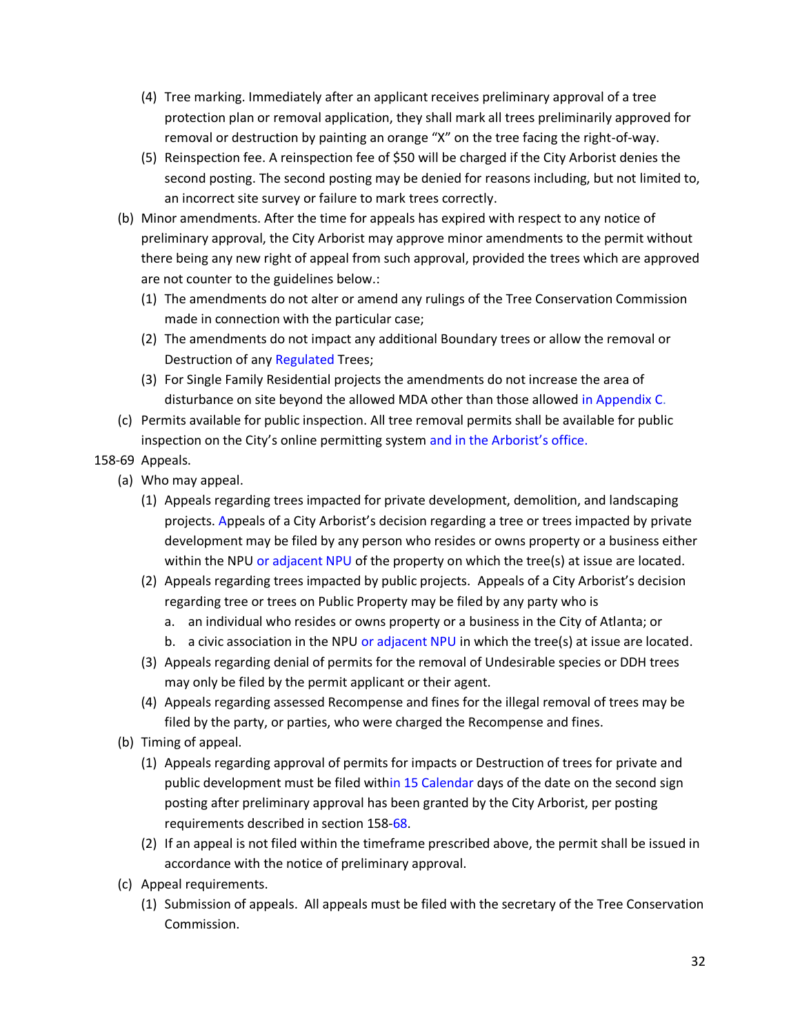(4) Tree marking. Immediately after an applicant receives preliminary approval of a tree protection plan or removal application, they shall mark all trees preliminarily approved for removal or destruction by painting an orange "X" on the tree facing the right-of-way.

(5) Reinspection fee. A reinspection fee of $50 will be charged if the City Arborist denies the second posting. The second posting may be denied for reasons including, but not limited to, an incorrect site survey or failure to mark trees correctly.

(b) Minor amendments. After the time for appeals has expired with respect to any notice of preliminary approval, the City Arborist may approve minor amendments to the permit without there being any new right of appeal from such approval, provided the trees which are approved are not counter to the guidelines below.:

(1) The amendments do not alter or amend any rulings of the Tree Conservation Commission made in connection with the particular case;

(2) The amendments do not impact any additional Boundary trees or allow the removal or Destruction of any Regulated Trees;

(3) For Single Family Residential projects the amendments do not increase the area of disturbance on site beyond the allowed MDA other than those allowed in Appendix C.

(c) Permits available for public inspection. All tree removal permits shall be available for public inspection on the City's online permitting system and in the Arborist's office.

158-69 Appeals.

(a) Who may appeal.

(1) Appeals regarding trees impacted for private development, demolition, and landscaping projects. Appeals of a City Arborist's decision regarding a tree or trees impacted by private development may be filed by any person who resides or owns property or a business either within the NPU or adjacent NPU of the property on which the tree(s) at issue are located.

(2) Appeals regarding trees impacted by public projects. Appeals of a City Arborist's decision regarding tree or trees on Public Property may be filed by any party who is

a. an individual who resides or owns property or a business in the City of Atlanta; or

b. a civic association in the NPU or adjacent NPU in which the tree(s) at issue are located.

(3) Appeals regarding denial of permits for the removal of Undesirable species or DDH trees may only be filed by the permit applicant or their agent.

(4) Appeals regarding assessed Recompense and fines for the illegal removal of trees may be filed by the party, or parties, who were charged the Recompense and fines.

(b) Timing of appeal.

(1) Appeals regarding approval of permits for impacts or Destruction of trees for private and public development must be filed within 15 Calendar days of the date on the second sign posting after preliminary approval has been granted by the City Arborist, per posting requirements described in section 158-68.

(2) If an appeal is not filed within the timeframe prescribed above, the permit shall be issued in accordance with the notice of preliminary approval.

(c) Appeal requirements.

(1) Submission of appeals. All appeals must be filed with the secretary of the Tree Conservation Commission.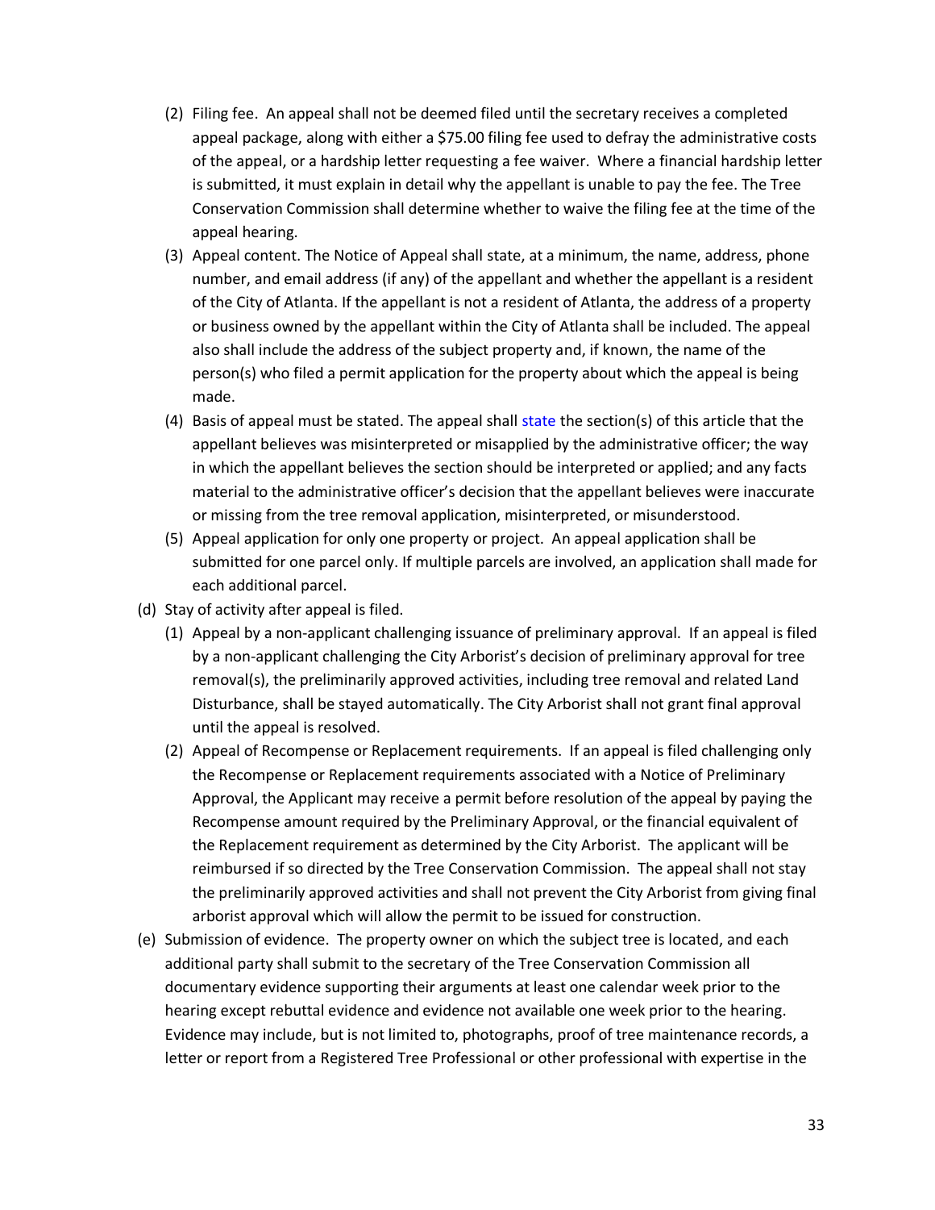(2) Filing fee. An appeal shall not be deemed filed until the secretary receives a completed appeal package, along with either a $75.00 filing fee used to defray the administrative costs of the appeal, or a hardship letter requesting a fee waiver. Where a financial hardship letter is submitted, it must explain in detail why the appellant is unable to pay the fee. The Tree Conservation Commission shall determine whether to waive the filing fee at the time of the appeal hearing.

(3) Appeal content. The Notice of Appeal shall state, at a minimum, the name, address, phone number, and email address (if any) of the appellant and whether the appellant is a resident of the City of Atlanta. If the appellant is not a resident of Atlanta, the address of a property or business owned by the appellant within the City of Atlanta shall be included. The appeal also shall include the address of the subject property and, if known, the name of the person(s) who filed a permit application for the property about which the appeal is being made.

(4) Basis of appeal must be stated. The appeal shall state the section(s) of this article that the appellant believes was misinterpreted or misapplied by the administrative officer; the way in which the appellant believes the section should be interpreted or applied; and any facts material to the administrative officer's decision that the appellant believes were inaccurate or missing from the tree removal application, misinterpreted, or misunderstood.

(5) Appeal application for only one property or project. An appeal application shall be submitted for one parcel only. If multiple parcels are involved, an application shall made for each additional parcel.

(d) Stay of activity after appeal is filed.

(1) Appeal by a non-applicant challenging issuance of preliminary approval. If an appeal is filed by a non-applicant challenging the City Arborist's decision of preliminary approval for tree removal(s), the preliminarily approved activities, including tree removal and related Land Disturbance, shall be stayed automatically. The City Arborist shall not grant final approval until the appeal is resolved.

(2) Appeal of Recompense or Replacement requirements. If an appeal is filed challenging only the Recompense or Replacement requirements associated with a Notice of Preliminary Approval, the Applicant may receive a permit before resolution of the appeal by paying the Recompense amount required by the Preliminary Approval, or the financial equivalent of the Replacement requirement as determined by the City Arborist. The applicant will be reimbursed if so directed by the Tree Conservation Commission. The appeal shall not stay the preliminarily approved activities and shall not prevent the City Arborist from giving final arborist approval which will allow the permit to be issued for construction.

(e) Submission of evidence. The property owner on which the subject tree is located, and each additional party shall submit to the secretary of the Tree Conservation Commission all documentary evidence supporting their arguments at least one calendar week prior to the hearing except rebuttal evidence and evidence not available one week prior to the hearing. Evidence may include, but is not limited to, photographs, proof of tree maintenance records, a letter or report from a Registered Tree Professional or other professional with expertise in the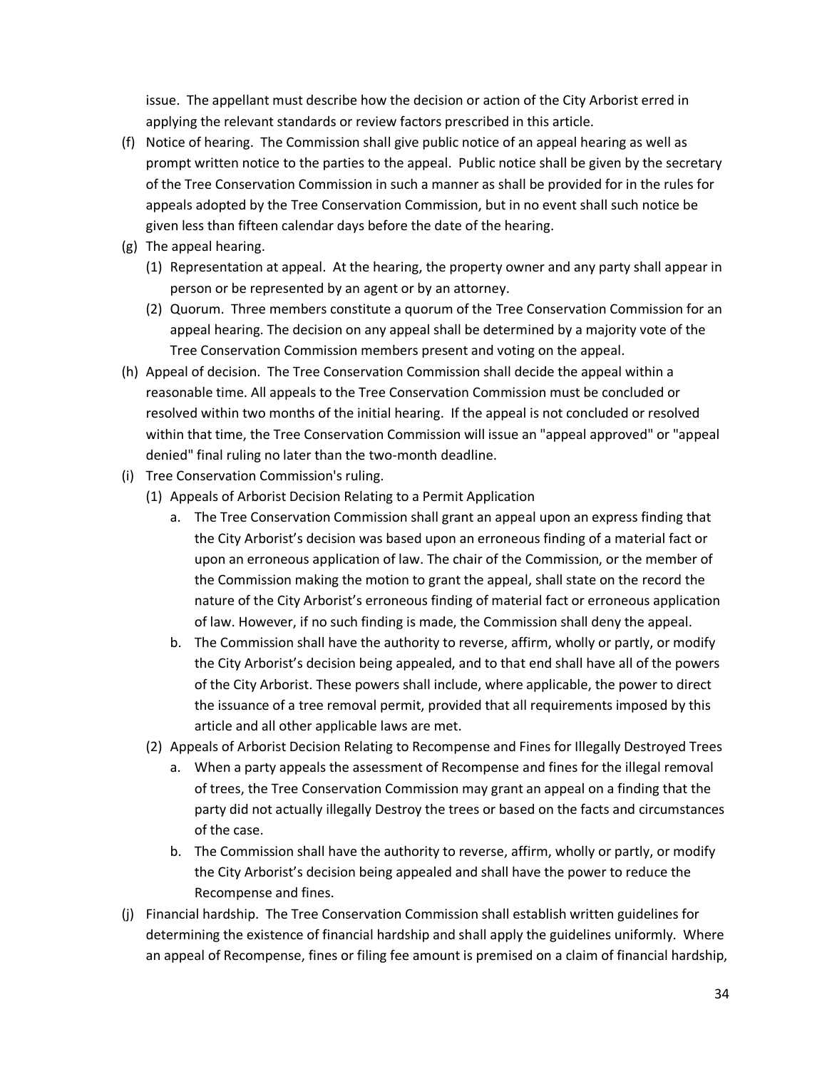issue. The appellant must describe how the decision or action of the City Arborist erred in applying the relevant standards or review factors prescribed in this article.

(f) Notice of hearing. The Commission shall give public notice of an appeal hearing as well as prompt written notice to the parties to the appeal. Public notice shall be given by the secretary of the Tree Conservation Commission in such a manner as shall be provided for in the rules for appeals adopted by the Tree Conservation Commission, but in no event shall such notice be given less than fifteen calendar days before the date of the hearing.

(g) The appeal hearing.

    (1) Representation at appeal. At the hearing, the property owner and any party shall appear in person or be represented by an agent or by an attorney.

    (2) Quorum. Three members constitute a quorum of the Tree Conservation Commission for an appeal hearing. The decision on any appeal shall be determined by a majority vote of the Tree Conservation Commission members present and voting on the appeal.

(h) Appeal of decision. The Tree Conservation Commission shall decide the appeal within a reasonable time. All appeals to the Tree Conservation Commission must be concluded or resolved within two months of the initial hearing. If the appeal is not concluded or resolved within that time, the Tree Conservation Commission will issue an "appeal approved" or "appeal denied" final ruling no later than the two-month deadline.

(i) Tree Conservation Commission's ruling.

    (1) Appeals of Arborist Decision Relating to a Permit Application

        a. The Tree Conservation Commission shall grant an appeal upon an express finding that the City Arborist's decision was based upon an erroneous finding of a material fact or upon an erroneous application of law. The chair of the Commission, or the member of the Commission making the motion to grant the appeal, shall state on the record the nature of the City Arborist's erroneous finding of material fact or erroneous application of law. However, if no such finding is made, the Commission shall deny the appeal.

        b. The Commission shall have the authority to reverse, affirm, wholly or partly, or modify the City Arborist's decision being appealed, and to that end shall have all of the powers of the City Arborist. These powers shall include, where applicable, the power to direct the issuance of a tree removal permit, provided that all requirements imposed by this article and all other applicable laws are met.

    (2) Appeals of Arborist Decision Relating to Recompense and Fines for Illegally Destroyed Trees

        a. When a party appeals the assessment of Recompense and fines for the illegal removal of trees, the Tree Conservation Commission may grant an appeal on a finding that the party did not actually illegally Destroy the trees or based on the facts and circumstances of the case.

        b. The Commission shall have the authority to reverse, affirm, wholly or partly, or modify the City Arborist's decision being appealed and shall have the power to reduce the Recompense and fines.

(j) Financial hardship. The Tree Conservation Commission shall establish written guidelines for determining the existence of financial hardship and shall apply the guidelines uniformly. Where an appeal of Recompense, fines or filing fee amount is premised on a claim of financial hardship,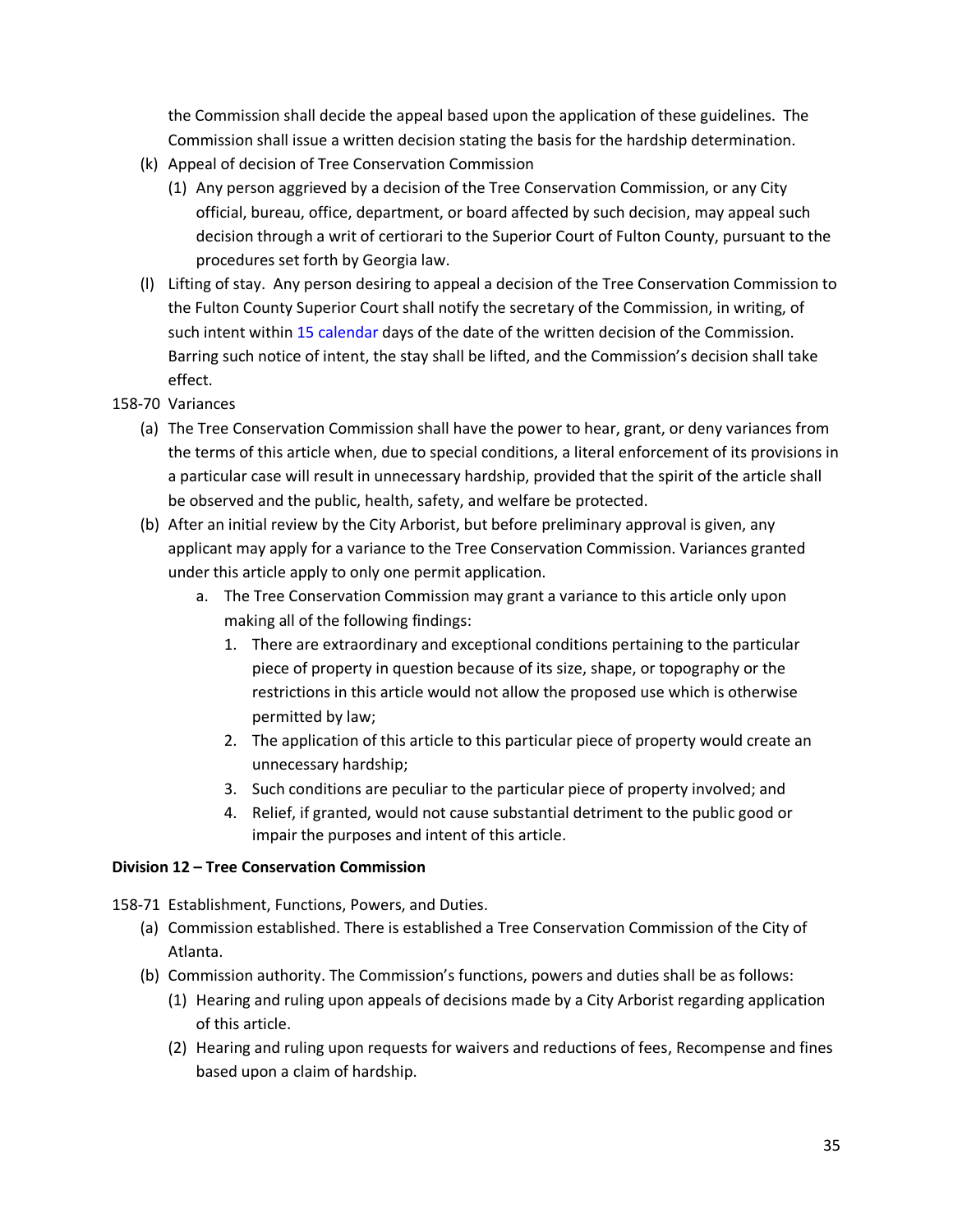the Commission shall decide the appeal based upon the application of these guidelines. The Commission shall issue a written decision stating the basis for the hardship determination.

(k) Appeal of decision of Tree Conservation Commission

(1) Any person aggrieved by a decision of the Tree Conservation Commission, or any City official, bureau, office, department, or board affected by such decision, may appeal such decision through a writ of certiorari to the Superior Court of Fulton County, pursuant to the procedures set forth by Georgia law.

(l) Lifting of stay. Any person desiring to appeal a decision of the Tree Conservation Commission to the Fulton County Superior Court shall notify the secretary of the Commission, in writing, of such intent within 15 calendar days of the date of the written decision of the Commission. Barring such notice of intent, the stay shall be lifted, and the Commission's decision shall take effect.

158-70 Variances

(a) The Tree Conservation Commission shall have the power to hear, grant, or deny variances from the terms of this article when, due to special conditions, a literal enforcement of its provisions in a particular case will result in unnecessary hardship, provided that the spirit of the article shall be observed and the public, health, safety, and welfare be protected.

(b) After an initial review by the City Arborist, but before preliminary approval is given, any applicant may apply for a variance to the Tree Conservation Commission. Variances granted under this article apply to only one permit application.

a. The Tree Conservation Commission may grant a variance to this article only upon making all of the following findings:

1. There are extraordinary and exceptional conditions pertaining to the particular piece of property in question because of its size, shape, or topography or the restrictions in this article would not allow the proposed use which is otherwise permitted by law;
2. The application of this article to this particular piece of property would create an unnecessary hardship;
3. Such conditions are peculiar to the particular piece of property involved; and
4. Relief, if granted, would not cause substantial detriment to the public good or impair the purposes and intent of this article.

**Division 12 – Tree Conservation Commission**

158-71 Establishment, Functions, Powers, and Duties.

(a) Commission established. There is established a Tree Conservation Commission of the City of Atlanta.

(b) Commission authority. The Commission's functions, powers and duties shall be as follows:

(1) Hearing and ruling upon appeals of decisions made by a City Arborist regarding application of this article.

(2) Hearing and ruling upon requests for waivers and reductions of fees, Recompense and fines based upon a claim of hardship.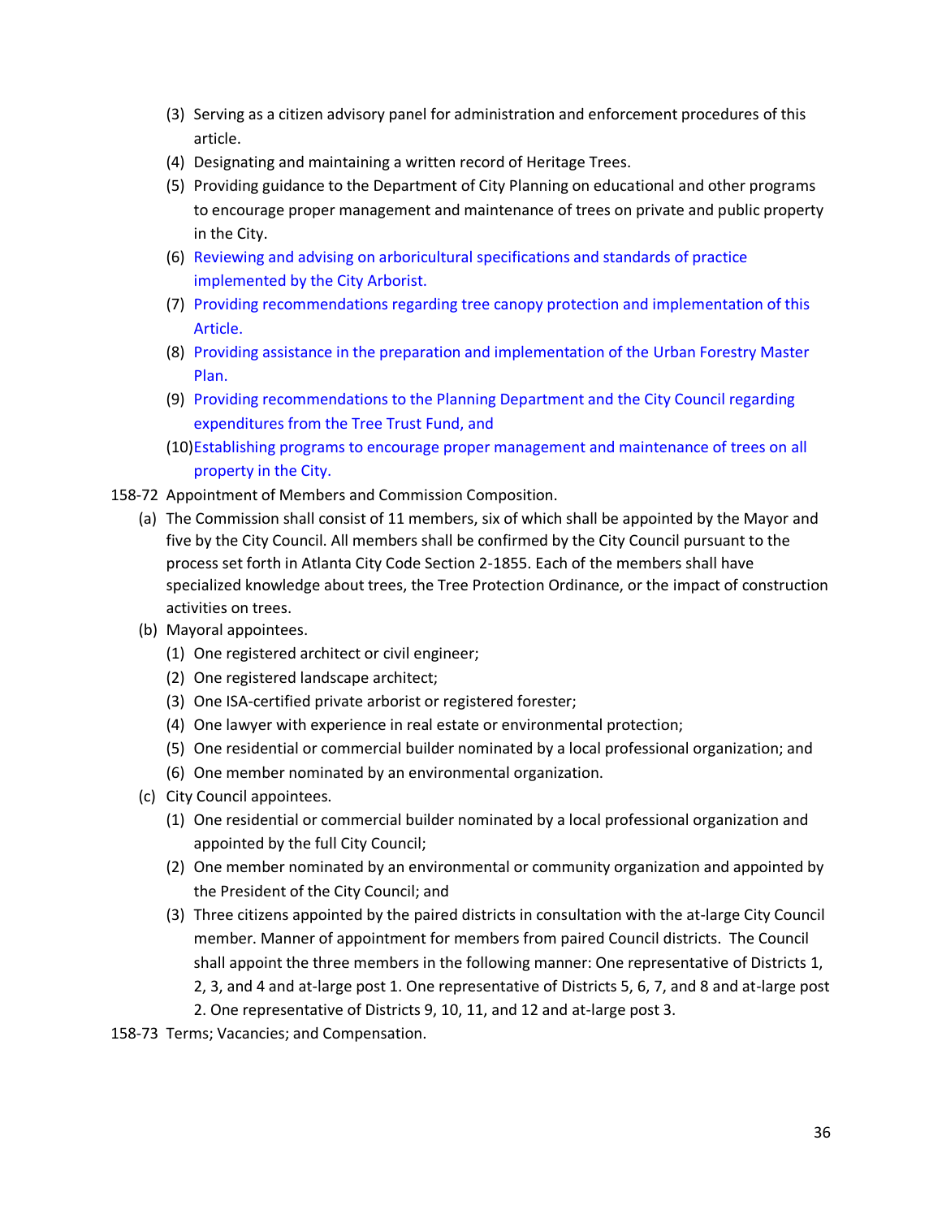(3) Serving as a citizen advisory panel for administration and enforcement procedures of this article.

(4) Designating and maintaining a written record of Heritage Trees.

(5) Providing guidance to the Department of City Planning on educational and other programs to encourage proper management and maintenance of trees on private and public property in the City.

(6) Reviewing and advising on arboricultural specifications and standards of practice implemented by the City Arborist.

(7) Providing recommendations regarding tree canopy protection and implementation of this Article.

(8) Providing assistance in the preparation and implementation of the Urban Forestry Master Plan.

(9) Providing recommendations to the Planning Department and the City Council regarding expenditures from the Tree Trust Fund, and

(10) Establishing programs to encourage proper management and maintenance of trees on all property in the City.

158-72 Appointment of Members and Commission Composition.

(a) The Commission shall consist of 11 members, six of which shall be appointed by the Mayor and five by the City Council. All members shall be confirmed by the City Council pursuant to the process set forth in Atlanta City Code Section 2-1855. Each of the members shall have specialized knowledge about trees, the Tree Protection Ordinance, or the impact of construction activities on trees.

(b) Mayoral appointees.

(1) One registered architect or civil engineer;

(2) One registered landscape architect;

(3) One ISA-certified private arborist or registered forester;

(4) One lawyer with experience in real estate or environmental protection;

(5) One residential or commercial builder nominated by a local professional organization; and

(6) One member nominated by an environmental organization.

(c) City Council appointees.

(1) One residential or commercial builder nominated by a local professional organization and appointed by the full City Council;

(2) One member nominated by an environmental or community organization and appointed by the President of the City Council; and

(3) Three citizens appointed by the paired districts in consultation with the at-large City Council member. Manner of appointment for members from paired Council districts. The Council shall appoint the three members in the following manner: One representative of Districts 1, 2, 3, and 4 and at-large post 1. One representative of Districts 5, 6, 7, and 8 and at-large post 2. One representative of Districts 9, 10, 11, and 12 and at-large post 3.

158-73 Terms; Vacancies; and Compensation.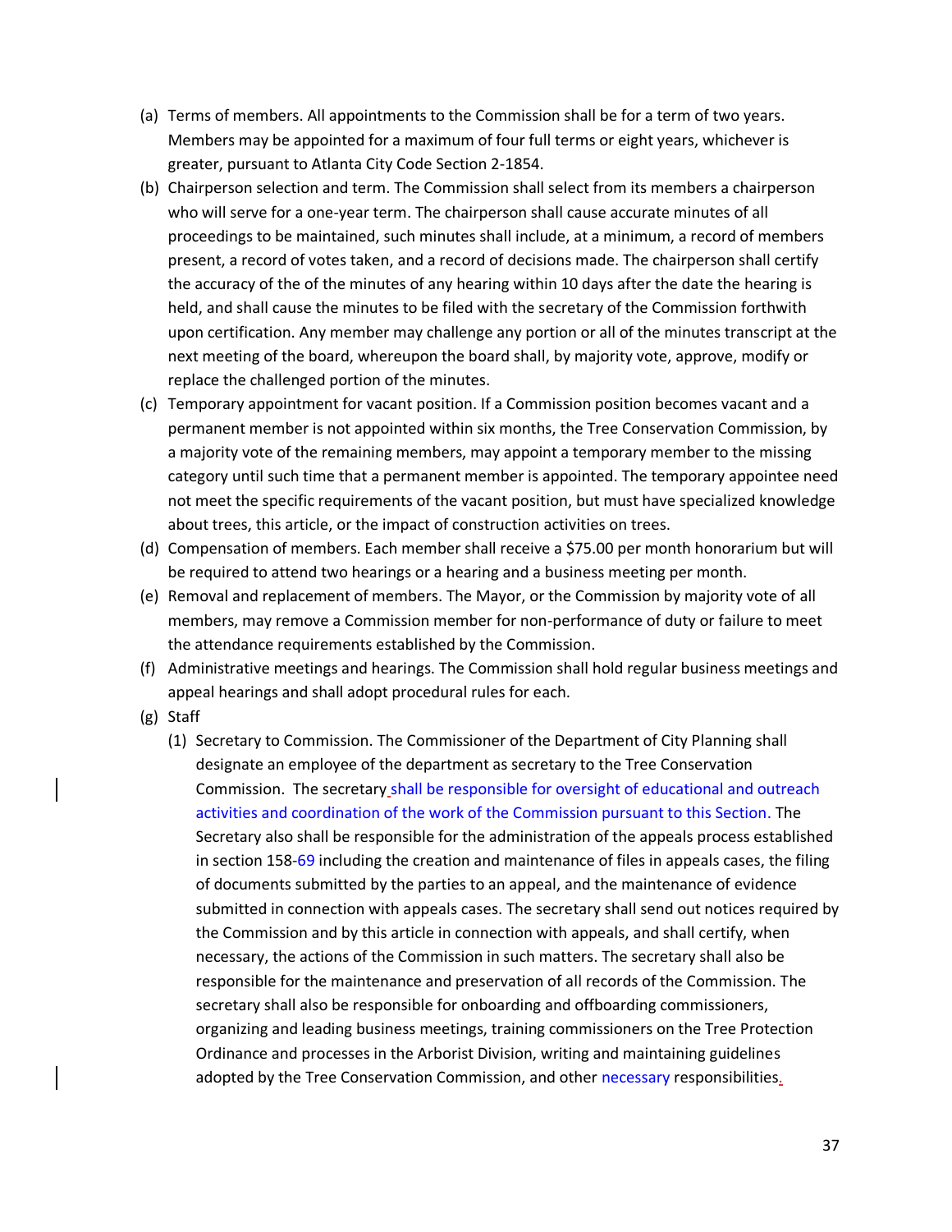(a) Terms of members. All appointments to the Commission shall be for a term of two years. Members may be appointed for a maximum of four full terms or eight years, whichever is greater, pursuant to Atlanta City Code Section 2-1854.

(b) Chairperson selection and term. The Commission shall select from its members a chairperson who will serve for a one-year term. The chairperson shall cause accurate minutes of all proceedings to be maintained, such minutes shall include, at a minimum, a record of members present, a record of votes taken, and a record of decisions made. The chairperson shall certify the accuracy of the of the minutes of any hearing within 10 days after the date the hearing is held, and shall cause the minutes to be filed with the secretary of the Commission forthwith upon certification. Any member may challenge any portion or all of the minutes transcript at the next meeting of the board, whereupon the board shall, by majority vote, approve, modify or replace the challenged portion of the minutes.

(c) Temporary appointment for vacant position. If a Commission position becomes vacant and a permanent member is not appointed within six months, the Tree Conservation Commission, by a majority vote of the remaining members, may appoint a temporary member to the missing category until such time that a permanent member is appointed. The temporary appointee need not meet the specific requirements of the vacant position, but must have specialized knowledge about trees, this article, or the impact of construction activities on trees.

(d) Compensation of members. Each member shall receive a $75.00 per month honorarium but will be required to attend two hearings or a hearing and a business meeting per month.

(e) Removal and replacement of members. The Mayor, or the Commission by majority vote of all members, may remove a Commission member for non-performance of duty or failure to meet the attendance requirements established by the Commission.

(f) Administrative meetings and hearings. The Commission shall hold regular business meetings and appeal hearings and shall adopt procedural rules for each.

(g) Staff

   (1) Secretary to Commission. The Commissioner of the Department of City Planning shall designate an employee of the department as secretary to the Tree Conservation Commission. The secretary shall be responsible for oversight of educational and outreach activities and coordination of the work of the Commission pursuant to this Section. The Secretary also shall be responsible for the administration of the appeals process established in section 158-69 including the creation and maintenance of files in appeals cases, the filing of documents submitted by the parties to an appeal, and the maintenance of evidence submitted in connection with appeals cases. The secretary shall send out notices required by the Commission and by this article in connection with appeals, and shall certify, when necessary, the actions of the Commission in such matters. The secretary shall also be responsible for the maintenance and preservation of all records of the Commission. The secretary shall also be responsible for onboarding and offboarding commissioners, organizing and leading business meetings, training commissioners on the Tree Protection Ordinance and processes in the Arborist Division, writing and maintaining guidelines adopted by the Tree Conservation Commission, and other necessary responsibilities.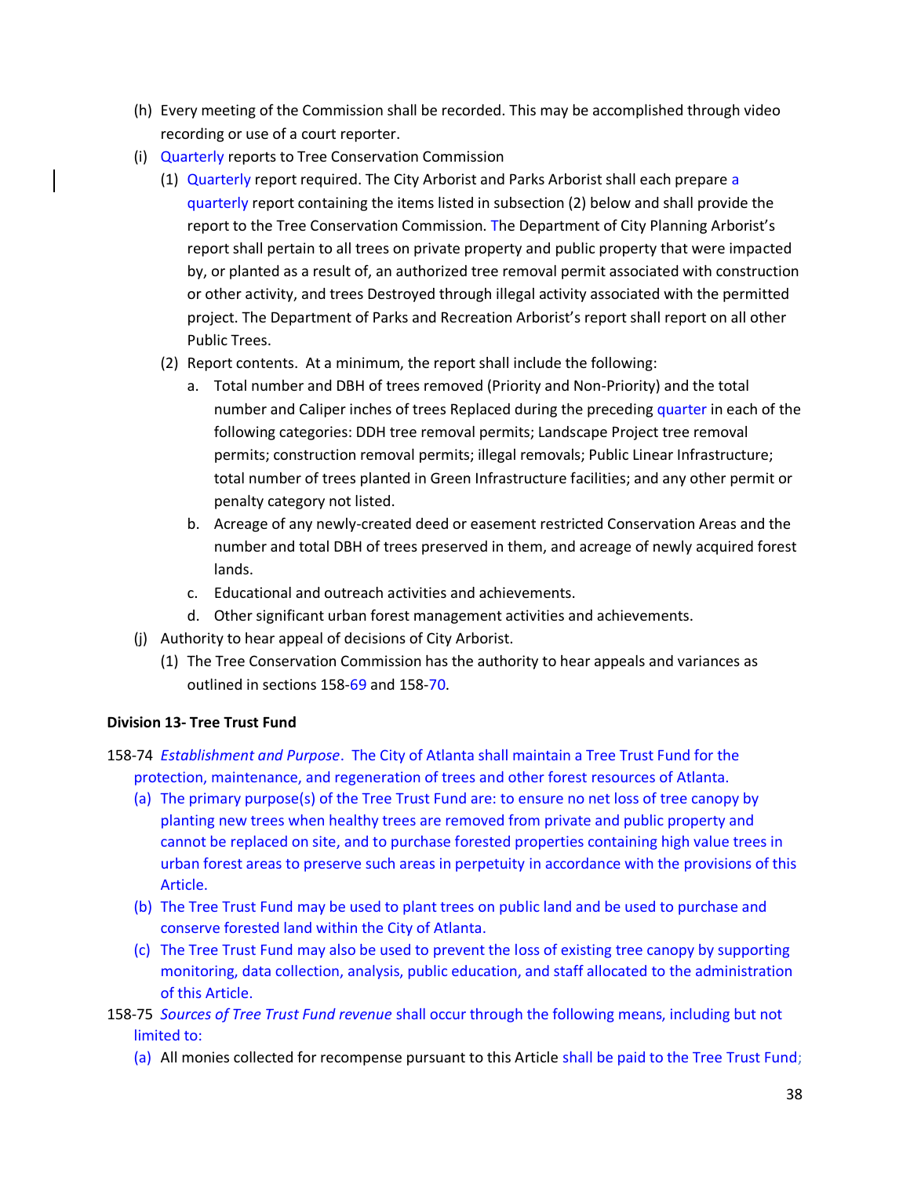(h) Every meeting of the Commission shall be recorded. This may be accomplished through video recording or use of a court reporter.

(i) Quarterly reports to Tree Conservation Commission

(1) Quarterly report required. The City Arborist and Parks Arborist shall each prepare a quarterly report containing the items listed in subsection (2) below and shall provide the report to the Tree Conservation Commission. The Department of City Planning Arborist's report shall pertain to all trees on private property and public property that were impacted by, or planted as a result of, an authorized tree removal permit associated with construction or other activity, and trees Destroyed through illegal activity associated with the permitted project. The Department of Parks and Recreation Arborist's report shall report on all other Public Trees.

(2) Report contents. At a minimum, the report shall include the following:

a. Total number and DBH of trees removed (Priority and Non-Priority) and the total number and Caliper inches of trees Replaced during the preceding quarter in each of the following categories: DDH tree removal permits; Landscape Project tree removal permits; construction removal permits; illegal removals; Public Linear Infrastructure; total number of trees planted in Green Infrastructure facilities; and any other permit or penalty category not listed.

b. Acreage of any newly-created deed or easement restricted Conservation Areas and the number and total DBH of trees preserved in them, and acreage of newly acquired forest lands.

c. Educational and outreach activities and achievements.

d. Other significant urban forest management activities and achievements.

(j) Authority to hear appeal of decisions of City Arborist.

(1) The Tree Conservation Commission has the authority to hear appeals and variances as outlined in sections 158-69 and 158-70.

**Division 13- Tree Trust Fund**

158-74 *Establishment and Purpose*. The City of Atlanta shall maintain a Tree Trust Fund for the protection, maintenance, and regeneration of trees and other forest resources of Atlanta.

(a) The primary purpose(s) of the Tree Trust Fund are: to ensure no net loss of tree canopy by planting new trees when healthy trees are removed from private and public property and cannot be replaced on site, and to purchase forested properties containing high value trees in urban forest areas to preserve such areas in perpetuity in accordance with the provisions of this Article.

(b) The Tree Trust Fund may be used to plant trees on public land and be used to purchase and conserve forested land within the City of Atlanta.

(c) The Tree Trust Fund may also be used to prevent the loss of existing tree canopy by supporting monitoring, data collection, analysis, public education, and staff allocated to the administration of this Article.

158-75 *Sources of Tree Trust Fund revenue* shall occur through the following means, including but not limited to:

(a) All monies collected for recompense pursuant to this Article shall be paid to the Tree Trust Fund;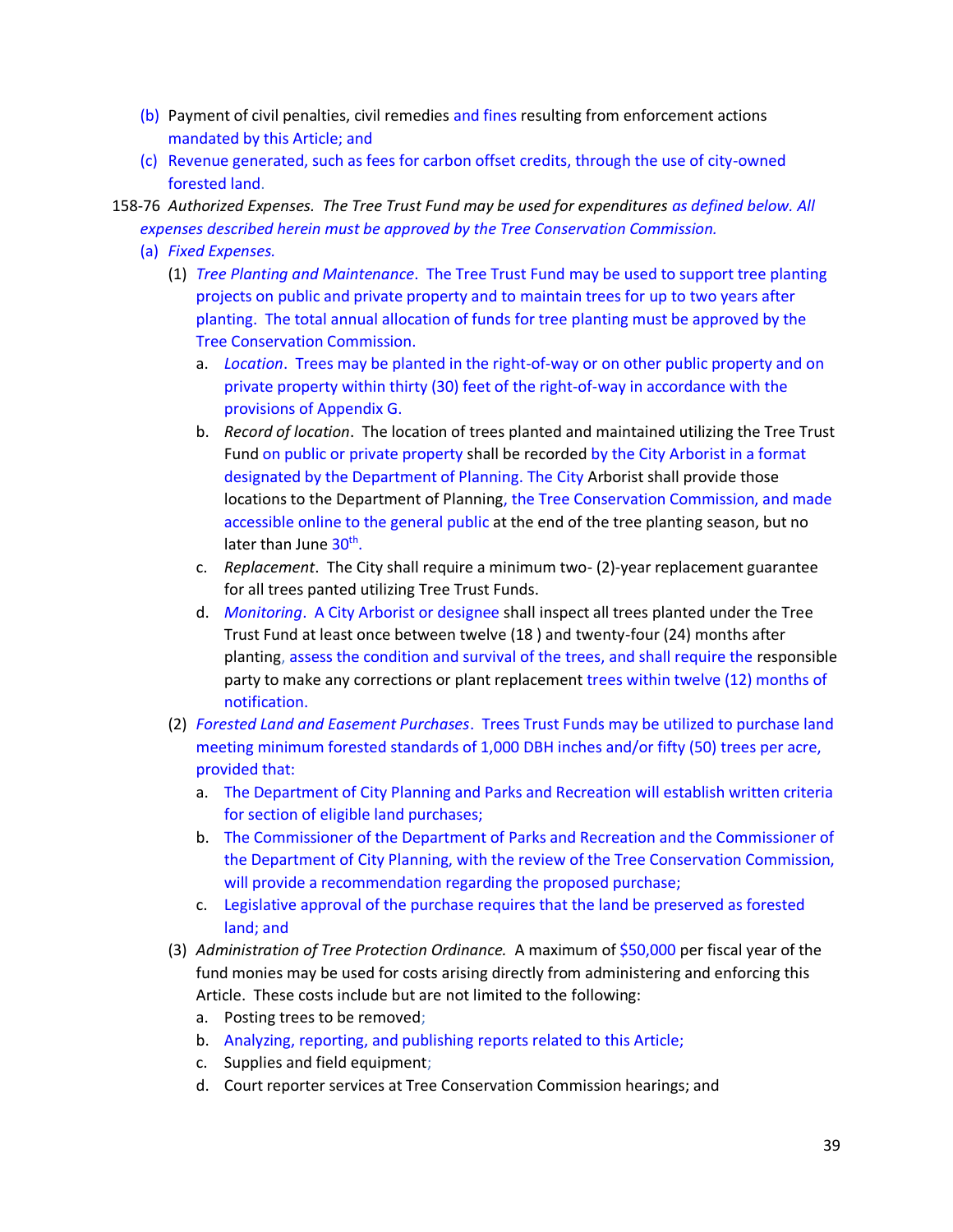(b) Payment of civil penalties, civil remedies and fines resulting from enforcement actions mandated by this Article; and

(c) Revenue generated, such as fees for carbon offset credits, through the use of city-owned forested land.

158-76 *Authorized Expenses. The Tree Trust Fund may be used for expenditures as defined below. All expenses described herein must be approved by the Tree Conservation Commission.*

(a) *Fixed Expenses.*

(1) *Tree Planting and Maintenance*. The Tree Trust Fund may be used to support tree planting projects on public and private property and to maintain trees for up to two years after planting. The total annual allocation of funds for tree planting must be approved by the Tree Conservation Commission.

a. *Location*. Trees may be planted in the right-of-way or on other public property and on private property within thirty (30) feet of the right-of-way in accordance with the provisions of Appendix G.

b. *Record of location*. The location of trees planted and maintained utilizing the Tree Trust Fund on public or private property shall be recorded by the City Arborist in a format designated by the Department of Planning. The City Arborist shall provide those locations to the Department of Planning, the Tree Conservation Commission, and made accessible online to the general public at the end of the tree planting season, but no later than June 30th.

c. *Replacement*. The City shall require a minimum two- (2)-year replacement guarantee for all trees panted utilizing Tree Trust Funds.

d. *Monitoring*. A City Arborist or designee shall inspect all trees planted under the Tree Trust Fund at least once between twelve (18 ) and twenty-four (24) months after planting, assess the condition and survival of the trees, and shall require the responsible party to make any corrections or plant replacement trees within twelve (12) months of notification.

(2) *Forested Land and Easement Purchases*. Trees Trust Funds may be utilized to purchase land meeting minimum forested standards of 1,000 DBH inches and/or fifty (50) trees per acre, provided that:

a. The Department of City Planning and Parks and Recreation will establish written criteria for section of eligible land purchases;

b. The Commissioner of the Department of Parks and Recreation and the Commissioner of the Department of City Planning, with the review of the Tree Conservation Commission, will provide a recommendation regarding the proposed purchase;

c. Legislative approval of the purchase requires that the land be preserved as forested land; and

(3) *Administration of Tree Protection Ordinance.* A maximum of $50,000 per fiscal year of the fund monies may be used for costs arising directly from administering and enforcing this Article. These costs include but are not limited to the following:

a. Posting trees to be removed;

b. Analyzing, reporting, and publishing reports related to this Article;

c. Supplies and field equipment;

d. Court reporter services at Tree Conservation Commission hearings; and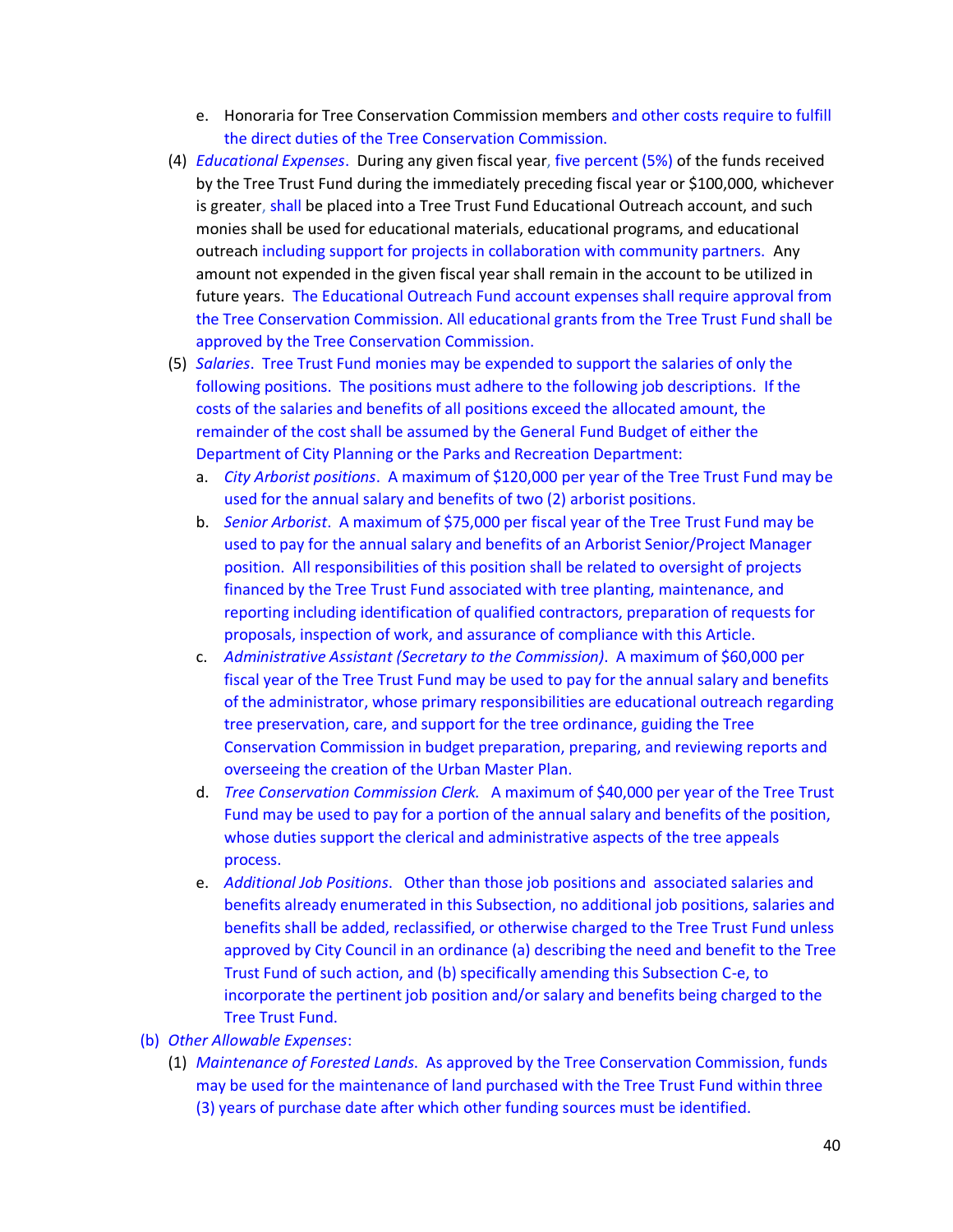e. Honoraria for Tree Conservation Commission members and other costs require to fulfill the direct duties of the Tree Conservation Commission.

(4) *Educational Expenses*. During any given fiscal year, five percent (5%) of the funds received by the Tree Trust Fund during the immediately preceding fiscal year or $100,000, whichever is greater, shall be placed into a Tree Trust Fund Educational Outreach account, and such monies shall be used for educational materials, educational programs, and educational outreach including support for projects in collaboration with community partners. Any amount not expended in the given fiscal year shall remain in the account to be utilized in future years. The Educational Outreach Fund account expenses shall require approval from the Tree Conservation Commission. All educational grants from the Tree Trust Fund shall be approved by the Tree Conservation Commission.

(5) *Salaries*. Tree Trust Fund monies may be expended to support the salaries of only the following positions. The positions must adhere to the following job descriptions. If the costs of the salaries and benefits of all positions exceed the allocated amount, the remainder of the cost shall be assumed by the General Fund Budget of either the Department of City Planning or the Parks and Recreation Department:

a. *City Arborist positions*. A maximum of $120,000 per year of the Tree Trust Fund may be used for the annual salary and benefits of two (2) arborist positions.

b. *Senior Arborist*. A maximum of $75,000 per fiscal year of the Tree Trust Fund may be used to pay for the annual salary and benefits of an Arborist Senior/Project Manager position. All responsibilities of this position shall be related to oversight of projects financed by the Tree Trust Fund associated with tree planting, maintenance, and reporting including identification of qualified contractors, preparation of requests for proposals, inspection of work, and assurance of compliance with this Article.

c. *Administrative Assistant (Secretary to the Commission)*. A maximum of $60,000 per fiscal year of the Tree Trust Fund may be used to pay for the annual salary and benefits of the administrator, whose primary responsibilities are educational outreach regarding tree preservation, care, and support for the tree ordinance, guiding the Tree Conservation Commission in budget preparation, preparing, and reviewing reports and overseeing the creation of the Urban Master Plan.

d. *Tree Conservation Commission Clerk.* A maximum of $40,000 per year of the Tree Trust Fund may be used to pay for a portion of the annual salary and benefits of the position, whose duties support the clerical and administrative aspects of the tree appeals process.

e. *Additional Job Positions*. Other than those job positions and associated salaries and benefits already enumerated in this Subsection, no additional job positions, salaries and benefits shall be added, reclassified, or otherwise charged to the Tree Trust Fund unless approved by City Council in an ordinance (a) describing the need and benefit to the Tree Trust Fund of such action, and (b) specifically amending this Subsection C-e, to incorporate the pertinent job position and/or salary and benefits being charged to the Tree Trust Fund.

(b) *Other Allowable Expenses*:

(1) *Maintenance of Forested Lands*. As approved by the Tree Conservation Commission, funds may be used for the maintenance of land purchased with the Tree Trust Fund within three (3) years of purchase date after which other funding sources must be identified.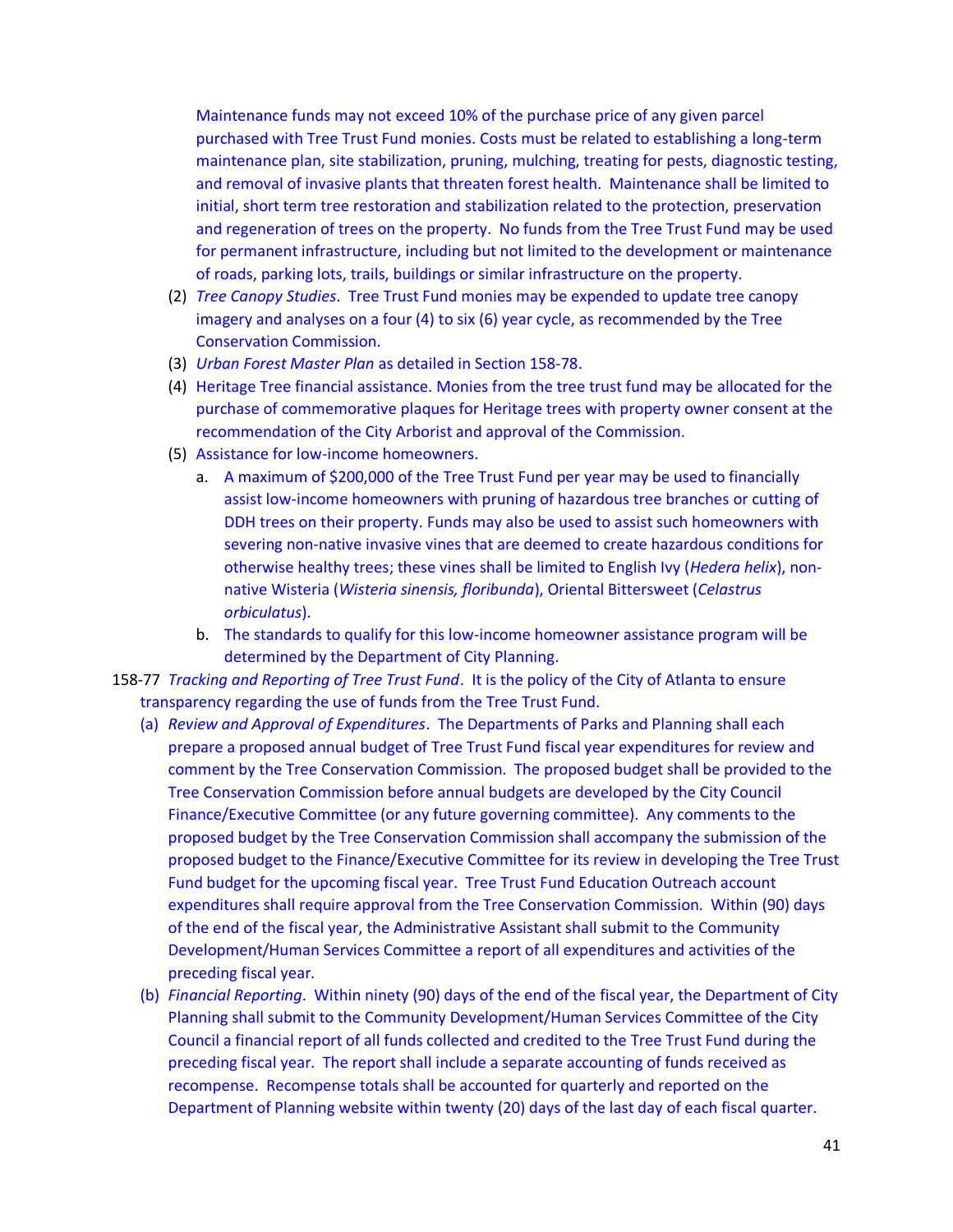Maintenance funds may not exceed 10% of the purchase price of any given parcel purchased with Tree Trust Fund monies. Costs must be related to establishing a long-term maintenance plan, site stabilization, pruning, mulching, treating for pests, diagnostic testing, and removal of invasive plants that threaten forest health. Maintenance shall be limited to initial, short term tree restoration and stabilization related to the protection, preservation and regeneration of trees on the property. No funds from the Tree Trust Fund may be used for permanent infrastructure, including but not limited to the development or maintenance of roads, parking lots, trails, buildings or similar infrastructure on the property.

(2) *Tree Canopy Studies*. Tree Trust Fund monies may be expended to update tree canopy imagery and analyses on a four (4) to six (6) year cycle, as recommended by the Tree Conservation Commission.

(3) *Urban Forest Master Plan* as detailed in Section 158-78.

(4) Heritage Tree financial assistance. Monies from the tree trust fund may be allocated for the purchase of commemorative plaques for Heritage trees with property owner consent at the recommendation of the City Arborist and approval of the Commission.

(5) Assistance for low-income homeowners.

a. A maximum of $200,000 of the Tree Trust Fund per year may be used to financially assist low-income homeowners with pruning of hazardous tree branches or cutting of DDH trees on their property. Funds may also be used to assist such homeowners with severing non-native invasive vines that are deemed to create hazardous conditions for otherwise healthy trees; these vines shall be limited to English Ivy (*Hedera helix*), non-native Wisteria (*Wisteria sinensis, floribunda*), Oriental Bittersweet (*Celastrus orbiculatus*).

b. The standards to qualify for this low-income homeowner assistance program will be determined by the Department of City Planning.

158-77 *Tracking and Reporting of Tree Trust Fund*. It is the policy of the City of Atlanta to ensure transparency regarding the use of funds from the Tree Trust Fund.

(a) *Review and Approval of Expenditures*. The Departments of Parks and Planning shall each prepare a proposed annual budget of Tree Trust Fund fiscal year expenditures for review and comment by the Tree Conservation Commission. The proposed budget shall be provided to the Tree Conservation Commission before annual budgets are developed by the City Council Finance/Executive Committee (or any future governing committee). Any comments to the proposed budget by the Tree Conservation Commission shall accompany the submission of the proposed budget to the Finance/Executive Committee for its review in developing the Tree Trust Fund budget for the upcoming fiscal year. Tree Trust Fund Education Outreach account expenditures shall require approval from the Tree Conservation Commission. Within (90) days of the end of the fiscal year, the Administrative Assistant shall submit to the Community Development/Human Services Committee a report of all expenditures and activities of the preceding fiscal year.

(b) *Financial Reporting*. Within ninety (90) days of the end of the fiscal year, the Department of City Planning shall submit to the Community Development/Human Services Committee of the City Council a financial report of all funds collected and credited to the Tree Trust Fund during the preceding fiscal year. The report shall include a separate accounting of funds received as recompense. Recompense totals shall be accounted for quarterly and reported on the Department of Planning website within twenty (20) days of the last day of each fiscal quarter.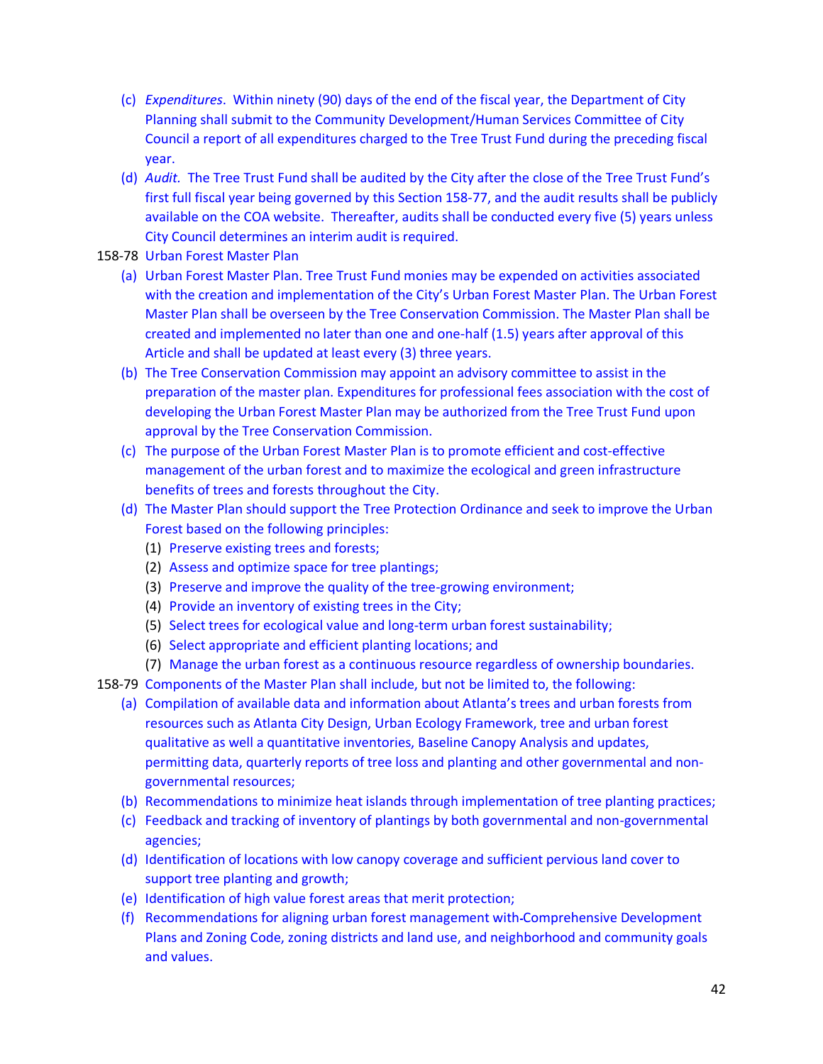(c) *Expenditures*. Within ninety (90) days of the end of the fiscal year, the Department of City Planning shall submit to the Community Development/Human Services Committee of City Council a report of all expenditures charged to the Tree Trust Fund during the preceding fiscal year.

(d) *Audit.* The Tree Trust Fund shall be audited by the City after the close of the Tree Trust Fund's first full fiscal year being governed by this Section 158-77, and the audit results shall be publicly available on the COA website. Thereafter, audits shall be conducted every five (5) years unless City Council determines an interim audit is required.

158-78 Urban Forest Master Plan

(a) Urban Forest Master Plan. Tree Trust Fund monies may be expended on activities associated with the creation and implementation of the City's Urban Forest Master Plan. The Urban Forest Master Plan shall be overseen by the Tree Conservation Commission. The Master Plan shall be created and implemented no later than one and one-half (1.5) years after approval of this Article and shall be updated at least every (3) three years.

(b) The Tree Conservation Commission may appoint an advisory committee to assist in the preparation of the master plan. Expenditures for professional fees association with the cost of developing the Urban Forest Master Plan may be authorized from the Tree Trust Fund upon approval by the Tree Conservation Commission.

(c) The purpose of the Urban Forest Master Plan is to promote efficient and cost-effective management of the urban forest and to maximize the ecological and green infrastructure benefits of trees and forests throughout the City.

(d) The Master Plan should support the Tree Protection Ordinance and seek to improve the Urban Forest based on the following principles:

(1) Preserve existing trees and forests;
(2) Assess and optimize space for tree plantings;
(3) Preserve and improve the quality of the tree-growing environment;
(4) Provide an inventory of existing trees in the City;
(5) Select trees for ecological value and long-term urban forest sustainability;
(6) Select appropriate and efficient planting locations; and
(7) Manage the urban forest as a continuous resource regardless of ownership boundaries.

158-79 Components of the Master Plan shall include, but not be limited to, the following:

(a) Compilation of available data and information about Atlanta's trees and urban forests from resources such as Atlanta City Design, Urban Ecology Framework, tree and urban forest qualitative as well a quantitative inventories, Baseline Canopy Analysis and updates, permitting data, quarterly reports of tree loss and planting and other governmental and non-governmental resources;

(b) Recommendations to minimize heat islands through implementation of tree planting practices;

(c) Feedback and tracking of inventory of plantings by both governmental and non-governmental agencies;

(d) Identification of locations with low canopy coverage and sufficient pervious land cover to support tree planting and growth;

(e) Identification of high value forest areas that merit protection;

(f) Recommendations for aligning urban forest management with Comprehensive Development Plans and Zoning Code, zoning districts and land use, and neighborhood and community goals and values.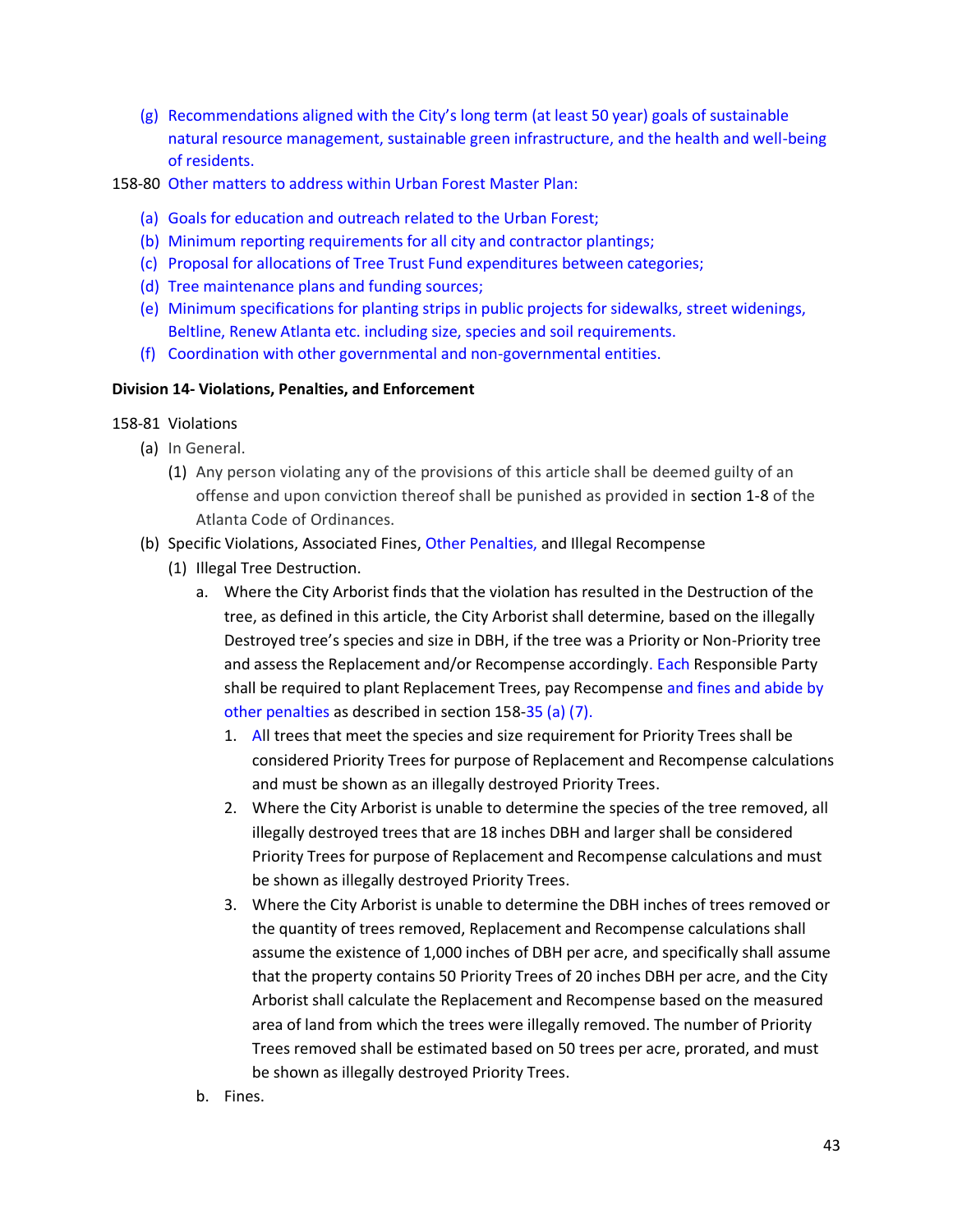(g) Recommendations aligned with the City's long term (at least 50 year) goals of sustainable natural resource management, sustainable green infrastructure, and the health and well-being of residents.

158-80 Other matters to address within Urban Forest Master Plan:

(a) Goals for education and outreach related to the Urban Forest;
(b) Minimum reporting requirements for all city and contractor plantings;
(c) Proposal for allocations of Tree Trust Fund expenditures between categories;
(d) Tree maintenance plans and funding sources;
(e) Minimum specifications for planting strips in public projects for sidewalks, street widenings, Beltline, Renew Atlanta etc. including size, species and soil requirements.
(f) Coordination with other governmental and non-governmental entities.

**Division 14- Violations, Penalties, and Enforcement**

158-81 Violations

(a) In General.

(1) Any person violating any of the provisions of this article shall be deemed guilty of an offense and upon conviction thereof shall be punished as provided in section 1-8 of the Atlanta Code of Ordinances.

(b) Specific Violations, Associated Fines, Other Penalties, and Illegal Recompense

(1) Illegal Tree Destruction.

a. Where the City Arborist finds that the violation has resulted in the Destruction of the tree, as defined in this article, the City Arborist shall determine, based on the illegally Destroyed tree's species and size in DBH, if the tree was a Priority or Non-Priority tree and assess the Replacement and/or Recompense accordingly. Each Responsible Party shall be required to plant Replacement Trees, pay Recompense and fines and abide by other penalties as described in section 158-35 (a) (7).

1. All trees that meet the species and size requirement for Priority Trees shall be considered Priority Trees for purpose of Replacement and Recompense calculations and must be shown as an illegally destroyed Priority Trees.

2. Where the City Arborist is unable to determine the species of the tree removed, all illegally destroyed trees that are 18 inches DBH and larger shall be considered Priority Trees for purpose of Replacement and Recompense calculations and must be shown as illegally destroyed Priority Trees.

3. Where the City Arborist is unable to determine the DBH inches of trees removed or the quantity of trees removed, Replacement and Recompense calculations shall assume the existence of 1,000 inches of DBH per acre, and specifically shall assume that the property contains 50 Priority Trees of 20 inches DBH per acre, and the City Arborist shall calculate the Replacement and Recompense based on the measured area of land from which the trees were illegally removed. The number of Priority Trees removed shall be estimated based on 50 trees per acre, prorated, and must be shown as illegally destroyed Priority Trees.

b. Fines.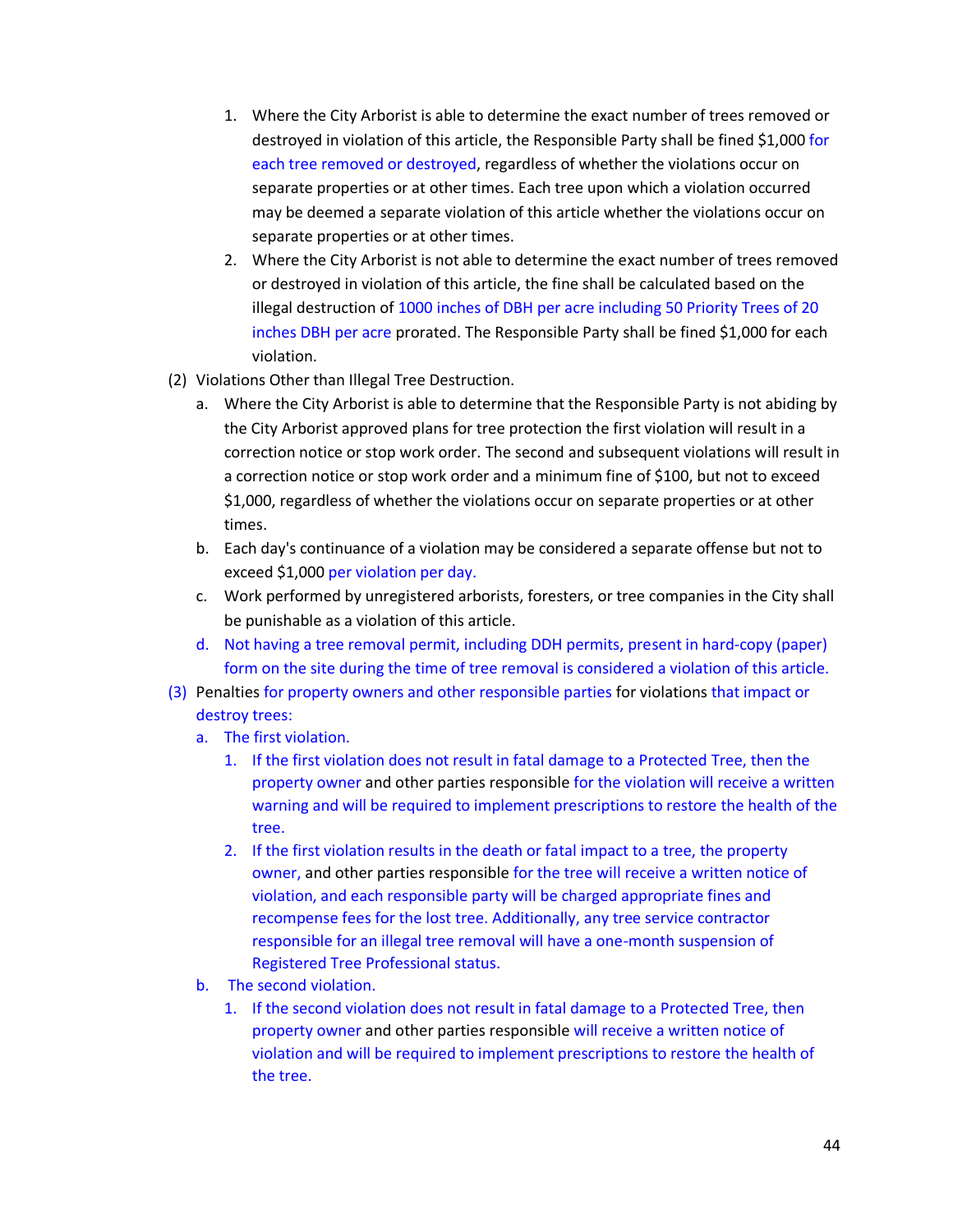1. Where the City Arborist is able to determine the exact number of trees removed or destroyed in violation of this article, the Responsible Party shall be fined $1,000 for each tree removed or destroyed, regardless of whether the violations occur on separate properties or at other times. Each tree upon which a violation occurred may be deemed a separate violation of this article whether the violations occur on separate properties or at other times.
2. Where the City Arborist is not able to determine the exact number of trees removed or destroyed in violation of this article, the fine shall be calculated based on the illegal destruction of 1000 inches of DBH per acre including 50 Priority Trees of 20 inches DBH per acre prorated. The Responsible Party shall be fined $1,000 for each violation.

(2) Violations Other than Illegal Tree Destruction.

a. Where the City Arborist is able to determine that the Responsible Party is not abiding by the City Arborist approved plans for tree protection the first violation will result in a correction notice or stop work order. The second and subsequent violations will result in a correction notice or stop work order and a minimum fine of $100, but not to exceed $1,000, regardless of whether the violations occur on separate properties or at other times.

b. Each day's continuance of a violation may be considered a separate offense but not to exceed $1,000 per violation per day.

c. Work performed by unregistered arborists, foresters, or tree companies in the City shall be punishable as a violation of this article.

d. Not having a tree removal permit, including DDH permits, present in hard-copy (paper) form on the site during the time of tree removal is considered a violation of this article.

(3) Penalties for property owners and other responsible parties for violations that impact or destroy trees:

a. The first violation.

1. If the first violation does not result in fatal damage to a Protected Tree, then the property owner and other parties responsible for the violation will receive a written warning and will be required to implement prescriptions to restore the health of the tree.
2. If the first violation results in the death or fatal impact to a tree, the property owner, and other parties responsible for the tree will receive a written notice of violation, and each responsible party will be charged appropriate fines and recompense fees for the lost tree. Additionally, any tree service contractor responsible for an illegal tree removal will have a one-month suspension of Registered Tree Professional status.

b. The second violation.

1. If the second violation does not result in fatal damage to a Protected Tree, then property owner and other parties responsible will receive a written notice of violation and will be required to implement prescriptions to restore the health of the tree.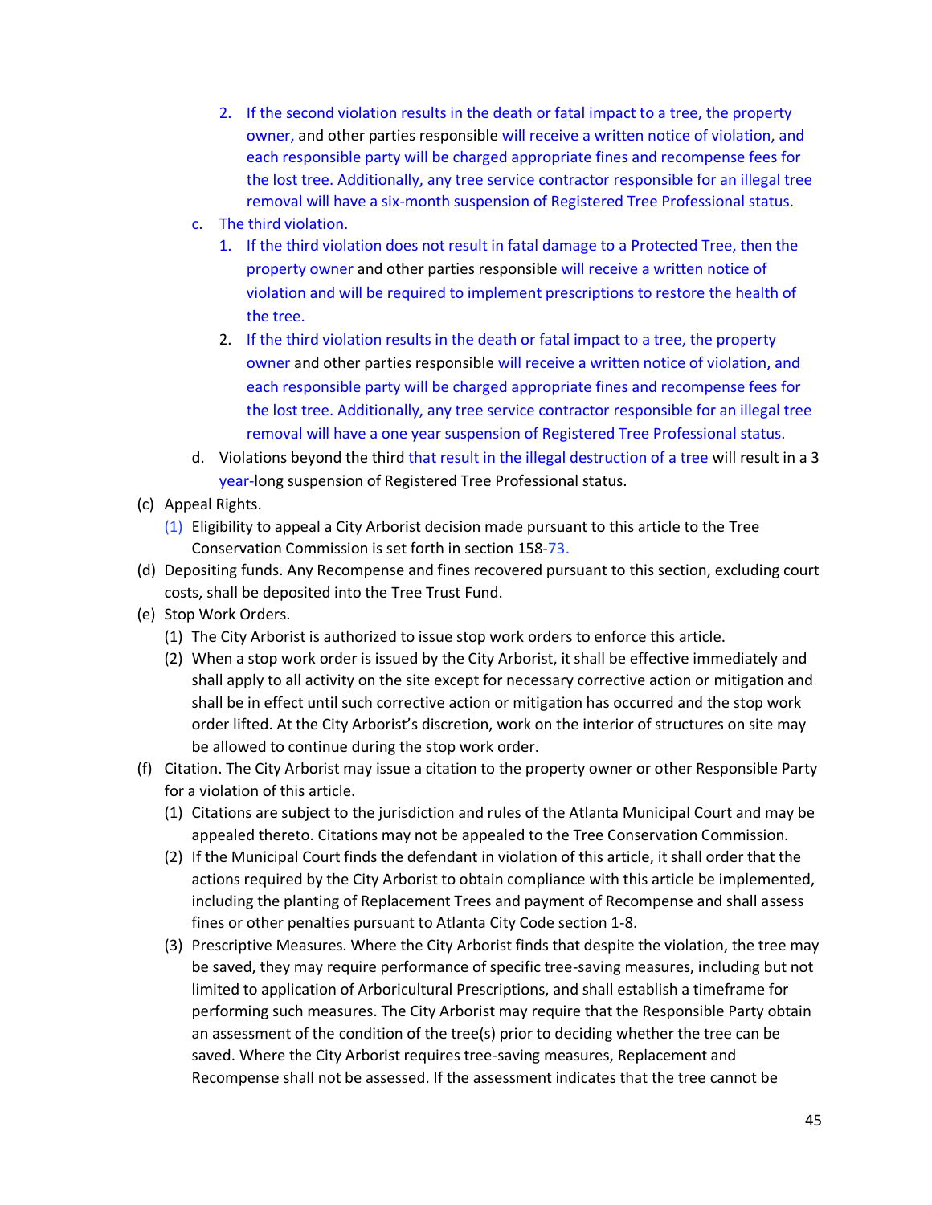2. If the second violation results in the death or fatal impact to a tree, the property owner, and other parties responsible will receive a written notice of violation, and each responsible party will be charged appropriate fines and recompense fees for the lost tree. Additionally, any tree service contractor responsible for an illegal tree removal will have a six-month suspension of Registered Tree Professional status.

c. The third violation.

1. If the third violation does not result in fatal damage to a Protected Tree, then the property owner and other parties responsible will receive a written notice of violation and will be required to implement prescriptions to restore the health of the tree.

2. If the third violation results in the death or fatal impact to a tree, the property owner and other parties responsible will receive a written notice of violation, and each responsible party will be charged appropriate fines and recompense fees for the lost tree. Additionally, any tree service contractor responsible for an illegal tree removal will have a one year suspension of Registered Tree Professional status.

d. Violations beyond the third that result in the illegal destruction of a tree will result in a 3 year-long suspension of Registered Tree Professional status.

(c) Appeal Rights.

(1) Eligibility to appeal a City Arborist decision made pursuant to this article to the Tree Conservation Commission is set forth in section 158-73.

(d) Depositing funds. Any Recompense and fines recovered pursuant to this section, excluding court costs, shall be deposited into the Tree Trust Fund.

(e) Stop Work Orders.

(1) The City Arborist is authorized to issue stop work orders to enforce this article.

(2) When a stop work order is issued by the City Arborist, it shall be effective immediately and shall apply to all activity on the site except for necessary corrective action or mitigation and shall be in effect until such corrective action or mitigation has occurred and the stop work order lifted. At the City Arborist's discretion, work on the interior of structures on site may be allowed to continue during the stop work order.

(f) Citation. The City Arborist may issue a citation to the property owner or other Responsible Party for a violation of this article.

(1) Citations are subject to the jurisdiction and rules of the Atlanta Municipal Court and may be appealed thereto. Citations may not be appealed to the Tree Conservation Commission.

(2) If the Municipal Court finds the defendant in violation of this article, it shall order that the actions required by the City Arborist to obtain compliance with this article be implemented, including the planting of Replacement Trees and payment of Recompense and shall assess fines or other penalties pursuant to Atlanta City Code section 1-8.

(3) Prescriptive Measures. Where the City Arborist finds that despite the violation, the tree may be saved, they may require performance of specific tree-saving measures, including but not limited to application of Arboricultural Prescriptions, and shall establish a timeframe for performing such measures. The City Arborist may require that the Responsible Party obtain an assessment of the condition of the tree(s) prior to deciding whether the tree can be saved. Where the City Arborist requires tree-saving measures, Replacement and Recompense shall not be assessed. If the assessment indicates that the tree cannot be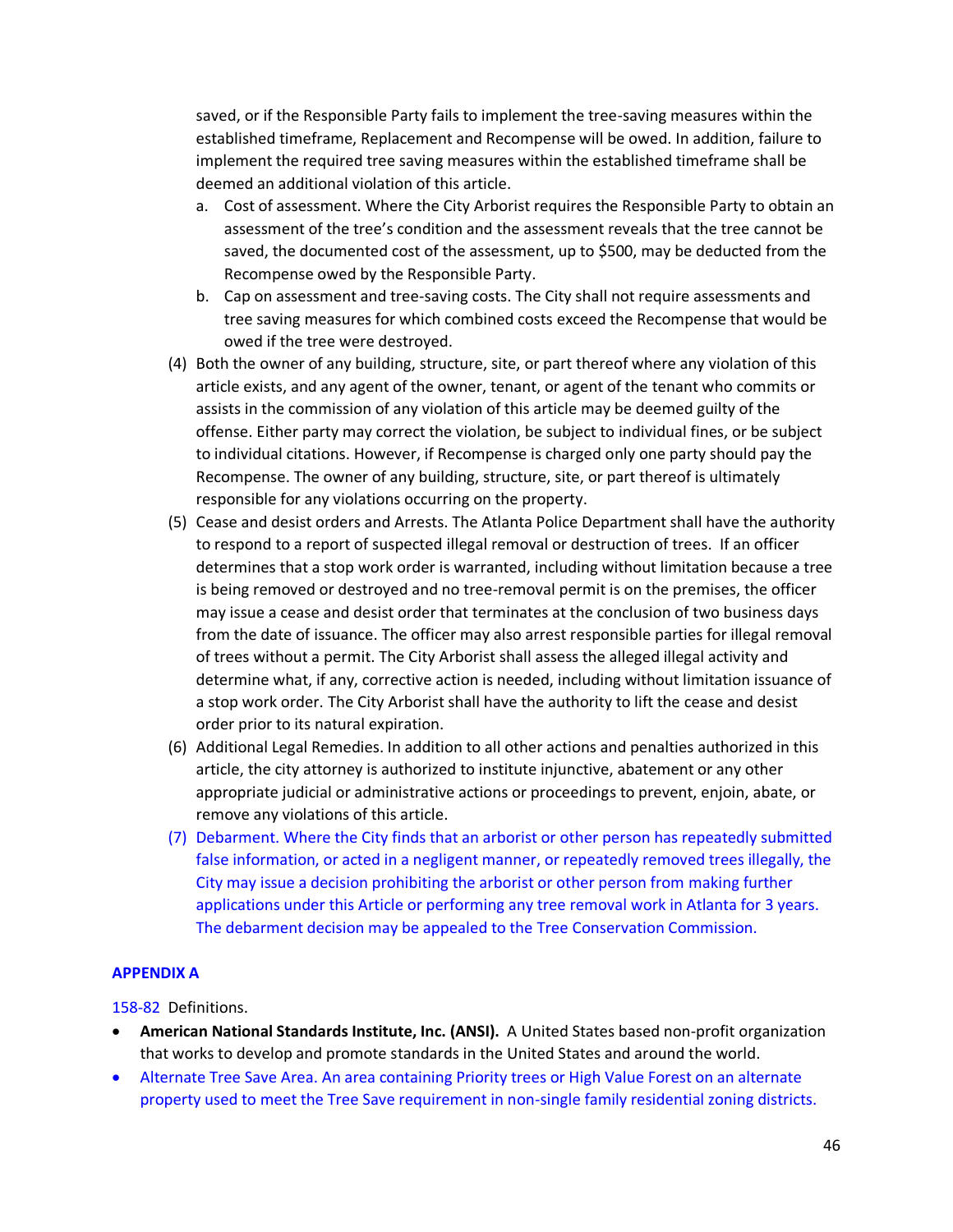saved, or if the Responsible Party fails to implement the tree-saving measures within the established timeframe, Replacement and Recompense will be owed. In addition, failure to implement the required tree saving measures within the established timeframe shall be deemed an additional violation of this article.

a. Cost of assessment. Where the City Arborist requires the Responsible Party to obtain an assessment of the tree's condition and the assessment reveals that the tree cannot be saved, the documented cost of the assessment, up to $500, may be deducted from the Recompense owed by the Responsible Party.

b. Cap on assessment and tree-saving costs. The City shall not require assessments and tree saving measures for which combined costs exceed the Recompense that would be owed if the tree were destroyed.

(4) Both the owner of any building, structure, site, or part thereof where any violation of this article exists, and any agent of the owner, tenant, or agent of the tenant who commits or assists in the commission of any violation of this article may be deemed guilty of the offense. Either party may correct the violation, be subject to individual fines, or be subject to individual citations. However, if Recompense is charged only one party should pay the Recompense. The owner of any building, structure, site, or part thereof is ultimately responsible for any violations occurring on the property.

(5) Cease and desist orders and Arrests. The Atlanta Police Department shall have the authority to respond to a report of suspected illegal removal or destruction of trees. If an officer determines that a stop work order is warranted, including without limitation because a tree is being removed or destroyed and no tree-removal permit is on the premises, the officer may issue a cease and desist order that terminates at the conclusion of two business days from the date of issuance. The officer may also arrest responsible parties for illegal removal of trees without a permit. The City Arborist shall assess the alleged illegal activity and determine what, if any, corrective action is needed, including without limitation issuance of a stop work order. The City Arborist shall have the authority to lift the cease and desist order prior to its natural expiration.

(6) Additional Legal Remedies. In addition to all other actions and penalties authorized in this article, the city attorney is authorized to institute injunctive, abatement or any other appropriate judicial or administrative actions or proceedings to prevent, enjoin, abate, or remove any violations of this article.

(7) Debarment. Where the City finds that an arborist or other person has repeatedly submitted false information, or acted in a negligent manner, or repeatedly removed trees illegally, the City may issue a decision prohibiting the arborist or other person from making further applications under this Article or performing any tree removal work in Atlanta for 3 years. The debarment decision may be appealed to the Tree Conservation Commission.

## APPENDIX A

158-82 Definitions.

- **American National Standards Institute, Inc. (ANSI).** A United States based non-profit organization that works to develop and promote standards in the United States and around the world.
- Alternate Tree Save Area. An area containing Priority trees or High Value Forest on an alternate property used to meet the Tree Save requirement in non-single family residential zoning districts.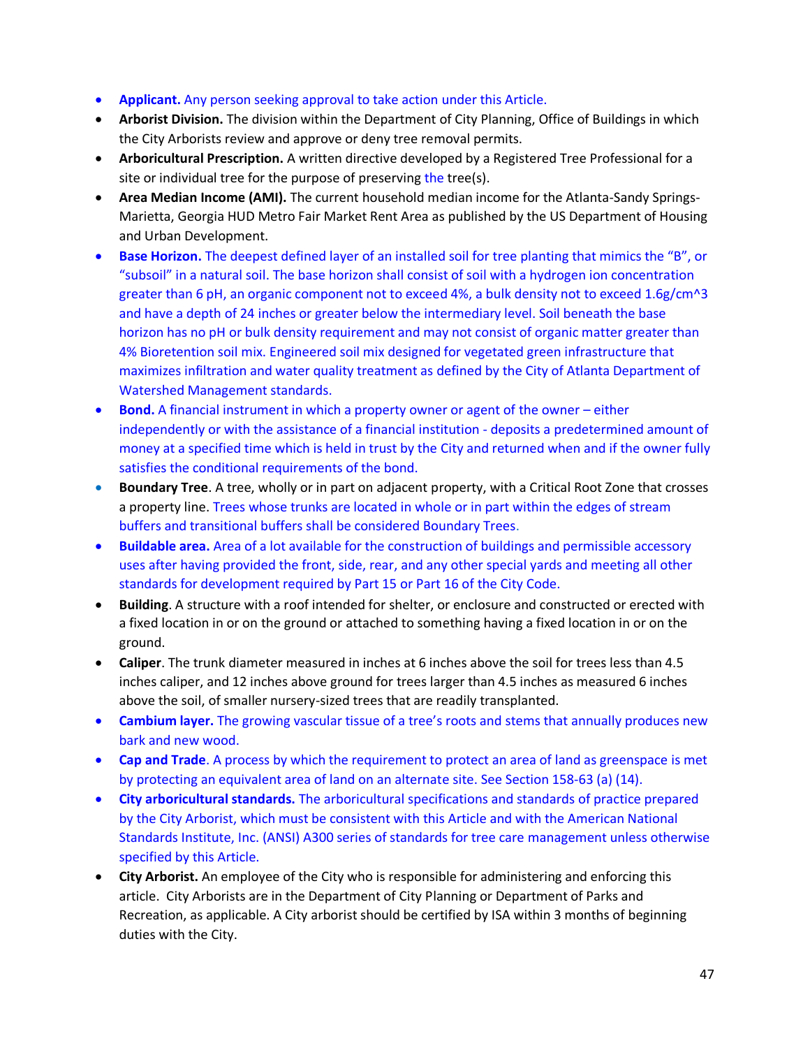- **Applicant.** Any person seeking approval to take action under this Article.
- **Arborist Division.** The division within the Department of City Planning, Office of Buildings in which the City Arborists review and approve or deny tree removal permits.
- **Arboricultural Prescription.** A written directive developed by a Registered Tree Professional for a site or individual tree for the purpose of preserving the tree(s).
- **Area Median Income (AMI).** The current household median income for the Atlanta-Sandy Springs-Marietta, Georgia HUD Metro Fair Market Rent Area as published by the US Department of Housing and Urban Development.
- **Base Horizon.** The deepest defined layer of an installed soil for tree planting that mimics the "B", or "subsoil" in a natural soil. The base horizon shall consist of soil with a hydrogen ion concentration greater than 6 pH, an organic component not to exceed 4%, a bulk density not to exceed 1.6g/cm^3 and have a depth of 24 inches or greater below the intermediary level. Soil beneath the base horizon has no pH or bulk density requirement and may not consist of organic matter greater than 4% Bioretention soil mix. Engineered soil mix designed for vegetated green infrastructure that maximizes infiltration and water quality treatment as defined by the City of Atlanta Department of Watershed Management standards.
- **Bond.** A financial instrument in which a property owner or agent of the owner – either independently or with the assistance of a financial institution - deposits a predetermined amount of money at a specified time which is held in trust by the City and returned when and if the owner fully satisfies the conditional requirements of the bond.
- **Boundary Tree**. A tree, wholly or in part on adjacent property, with a Critical Root Zone that crosses a property line. Trees whose trunks are located in whole or in part within the edges of stream buffers and transitional buffers shall be considered Boundary Trees.
- **Buildable area.** Area of a lot available for the construction of buildings and permissible accessory uses after having provided the front, side, rear, and any other special yards and meeting all other standards for development required by Part 15 or Part 16 of the City Code.
- **Building**. A structure with a roof intended for shelter, or enclosure and constructed or erected with a fixed location in or on the ground or attached to something having a fixed location in or on the ground.
- **Caliper**. The trunk diameter measured in inches at 6 inches above the soil for trees less than 4.5 inches caliper, and 12 inches above ground for trees larger than 4.5 inches as measured 6 inches above the soil, of smaller nursery-sized trees that are readily transplanted.
- **Cambium layer.** The growing vascular tissue of a tree's roots and stems that annually produces new bark and new wood.
- **Cap and Trade**. A process by which the requirement to protect an area of land as greenspace is met by protecting an equivalent area of land on an alternate site. See Section 158-63 (a) (14).
- **City arboricultural standards.** The arboricultural specifications and standards of practice prepared by the City Arborist, which must be consistent with this Article and with the American National Standards Institute, Inc. (ANSI) A300 series of standards for tree care management unless otherwise specified by this Article.
- **City Arborist.** An employee of the City who is responsible for administering and enforcing this article. City Arborists are in the Department of City Planning or Department of Parks and Recreation, as applicable. A City arborist should be certified by ISA within 3 months of beginning duties with the City.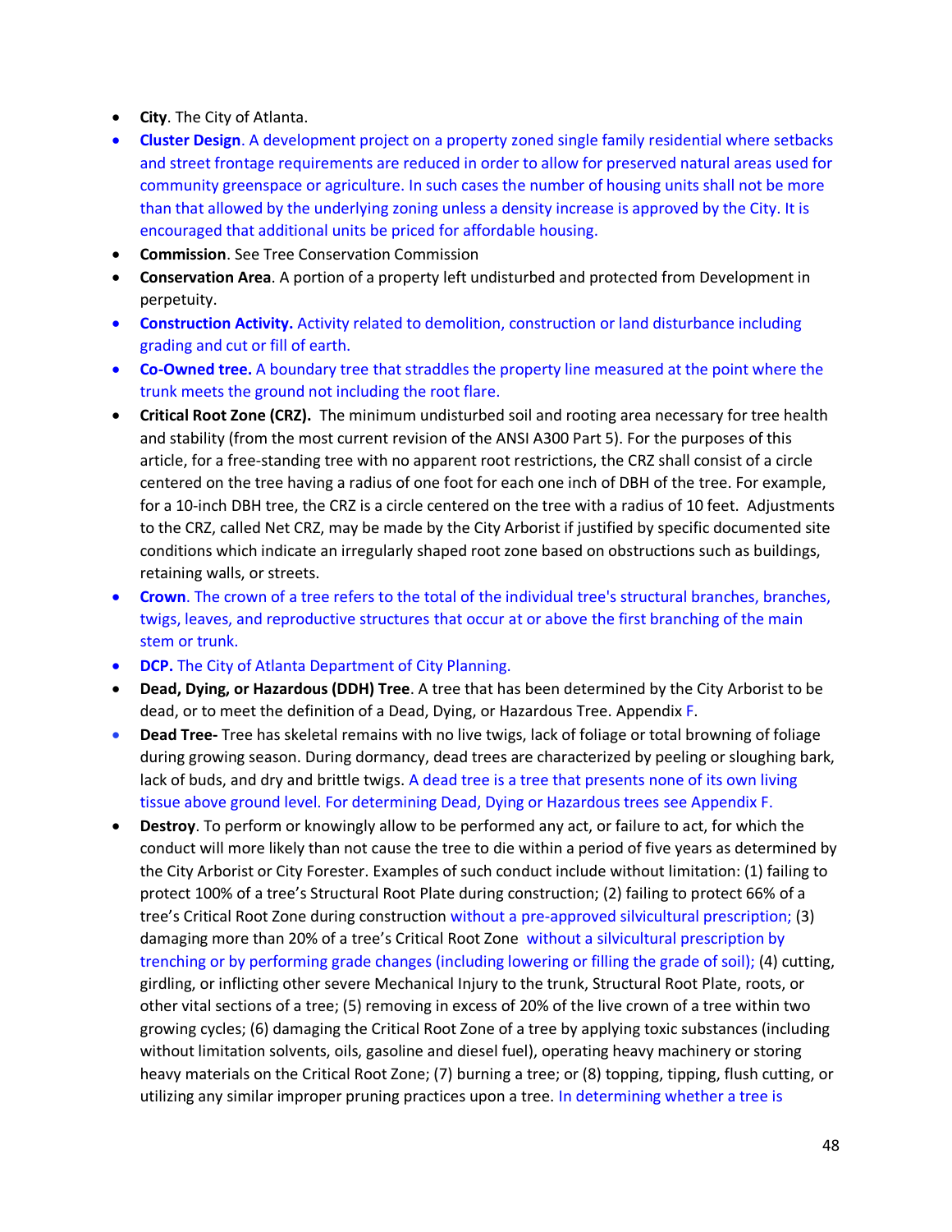- **City**. The City of Atlanta.
- **Cluster Design**. A development project on a property zoned single family residential where setbacks and street frontage requirements are reduced in order to allow for preserved natural areas used for community greenspace or agriculture. In such cases the number of housing units shall not be more than that allowed by the underlying zoning unless a density increase is approved by the City. It is encouraged that additional units be priced for affordable housing.
- **Commission**. See Tree Conservation Commission
- **Conservation Area**. A portion of a property left undisturbed and protected from Development in perpetuity.
- **Construction Activity.** Activity related to demolition, construction or land disturbance including grading and cut or fill of earth.
- **Co-Owned tree.** A boundary tree that straddles the property line measured at the point where the trunk meets the ground not including the root flare.
- **Critical Root Zone (CRZ).** The minimum undisturbed soil and rooting area necessary for tree health and stability (from the most current revision of the ANSI A300 Part 5). For the purposes of this article, for a free-standing tree with no apparent root restrictions, the CRZ shall consist of a circle centered on the tree having a radius of one foot for each one inch of DBH of the tree. For example, for a 10-inch DBH tree, the CRZ is a circle centered on the tree with a radius of 10 feet. Adjustments to the CRZ, called Net CRZ, may be made by the City Arborist if justified by specific documented site conditions which indicate an irregularly shaped root zone based on obstructions such as buildings, retaining walls, or streets.
- **Crown**. The crown of a tree refers to the total of the individual tree's structural branches, branches, twigs, leaves, and reproductive structures that occur at or above the first branching of the main stem or trunk.
- **DCP.** The City of Atlanta Department of City Planning.
- **Dead, Dying, or Hazardous (DDH) Tree**. A tree that has been determined by the City Arborist to be dead, or to meet the definition of a Dead, Dying, or Hazardous Tree. Appendix F.
- **Dead Tree-** Tree has skeletal remains with no live twigs, lack of foliage or total browning of foliage during growing season. During dormancy, dead trees are characterized by peeling or sloughing bark, lack of buds, and dry and brittle twigs. A dead tree is a tree that presents none of its own living tissue above ground level. For determining Dead, Dying or Hazardous trees see Appendix F.
- **Destroy**. To perform or knowingly allow to be performed any act, or failure to act, for which the conduct will more likely than not cause the tree to die within a period of five years as determined by the City Arborist or City Forester. Examples of such conduct include without limitation: (1) failing to protect 100% of a tree's Structural Root Plate during construction; (2) failing to protect 66% of a tree's Critical Root Zone during construction without a pre-approved silvicultural prescription; (3) damaging more than 20% of a tree's Critical Root Zone without a silvicultural prescription by trenching or by performing grade changes (including lowering or filling the grade of soil); (4) cutting, girdling, or inflicting other severe Mechanical Injury to the trunk, Structural Root Plate, roots, or other vital sections of a tree; (5) removing in excess of 20% of the live crown of a tree within two growing cycles; (6) damaging the Critical Root Zone of a tree by applying toxic substances (including without limitation solvents, oils, gasoline and diesel fuel), operating heavy machinery or storing heavy materials on the Critical Root Zone; (7) burning a tree; or (8) topping, tipping, flush cutting, or utilizing any similar improper pruning practices upon a tree. In determining whether a tree is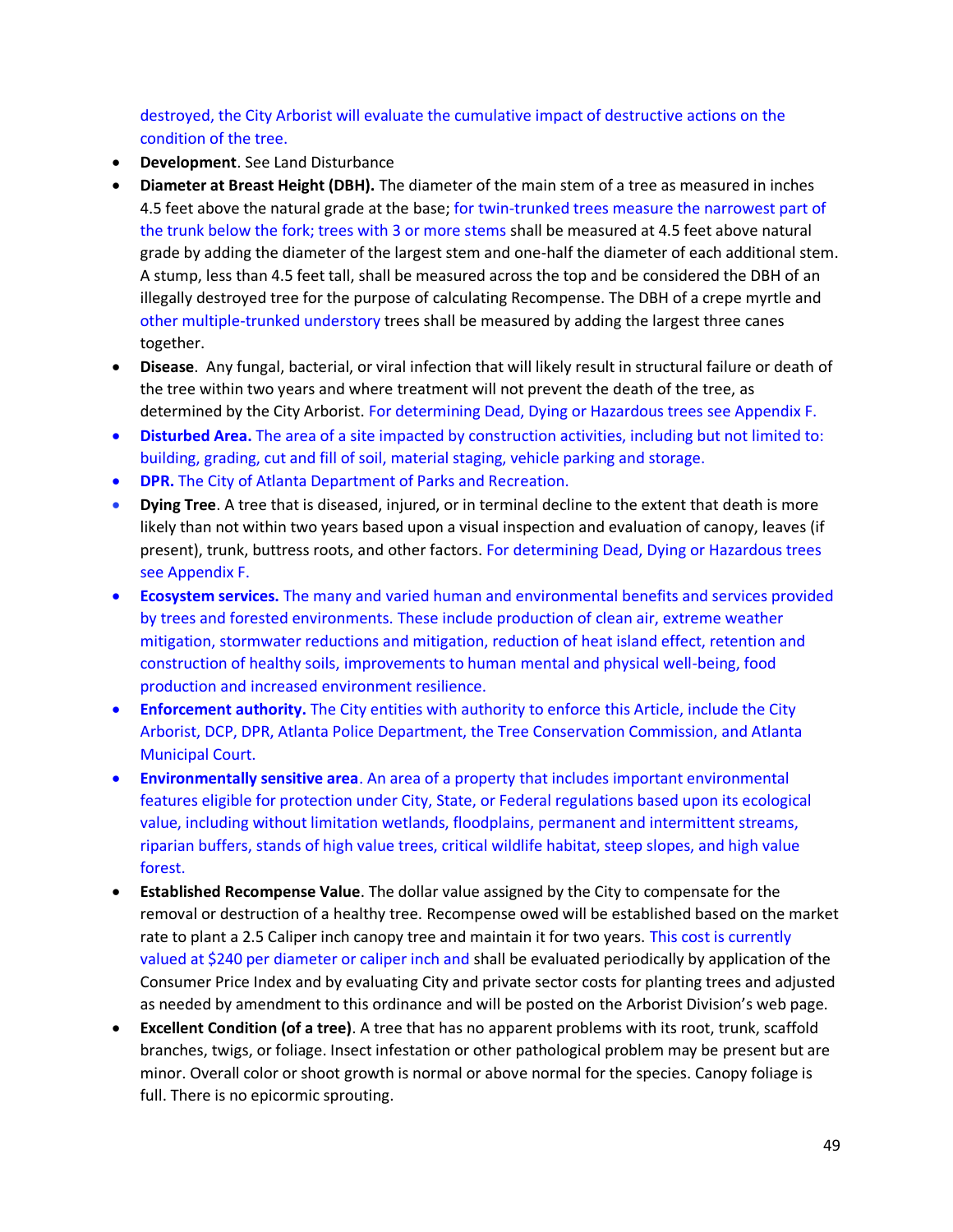destroyed, the City Arborist will evaluate the cumulative impact of destructive actions on the condition of the tree.

- **Development**. See Land Disturbance
- **Diameter at Breast Height (DBH).** The diameter of the main stem of a tree as measured in inches 4.5 feet above the natural grade at the base; for twin-trunked trees measure the narrowest part of the trunk below the fork; trees with 3 or more stems shall be measured at 4.5 feet above natural grade by adding the diameter of the largest stem and one-half the diameter of each additional stem. A stump, less than 4.5 feet tall, shall be measured across the top and be considered the DBH of an illegally destroyed tree for the purpose of calculating Recompense. The DBH of a crepe myrtle and other multiple-trunked understory trees shall be measured by adding the largest three canes together.
- **Disease**. Any fungal, bacterial, or viral infection that will likely result in structural failure or death of the tree within two years and where treatment will not prevent the death of the tree, as determined by the City Arborist. For determining Dead, Dying or Hazardous trees see Appendix F.
- **Disturbed Area.** The area of a site impacted by construction activities, including but not limited to: building, grading, cut and fill of soil, material staging, vehicle parking and storage.
- **DPR.** The City of Atlanta Department of Parks and Recreation.
- **Dying Tree**. A tree that is diseased, injured, or in terminal decline to the extent that death is more likely than not within two years based upon a visual inspection and evaluation of canopy, leaves (if present), trunk, buttress roots, and other factors. For determining Dead, Dying or Hazardous trees see Appendix F.
- **Ecosystem services.** The many and varied human and environmental benefits and services provided by trees and forested environments. These include production of clean air, extreme weather mitigation, stormwater reductions and mitigation, reduction of heat island effect, retention and construction of healthy soils, improvements to human mental and physical well-being, food production and increased environment resilience.
- **Enforcement authority.** The City entities with authority to enforce this Article, include the City Arborist, DCP, DPR, Atlanta Police Department, the Tree Conservation Commission, and Atlanta Municipal Court.
- **Environmentally sensitive area**. An area of a property that includes important environmental features eligible for protection under City, State, or Federal regulations based upon its ecological value, including without limitation wetlands, floodplains, permanent and intermittent streams, riparian buffers, stands of high value trees, critical wildlife habitat, steep slopes, and high value forest.
- **Established Recompense Value**. The dollar value assigned by the City to compensate for the removal or destruction of a healthy tree. Recompense owed will be established based on the market rate to plant a 2.5 Caliper inch canopy tree and maintain it for two years. This cost is currently valued at $240 per diameter or caliper inch and shall be evaluated periodically by application of the Consumer Price Index and by evaluating City and private sector costs for planting trees and adjusted as needed by amendment to this ordinance and will be posted on the Arborist Division's web page.
- **Excellent Condition (of a tree)**. A tree that has no apparent problems with its root, trunk, scaffold branches, twigs, or foliage. Insect infestation or other pathological problem may be present but are minor. Overall color or shoot growth is normal or above normal for the species. Canopy foliage is full. There is no epicormic sprouting.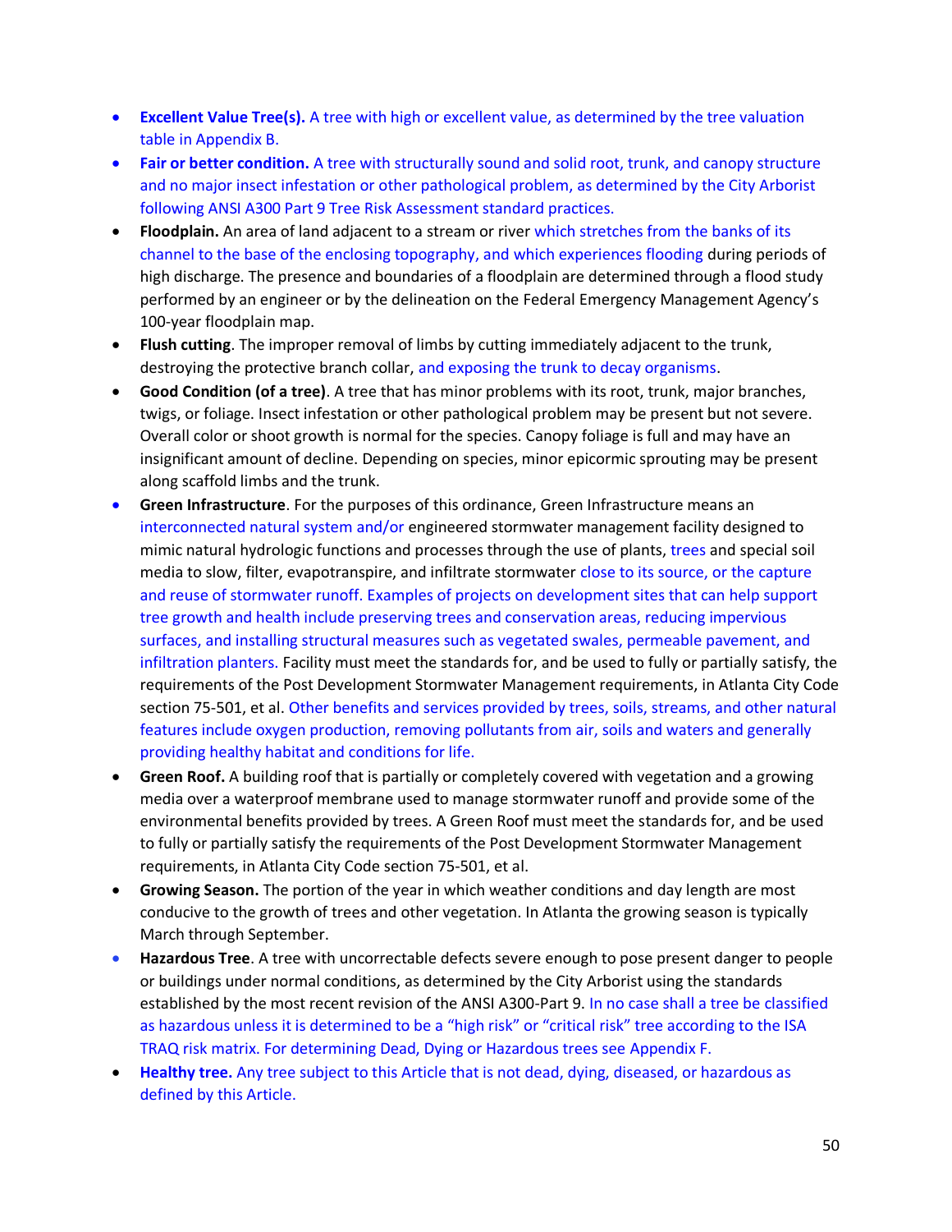- **Excellent Value Tree(s).** A tree with high or excellent value, as determined by the tree valuation table in Appendix B.
- **Fair or better condition.** A tree with structurally sound and solid root, trunk, and canopy structure and no major insect infestation or other pathological problem, as determined by the City Arborist following ANSI A300 Part 9 Tree Risk Assessment standard practices.
- **Floodplain.** An area of land adjacent to a stream or river which stretches from the banks of its channel to the base of the enclosing topography, and which experiences flooding during periods of high discharge. The presence and boundaries of a floodplain are determined through a flood study performed by an engineer or by the delineation on the Federal Emergency Management Agency's 100-year floodplain map.
- **Flush cutting**. The improper removal of limbs by cutting immediately adjacent to the trunk, destroying the protective branch collar, and exposing the trunk to decay organisms.
- **Good Condition (of a tree)**. A tree that has minor problems with its root, trunk, major branches, twigs, or foliage. Insect infestation or other pathological problem may be present but not severe. Overall color or shoot growth is normal for the species. Canopy foliage is full and may have an insignificant amount of decline. Depending on species, minor epicormic sprouting may be present along scaffold limbs and the trunk.
- **Green Infrastructure**. For the purposes of this ordinance, Green Infrastructure means an interconnected natural system and/or engineered stormwater management facility designed to mimic natural hydrologic functions and processes through the use of plants, trees and special soil media to slow, filter, evapotranspire, and infiltrate stormwater close to its source, or the capture and reuse of stormwater runoff. Examples of projects on development sites that can help support tree growth and health include preserving trees and conservation areas, reducing impervious surfaces, and installing structural measures such as vegetated swales, permeable pavement, and infiltration planters. Facility must meet the standards for, and be used to fully or partially satisfy, the requirements of the Post Development Stormwater Management requirements, in Atlanta City Code section 75-501, et al. Other benefits and services provided by trees, soils, streams, and other natural features include oxygen production, removing pollutants from air, soils and waters and generally providing healthy habitat and conditions for life.
- **Green Roof.** A building roof that is partially or completely covered with vegetation and a growing media over a waterproof membrane used to manage stormwater runoff and provide some of the environmental benefits provided by trees. A Green Roof must meet the standards for, and be used to fully or partially satisfy the requirements of the Post Development Stormwater Management requirements, in Atlanta City Code section 75-501, et al.
- **Growing Season.** The portion of the year in which weather conditions and day length are most conducive to the growth of trees and other vegetation. In Atlanta the growing season is typically March through September.
- **Hazardous Tree**. A tree with uncorrectable defects severe enough to pose present danger to people or buildings under normal conditions, as determined by the City Arborist using the standards established by the most recent revision of the ANSI A300-Part 9. In no case shall a tree be classified as hazardous unless it is determined to be a "high risk" or "critical risk" tree according to the ISA TRAQ risk matrix. For determining Dead, Dying or Hazardous trees see Appendix F.
- **Healthy tree.** Any tree subject to this Article that is not dead, dying, diseased, or hazardous as defined by this Article.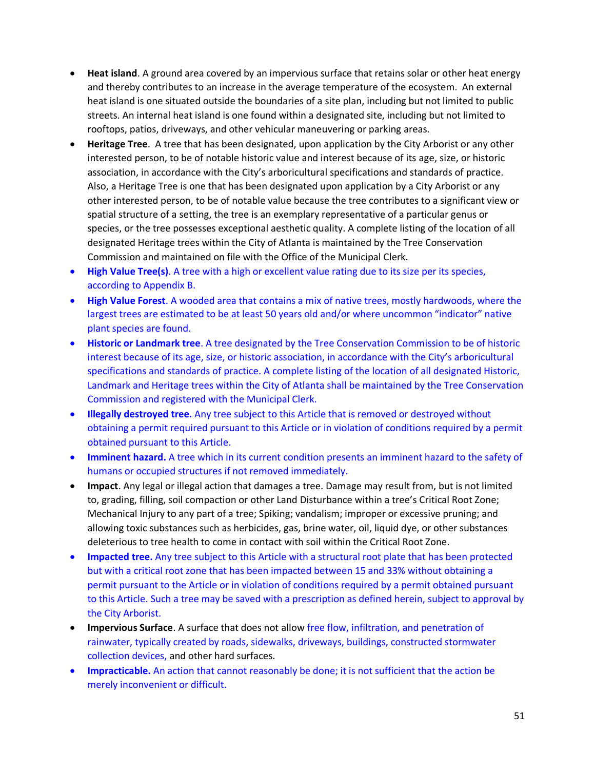- **Heat island**. A ground area covered by an impervious surface that retains solar or other heat energy and thereby contributes to an increase in the average temperature of the ecosystem. An external heat island is one situated outside the boundaries of a site plan, including but not limited to public streets. An internal heat island is one found within a designated site, including but not limited to rooftops, patios, driveways, and other vehicular maneuvering or parking areas.
- **Heritage Tree**. A tree that has been designated, upon application by the City Arborist or any other interested person, to be of notable historic value and interest because of its age, size, or historic association, in accordance with the City's arboricultural specifications and standards of practice. Also, a Heritage Tree is one that has been designated upon application by a City Arborist or any other interested person, to be of notable value because the tree contributes to a significant view or spatial structure of a setting, the tree is an exemplary representative of a particular genus or species, or the tree possesses exceptional aesthetic quality. A complete listing of the location of all designated Heritage trees within the City of Atlanta is maintained by the Tree Conservation Commission and maintained on file with the Office of the Municipal Clerk.
- **High Value Tree(s)**. A tree with a high or excellent value rating due to its size per its species, according to Appendix B.
- **High Value Forest**. A wooded area that contains a mix of native trees, mostly hardwoods, where the largest trees are estimated to be at least 50 years old and/or where uncommon "indicator" native plant species are found.
- **Historic or Landmark tree**. A tree designated by the Tree Conservation Commission to be of historic interest because of its age, size, or historic association, in accordance with the City's arboricultural specifications and standards of practice. A complete listing of the location of all designated Historic, Landmark and Heritage trees within the City of Atlanta shall be maintained by the Tree Conservation Commission and registered with the Municipal Clerk.
- **Illegally destroyed tree.** Any tree subject to this Article that is removed or destroyed without obtaining a permit required pursuant to this Article or in violation of conditions required by a permit obtained pursuant to this Article.
- **Imminent hazard.** A tree which in its current condition presents an imminent hazard to the safety of humans or occupied structures if not removed immediately.
- **Impact**. Any legal or illegal action that damages a tree. Damage may result from, but is not limited to, grading, filling, soil compaction or other Land Disturbance within a tree's Critical Root Zone; Mechanical Injury to any part of a tree; Spiking; vandalism; improper or excessive pruning; and allowing toxic substances such as herbicides, gas, brine water, oil, liquid dye, or other substances deleterious to tree health to come in contact with soil within the Critical Root Zone.
- **Impacted tree.** Any tree subject to this Article with a structural root plate that has been protected but with a critical root zone that has been impacted between 15 and 33% without obtaining a permit pursuant to the Article or in violation of conditions required by a permit obtained pursuant to this Article. Such a tree may be saved with a prescription as defined herein, subject to approval by the City Arborist.
- **Impervious Surface**. A surface that does not allow free flow, infiltration, and penetration of rainwater, typically created by roads, sidewalks, driveways, buildings, constructed stormwater collection devices, and other hard surfaces.
- **Impracticable.** An action that cannot reasonably be done; it is not sufficient that the action be merely inconvenient or difficult.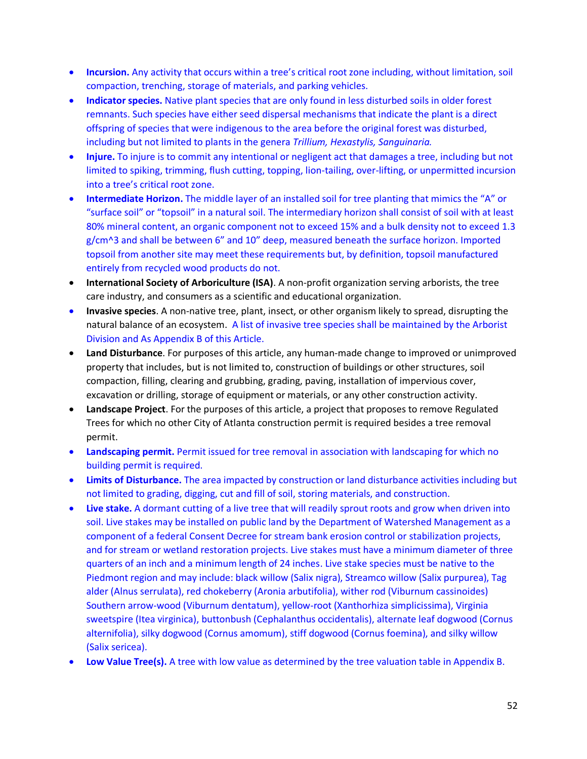- **Incursion.** Any activity that occurs within a tree's critical root zone including, without limitation, soil compaction, trenching, storage of materials, and parking vehicles.
- **Indicator species.** Native plant species that are only found in less disturbed soils in older forest remnants. Such species have either seed dispersal mechanisms that indicate the plant is a direct offspring of species that were indigenous to the area before the original forest was disturbed, including but not limited to plants in the genera *Trillium, Hexastylis, Sanguinaria.*
- **Injure.** To injure is to commit any intentional or negligent act that damages a tree, including but not limited to spiking, trimming, flush cutting, topping, lion-tailing, over-lifting, or unpermitted incursion into a tree's critical root zone.
- **Intermediate Horizon.** The middle layer of an installed soil for tree planting that mimics the "A" or "surface soil" or "topsoil" in a natural soil. The intermediary horizon shall consist of soil with at least 80% mineral content, an organic component not to exceed 15% and a bulk density not to exceed 1.3 g/cm^3 and shall be between 6" and 10" deep, measured beneath the surface horizon. Imported topsoil from another site may meet these requirements but, by definition, topsoil manufactured entirely from recycled wood products do not.
- **International Society of Arboriculture (ISA)**. A non-profit organization serving arborists, the tree care industry, and consumers as a scientific and educational organization.
- **Invasive species**. A non-native tree, plant, insect, or other organism likely to spread, disrupting the natural balance of an ecosystem. A list of invasive tree species shall be maintained by the Arborist Division and As Appendix B of this Article.
- **Land Disturbance**. For purposes of this article, any human-made change to improved or unimproved property that includes, but is not limited to, construction of buildings or other structures, soil compaction, filling, clearing and grubbing, grading, paving, installation of impervious cover, excavation or drilling, storage of equipment or materials, or any other construction activity.
- **Landscape Project**. For the purposes of this article, a project that proposes to remove Regulated Trees for which no other City of Atlanta construction permit is required besides a tree removal permit.
- **Landscaping permit.** Permit issued for tree removal in association with landscaping for which no building permit is required.
- **Limits of Disturbance.** The area impacted by construction or land disturbance activities including but not limited to grading, digging, cut and fill of soil, storing materials, and construction.
- **Live stake.** A dormant cutting of a live tree that will readily sprout roots and grow when driven into soil. Live stakes may be installed on public land by the Department of Watershed Management as a component of a federal Consent Decree for stream bank erosion control or stabilization projects, and for stream or wetland restoration projects. Live stakes must have a minimum diameter of three quarters of an inch and a minimum length of 24 inches. Live stake species must be native to the Piedmont region and may include: black willow (Salix nigra), Streamco willow (Salix purpurea), Tag alder (Alnus serrulata), red chokeberry (Aronia arbutifolia), wither rod (Viburnum cassinoides) Southern arrow-wood (Viburnum dentatum), yellow-root (Xanthorhiza simplicissima), Virginia sweetspire (Itea virginica), buttonbush (Cephalanthus occidentalis), alternate leaf dogwood (Cornus alternifolia), silky dogwood (Cornus amomum), stiff dogwood (Cornus foemina), and silky willow (Salix sericea).
- **Low Value Tree(s).** A tree with low value as determined by the tree valuation table in Appendix B.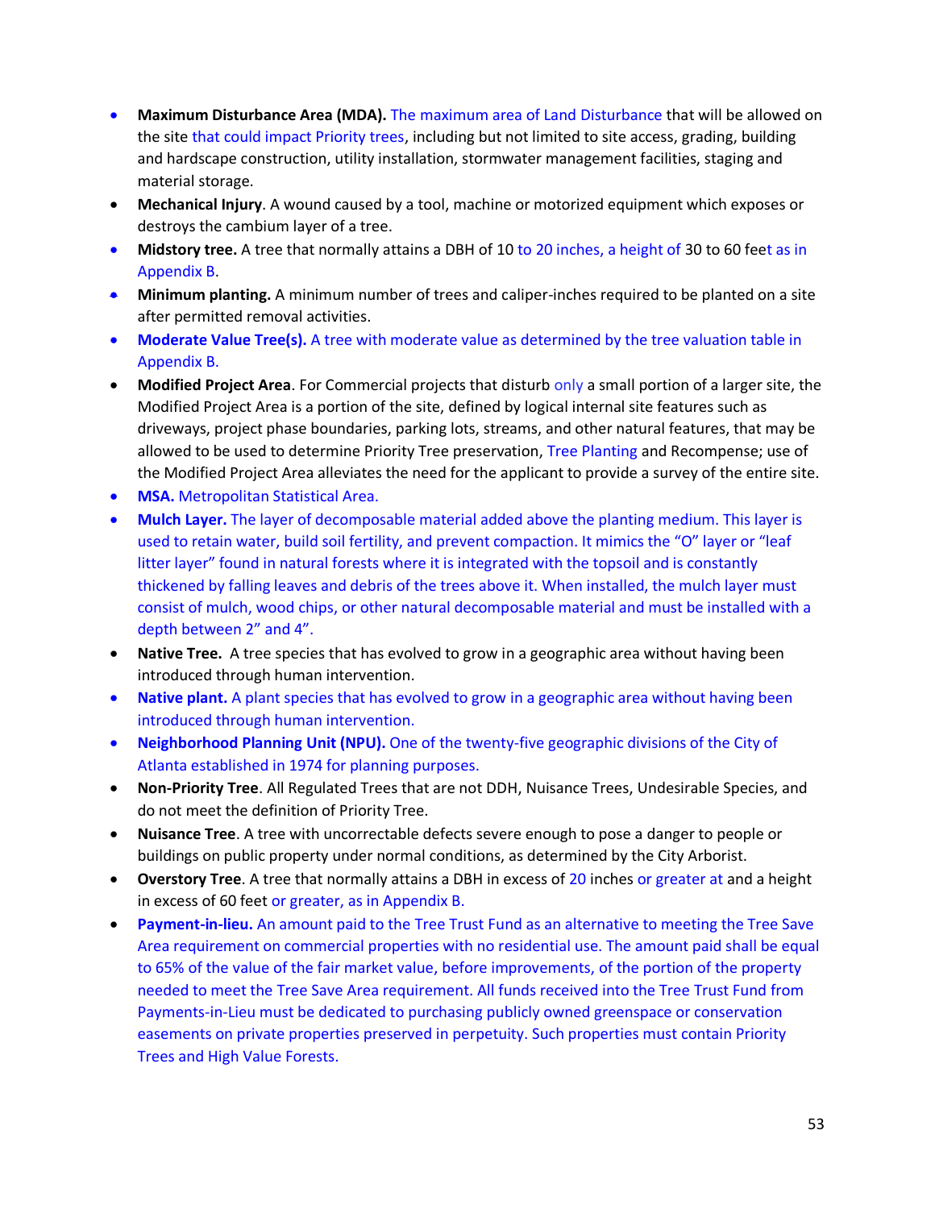- **Maximum Disturbance Area (MDA).** The maximum area of Land Disturbance that will be allowed on the site that could impact Priority trees, including but not limited to site access, grading, building and hardscape construction, utility installation, stormwater management facilities, staging and material storage.
- **Mechanical Injury**. A wound caused by a tool, machine or motorized equipment which exposes or destroys the cambium layer of a tree.
- **Midstory tree.** A tree that normally attains a DBH of 10 to 20 inches, a height of 30 to 60 feet as in Appendix B.
- **Minimum planting.** A minimum number of trees and caliper-inches required to be planted on a site after permitted removal activities.
- **Moderate Value Tree(s).** A tree with moderate value as determined by the tree valuation table in Appendix B.
- **Modified Project Area**. For Commercial projects that disturb only a small portion of a larger site, the Modified Project Area is a portion of the site, defined by logical internal site features such as driveways, project phase boundaries, parking lots, streams, and other natural features, that may be allowed to be used to determine Priority Tree preservation, Tree Planting and Recompense; use of the Modified Project Area alleviates the need for the applicant to provide a survey of the entire site.
- **MSA.** Metropolitan Statistical Area.
- **Mulch Layer.** The layer of decomposable material added above the planting medium. This layer is used to retain water, build soil fertility, and prevent compaction. It mimics the "O" layer or "leaf litter layer" found in natural forests where it is integrated with the topsoil and is constantly thickened by falling leaves and debris of the trees above it. When installed, the mulch layer must consist of mulch, wood chips, or other natural decomposable material and must be installed with a depth between 2" and 4".
- **Native Tree.** A tree species that has evolved to grow in a geographic area without having been introduced through human intervention.
- **Native plant.** A plant species that has evolved to grow in a geographic area without having been introduced through human intervention.
- **Neighborhood Planning Unit (NPU).** One of the twenty-five geographic divisions of the City of Atlanta established in 1974 for planning purposes.
- **Non-Priority Tree**. All Regulated Trees that are not DDH, Nuisance Trees, Undesirable Species, and do not meet the definition of Priority Tree.
- **Nuisance Tree**. A tree with uncorrectable defects severe enough to pose a danger to people or buildings on public property under normal conditions, as determined by the City Arborist.
- **Overstory Tree**. A tree that normally attains a DBH in excess of 20 inches or greater at and a height in excess of 60 feet or greater, as in Appendix B.
- **Payment-in-lieu.** An amount paid to the Tree Trust Fund as an alternative to meeting the Tree Save Area requirement on commercial properties with no residential use. The amount paid shall be equal to 65% of the value of the fair market value, before improvements, of the portion of the property needed to meet the Tree Save Area requirement. All funds received into the Tree Trust Fund from Payments-in-Lieu must be dedicated to purchasing publicly owned greenspace or conservation easements on private properties preserved in perpetuity. Such properties must contain Priority Trees and High Value Forests.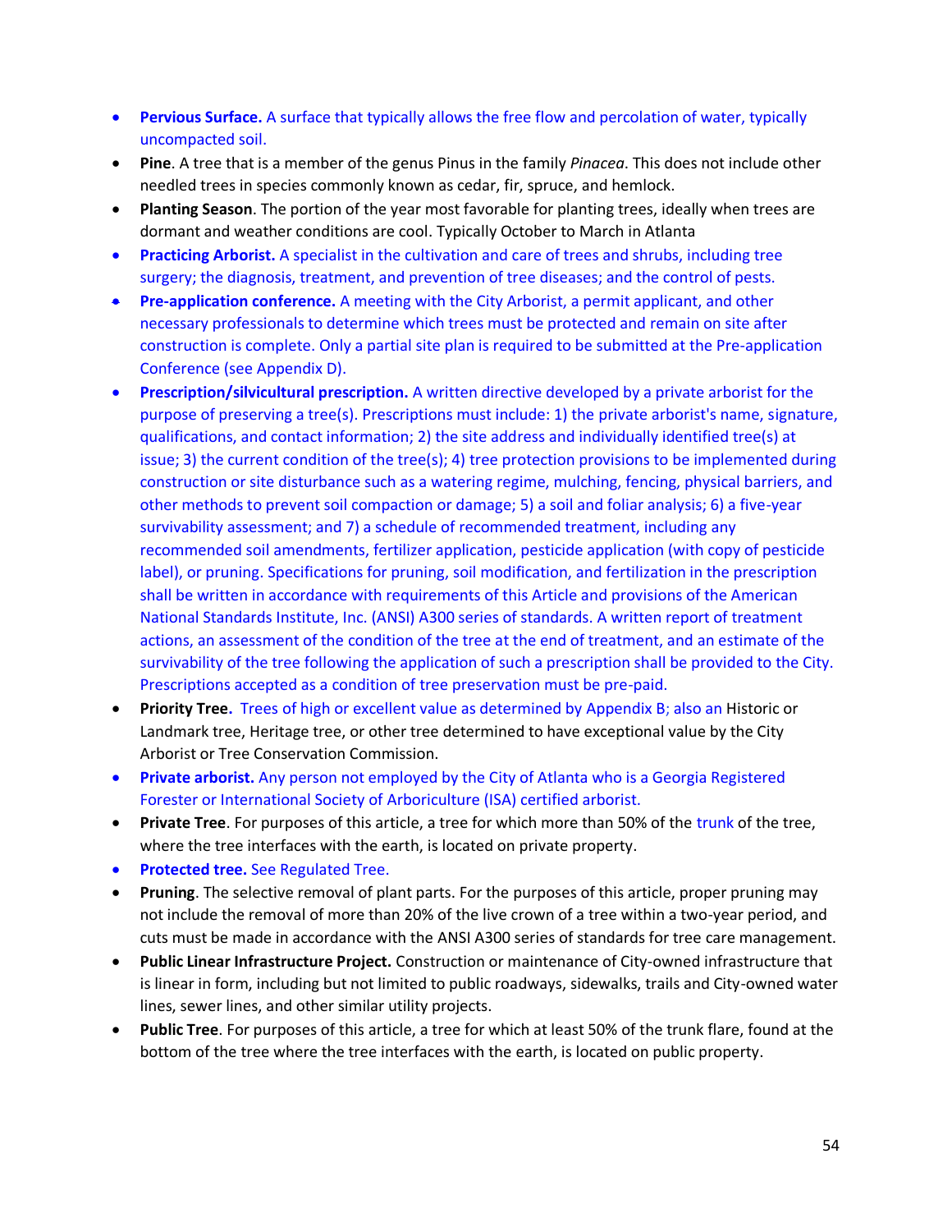- **Pervious Surface.** A surface that typically allows the free flow and percolation of water, typically uncompacted soil.
- **Pine**. A tree that is a member of the genus Pinus in the family *Pinacea*. This does not include other needled trees in species commonly known as cedar, fir, spruce, and hemlock.
- **Planting Season**. The portion of the year most favorable for planting trees, ideally when trees are dormant and weather conditions are cool. Typically October to March in Atlanta
- **Practicing Arborist.** A specialist in the cultivation and care of trees and shrubs, including tree surgery; the diagnosis, treatment, and prevention of tree diseases; and the control of pests.
- **Pre-application conference.** A meeting with the City Arborist, a permit applicant, and other necessary professionals to determine which trees must be protected and remain on site after construction is complete. Only a partial site plan is required to be submitted at the Pre-application Conference (see Appendix D).
- **Prescription/silvicultural prescription.** A written directive developed by a private arborist for the purpose of preserving a tree(s). Prescriptions must include: 1) the private arborist's name, signature, qualifications, and contact information; 2) the site address and individually identified tree(s) at issue; 3) the current condition of the tree(s); 4) tree protection provisions to be implemented during construction or site disturbance such as a watering regime, mulching, fencing, physical barriers, and other methods to prevent soil compaction or damage; 5) a soil and foliar analysis; 6) a five-year survivability assessment; and 7) a schedule of recommended treatment, including any recommended soil amendments, fertilizer application, pesticide application (with copy of pesticide label), or pruning. Specifications for pruning, soil modification, and fertilization in the prescription shall be written in accordance with requirements of this Article and provisions of the American National Standards Institute, Inc. (ANSI) A300 series of standards. A written report of treatment actions, an assessment of the condition of the tree at the end of treatment, and an estimate of the survivability of the tree following the application of such a prescription shall be provided to the City. Prescriptions accepted as a condition of tree preservation must be pre-paid.
- **Priority Tree.** Trees of high or excellent value as determined by Appendix B; also an Historic or Landmark tree, Heritage tree, or other tree determined to have exceptional value by the City Arborist or Tree Conservation Commission.
- **Private arborist.** Any person not employed by the City of Atlanta who is a Georgia Registered Forester or International Society of Arboriculture (ISA) certified arborist.
- **Private Tree**. For purposes of this article, a tree for which more than 50% of the trunk of the tree, where the tree interfaces with the earth, is located on private property.
- **Protected tree.** See Regulated Tree.
- **Pruning**. The selective removal of plant parts. For the purposes of this article, proper pruning may not include the removal of more than 20% of the live crown of a tree within a two-year period, and cuts must be made in accordance with the ANSI A300 series of standards for tree care management.
- **Public Linear Infrastructure Project.** Construction or maintenance of City-owned infrastructure that is linear in form, including but not limited to public roadways, sidewalks, trails and City-owned water lines, sewer lines, and other similar utility projects.
- **Public Tree**. For purposes of this article, a tree for which at least 50% of the trunk flare, found at the bottom of the tree where the tree interfaces with the earth, is located on public property.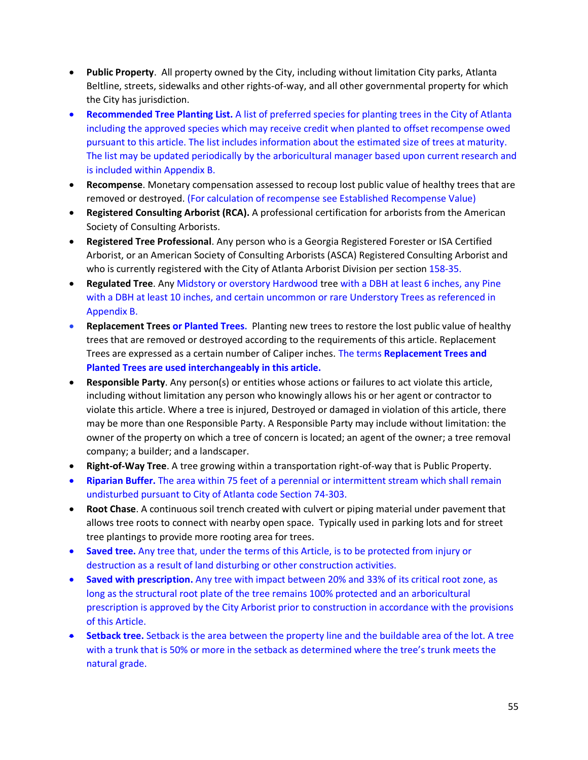- **Public Property**. All property owned by the City, including without limitation City parks, Atlanta Beltline, streets, sidewalks and other rights-of-way, and all other governmental property for which the City has jurisdiction.
- **Recommended Tree Planting List.** A list of preferred species for planting trees in the City of Atlanta including the approved species which may receive credit when planted to offset recompense owed pursuant to this article. The list includes information about the estimated size of trees at maturity. The list may be updated periodically by the arboricultural manager based upon current research and is included within Appendix B.
- **Recompense**. Monetary compensation assessed to recoup lost public value of healthy trees that are removed or destroyed. (For calculation of recompense see Established Recompense Value)
- **Registered Consulting Arborist (RCA).** A professional certification for arborists from the American Society of Consulting Arborists.
- **Registered Tree Professional**. Any person who is a Georgia Registered Forester or ISA Certified Arborist, or an American Society of Consulting Arborists (ASCA) Registered Consulting Arborist and who is currently registered with the City of Atlanta Arborist Division per section 158-35.
- **Regulated Tree**. Any Midstory or overstory Hardwood tree with a DBH at least 6 inches, any Pine with a DBH at least 10 inches, and certain uncommon or rare Understory Trees as referenced in Appendix B.
- **Replacement Trees or Planted Trees.** Planting new trees to restore the lost public value of healthy trees that are removed or destroyed according to the requirements of this article. Replacement Trees are expressed as a certain number of Caliper inches. The terms **Replacement Trees and Planted Trees are used interchangeably in this article.**
- **Responsible Party**. Any person(s) or entities whose actions or failures to act violate this article, including without limitation any person who knowingly allows his or her agent or contractor to violate this article. Where a tree is injured, Destroyed or damaged in violation of this article, there may be more than one Responsible Party. A Responsible Party may include without limitation: the owner of the property on which a tree of concern is located; an agent of the owner; a tree removal company; a builder; and a landscaper.
- **Right-of-Way Tree**. A tree growing within a transportation right-of-way that is Public Property.
- **Riparian Buffer.** The area within 75 feet of a perennial or intermittent stream which shall remain undisturbed pursuant to City of Atlanta code Section 74-303.
- **Root Chase**. A continuous soil trench created with culvert or piping material under pavement that allows tree roots to connect with nearby open space. Typically used in parking lots and for street tree plantings to provide more rooting area for trees.
- **Saved tree.** Any tree that, under the terms of this Article, is to be protected from injury or destruction as a result of land disturbing or other construction activities.
- **Saved with prescription.** Any tree with impact between 20% and 33% of its critical root zone, as long as the structural root plate of the tree remains 100% protected and an arboricultural prescription is approved by the City Arborist prior to construction in accordance with the provisions of this Article.
- **Setback tree.** Setback is the area between the property line and the buildable area of the lot. A tree with a trunk that is 50% or more in the setback as determined where the tree's trunk meets the natural grade.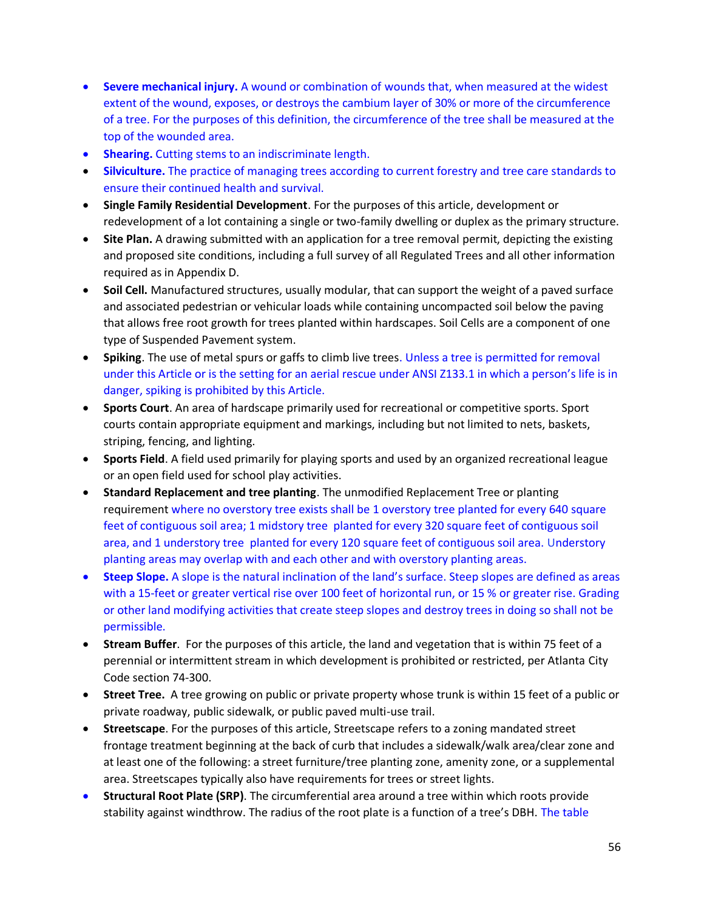- **Severe mechanical injury.** A wound or combination of wounds that, when measured at the widest extent of the wound, exposes, or destroys the cambium layer of 30% or more of the circumference of a tree. For the purposes of this definition, the circumference of the tree shall be measured at the top of the wounded area.
- **Shearing.** Cutting stems to an indiscriminate length.
- **Silviculture.** The practice of managing trees according to current forestry and tree care standards to ensure their continued health and survival.
- **Single Family Residential Development**. For the purposes of this article, development or redevelopment of a lot containing a single or two-family dwelling or duplex as the primary structure.
- **Site Plan.** A drawing submitted with an application for a tree removal permit, depicting the existing and proposed site conditions, including a full survey of all Regulated Trees and all other information required as in Appendix D.
- **Soil Cell.** Manufactured structures, usually modular, that can support the weight of a paved surface and associated pedestrian or vehicular loads while containing uncompacted soil below the paving that allows free root growth for trees planted within hardscapes. Soil Cells are a component of one type of Suspended Pavement system.
- **Spiking**. The use of metal spurs or gaffs to climb live trees. Unless a tree is permitted for removal under this Article or is the setting for an aerial rescue under ANSI Z133.1 in which a person's life is in danger, spiking is prohibited by this Article.
- **Sports Court**. An area of hardscape primarily used for recreational or competitive sports. Sport courts contain appropriate equipment and markings, including but not limited to nets, baskets, striping, fencing, and lighting.
- **Sports Field**. A field used primarily for playing sports and used by an organized recreational league or an open field used for school play activities.
- **Standard Replacement and tree planting**. The unmodified Replacement Tree or planting requirement where no overstory tree exists shall be 1 overstory tree planted for every 640 square feet of contiguous soil area; 1 midstory tree planted for every 320 square feet of contiguous soil area, and 1 understory tree planted for every 120 square feet of contiguous soil area. Understory planting areas may overlap with and each other and with overstory planting areas.
- **Steep Slope.** A slope is the natural inclination of the land's surface. Steep slopes are defined as areas with a 15-feet or greater vertical rise over 100 feet of horizontal run, or 15 % or greater rise. Grading or other land modifying activities that create steep slopes and destroy trees in doing so shall not be permissible.
- **Stream Buffer**. For the purposes of this article, the land and vegetation that is within 75 feet of a perennial or intermittent stream in which development is prohibited or restricted, per Atlanta City Code section 74-300.
- **Street Tree.** A tree growing on public or private property whose trunk is within 15 feet of a public or private roadway, public sidewalk, or public paved multi-use trail.
- **Streetscape**. For the purposes of this article, Streetscape refers to a zoning mandated street frontage treatment beginning at the back of curb that includes a sidewalk/walk area/clear zone and at least one of the following: a street furniture/tree planting zone, amenity zone, or a supplemental area. Streetscapes typically also have requirements for trees or street lights.
- **Structural Root Plate (SRP)**. The circumferential area around a tree within which roots provide stability against windthrow. The radius of the root plate is a function of a tree's DBH. The table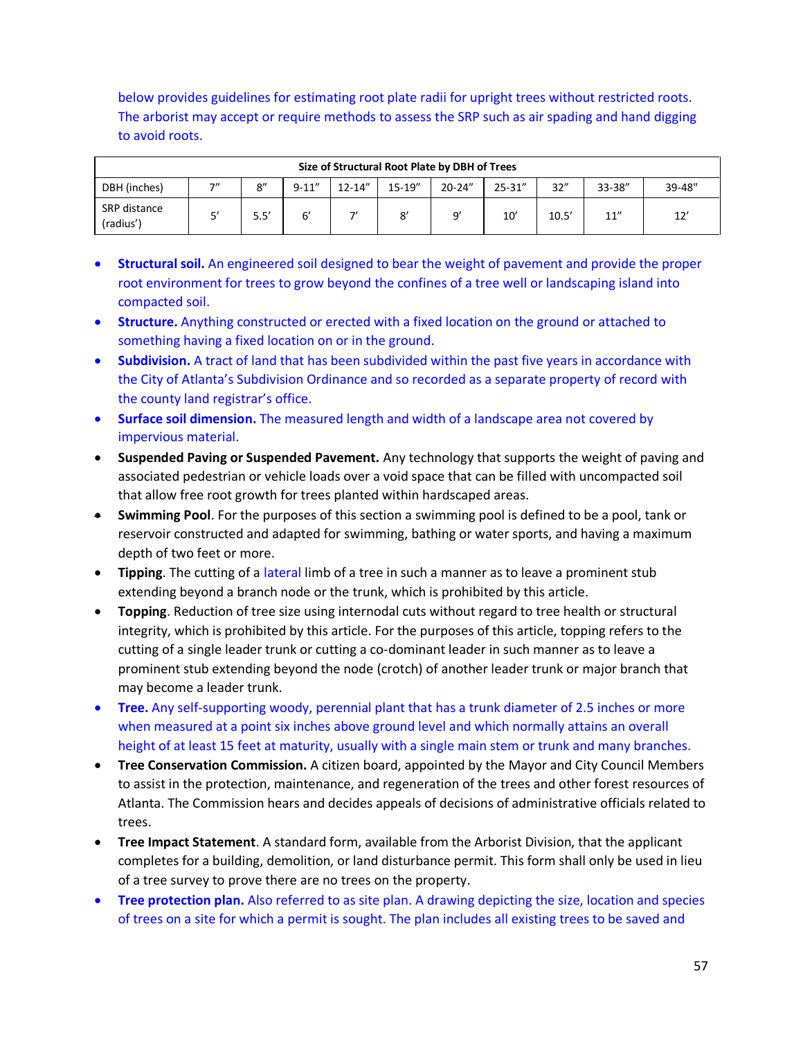below provides guidelines for estimating root plate radii for upright trees without restricted roots. The arborist may accept or require methods to assess the SRP such as air spading and hand digging to avoid roots.

| Size of Structural Root Plate by DBH of Trees | | | | | | | | | | |
|---|---|---|---|---|---|---|---|---|---|---|
| DBH (inches) | 7″ | 8″ | 9-11″ | 12-14″ | 15-19″ | 20-24″ | 25-31″ | 32″ | 33-38″ | 39-48" |
| SRP distance (radius′) | 5′ | 5.5′ | 6′ | 7′ | 8′ | 9′ | 10′ | 10.5′ | 11″ | 12′ |

- **Structural soil.** An engineered soil designed to bear the weight of pavement and provide the proper root environment for trees to grow beyond the confines of a tree well or landscaping island into compacted soil.
- **Structure.** Anything constructed or erected with a fixed location on the ground or attached to something having a fixed location on or in the ground.
- **Subdivision.** A tract of land that has been subdivided within the past five years in accordance with the City of Atlanta's Subdivision Ordinance and so recorded as a separate property of record with the county land registrar's office.
- **Surface soil dimension.** The measured length and width of a landscape area not covered by impervious material.
- **Suspended Paving or Suspended Pavement.** Any technology that supports the weight of paving and associated pedestrian or vehicle loads over a void space that can be filled with uncompacted soil that allow free root growth for trees planted within hardscaped areas.
- **Swimming Pool**. For the purposes of this section a swimming pool is defined to be a pool, tank or reservoir constructed and adapted for swimming, bathing or water sports, and having a maximum depth of two feet or more.
- **Tipping**. The cutting of a lateral limb of a tree in such a manner as to leave a prominent stub extending beyond a branch node or the trunk, which is prohibited by this article.
- **Topping**. Reduction of tree size using internodal cuts without regard to tree health or structural integrity, which is prohibited by this article. For the purposes of this article, topping refers to the cutting of a single leader trunk or cutting a co-dominant leader in such manner as to leave a prominent stub extending beyond the node (crotch) of another leader trunk or major branch that may become a leader trunk.
- **Tree.** Any self-supporting woody, perennial plant that has a trunk diameter of 2.5 inches or more when measured at a point six inches above ground level and which normally attains an overall height of at least 15 feet at maturity, usually with a single main stem or trunk and many branches.
- **Tree Conservation Commission.** A citizen board, appointed by the Mayor and City Council Members to assist in the protection, maintenance, and regeneration of the trees and other forest resources of Atlanta. The Commission hears and decides appeals of decisions of administrative officials related to trees.
- **Tree Impact Statement**. A standard form, available from the Arborist Division, that the applicant completes for a building, demolition, or land disturbance permit. This form shall only be used in lieu of a tree survey to prove there are no trees on the property.
- **Tree protection plan.** Also referred to as site plan. A drawing depicting the size, location and species of trees on a site for which a permit is sought. The plan includes all existing trees to be saved and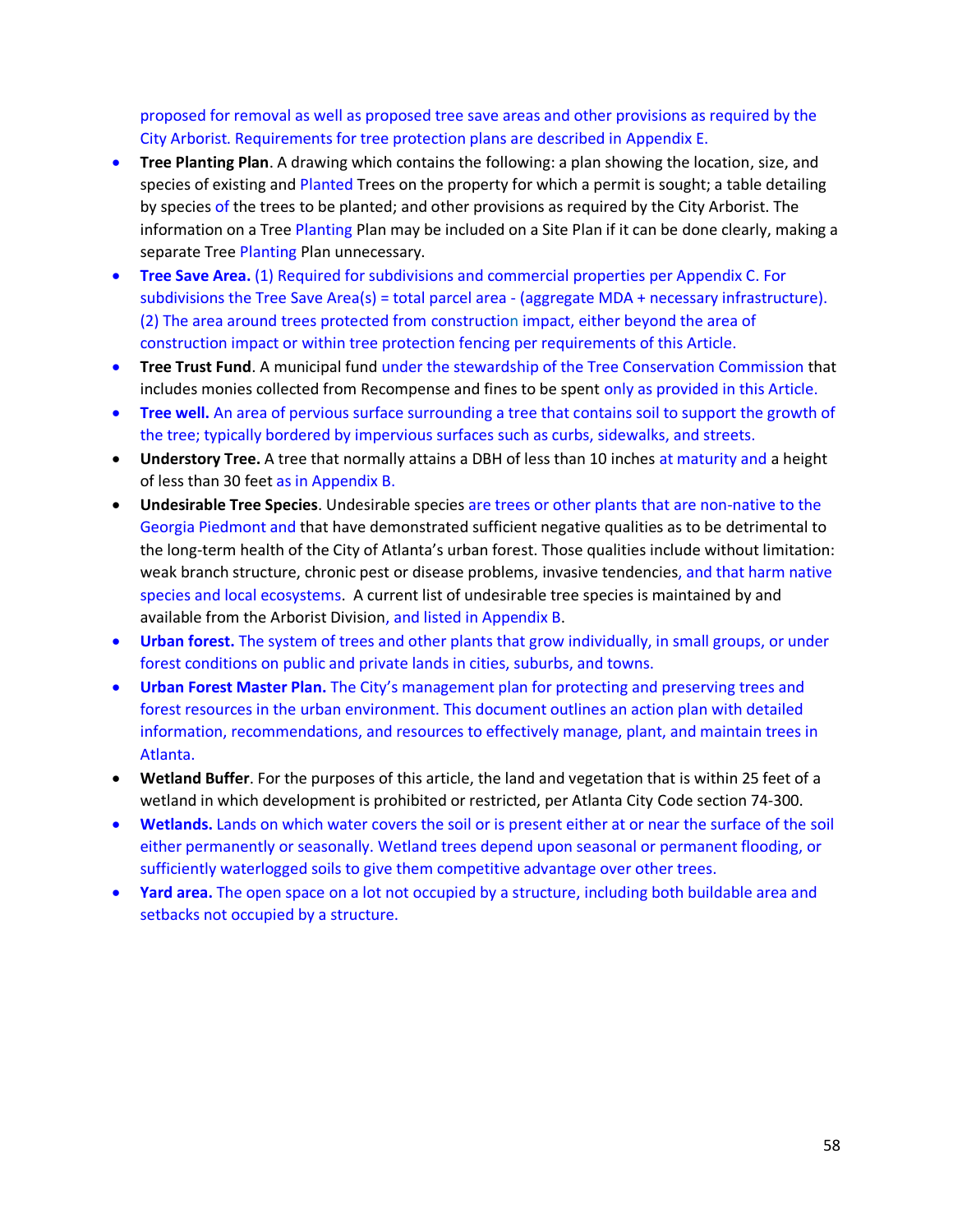proposed for removal as well as proposed tree save areas and other provisions as required by the City Arborist. Requirements for tree protection plans are described in Appendix E.

- **Tree Planting Plan**. A drawing which contains the following: a plan showing the location, size, and species of existing and Planted Trees on the property for which a permit is sought; a table detailing by species of the trees to be planted; and other provisions as required by the City Arborist. The information on a Tree Planting Plan may be included on a Site Plan if it can be done clearly, making a separate Tree Planting Plan unnecessary.
- **Tree Save Area.** (1) Required for subdivisions and commercial properties per Appendix C. For subdivisions the Tree Save Area(s) = total parcel area - (aggregate MDA + necessary infrastructure). (2) The area around trees protected from construction impact, either beyond the area of construction impact or within tree protection fencing per requirements of this Article.
- **Tree Trust Fund**. A municipal fund under the stewardship of the Tree Conservation Commission that includes monies collected from Recompense and fines to be spent only as provided in this Article.
- **Tree well.** An area of pervious surface surrounding a tree that contains soil to support the growth of the tree; typically bordered by impervious surfaces such as curbs, sidewalks, and streets.
- **Understory Tree.** A tree that normally attains a DBH of less than 10 inches at maturity and a height of less than 30 feet as in Appendix B.
- **Undesirable Tree Species**. Undesirable species are trees or other plants that are non-native to the Georgia Piedmont and that have demonstrated sufficient negative qualities as to be detrimental to the long-term health of the City of Atlanta's urban forest. Those qualities include without limitation: weak branch structure, chronic pest or disease problems, invasive tendencies, and that harm native species and local ecosystems. A current list of undesirable tree species is maintained by and available from the Arborist Division, and listed in Appendix B.
- **Urban forest.** The system of trees and other plants that grow individually, in small groups, or under forest conditions on public and private lands in cities, suburbs, and towns.
- **Urban Forest Master Plan.** The City's management plan for protecting and preserving trees and forest resources in the urban environment. This document outlines an action plan with detailed information, recommendations, and resources to effectively manage, plant, and maintain trees in Atlanta.
- **Wetland Buffer**. For the purposes of this article, the land and vegetation that is within 25 feet of a wetland in which development is prohibited or restricted, per Atlanta City Code section 74-300.
- **Wetlands.** Lands on which water covers the soil or is present either at or near the surface of the soil either permanently or seasonally. Wetland trees depend upon seasonal or permanent flooding, or sufficiently waterlogged soils to give them competitive advantage over other trees.
- **Yard area.** The open space on a lot not occupied by a structure, including both buildable area and setbacks not occupied by a structure.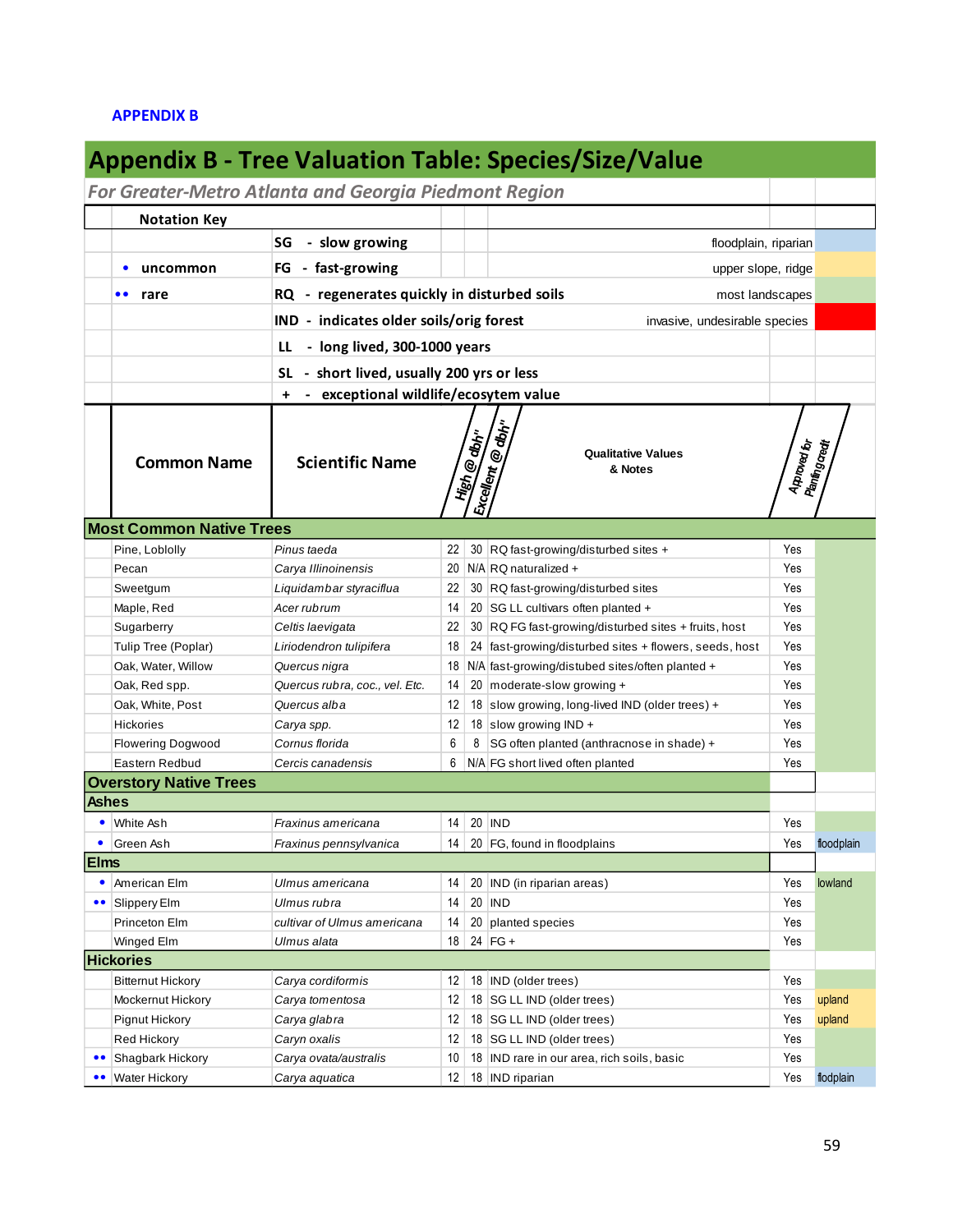**APPENDIX B**

# Appendix B - Tree Valuation Table: Species/Size/Value

*For Greater-Metro Atlanta and Georgia Piedmont Region*

**Notation Key**

| Symbol | Meaning | Code | Meaning | Habitat color key |
|---|---|---|---|---|
| | | **SG** | slow growing | floodplain, riparian |
| • | uncommon | **FG** | fast-growing | upper slope, ridge |
| •• | rare | **RQ** | regenerates quickly in disturbed soils | most landscapes |
| | | **IND** | indicates older soils/orig forest | invasive, undesirable species |
| | | **LL** | long lived, 300-1000 years | |
| | | **SL** | short lived, usually 200 yrs or less | |
| | | **+** | exceptional wildlife/ecosystem value | |

| | Common Name | Scientific Name | High @ dbh" | Excellent @ dbh" | Qualitative Values & Notes | Approved for Planting credit | |
|---|---|---|---|---|---|---|---|
| **Most Common Native Trees** | | | | | | | |
| | Pine, Loblolly | *Pinus taeda* | 22 | 30 | RQ fast-growing/disturbed sites + | Yes | |
| | Pecan | *Carya Illinoinensis* | 20 | N/A | RQ naturalized + | Yes | |
| | Sweetgum | *Liquidambar styraciflua* | 22 | 30 | RQ fast-growing/disturbed sites | Yes | |
| | Maple, Red | *Acer rubrum* | 14 | 20 | SG LL cultivars often planted + | Yes | |
| | Sugarberry | *Celtis laevigata* | 22 | 30 | RQ FG fast-growing/disturbed sites + fruits, host | Yes | |
| | Tulip Tree (Poplar) | *Liriodendron tulipifera* | 18 | 24 | fast-growing/disturbed sites + flowers, seeds, host | Yes | |
| | Oak, Water, Willow | *Quercus nigra* | 18 | N/A | fast-growing/distubed sites/often planted + | Yes | |
| | Oak, Red spp. | *Quercus rubra, coc., vel. Etc.* | 14 | 20 | moderate-slow growing + | Yes | |
| | Oak, White, Post | *Quercus alba* | 12 | 18 | slow growing, long-lived IND (older trees) + | Yes | |
| | Hickories | *Carya spp.* | 12 | 18 | slow growing IND + | Yes | |
| | Flowering Dogwood | *Cornus florida* | 6 | 8 | SG often planted (anthracnose in shade) + | Yes | |
| | Eastern Redbud | *Cercis canadensis* | 6 | N/A | FG short lived often planted | Yes | |
| **Overstory Native Trees** | | | | | | | |
| **Ashes** | | | | | | | |
| • | White Ash | *Fraxinus americana* | 14 | 20 | IND | Yes | |
| • | Green Ash | *Fraxinus pennsylvanica* | 14 | 20 | FG, found in floodplains | Yes | floodplain |
| **Elms** | | | | | | | |
| • | American Elm | *Ulmus americana* | 14 | 20 | IND (in riparian areas) | Yes | lowland |
| •• | Slippery Elm | *Ulmus rubra* | 14 | 20 | IND | Yes | |
| | Princeton Elm | *cultivar of Ulmus americana* | 14 | 20 | planted species | Yes | |
| | Winged Elm | *Ulmus alata* | 18 | 24 | FG + | Yes | |
| **Hickories** | | | | | | | |
| | Bitternut Hickory | *Carya cordiformis* | 12 | 18 | IND (older trees) | Yes | |
| | Mockernut Hickory | *Carya tomentosa* | 12 | 18 | SG LL IND (older trees) | Yes | upland |
| | Pignut Hickory | *Carya glabra* | 12 | 18 | SG LL IND (older trees) | Yes | upland |
| | Red Hickory | *Caryn oxalis* | 12 | 18 | SG LL IND (older trees) | Yes | |
| •• | Shagbark Hickory | *Carya ovata/australis* | 10 | 18 | IND rare in our area, rich soils, basic | Yes | |
| •• | Water Hickory | *Carya aquatica* | 12 | 18 | IND riparian | Yes | flodplain |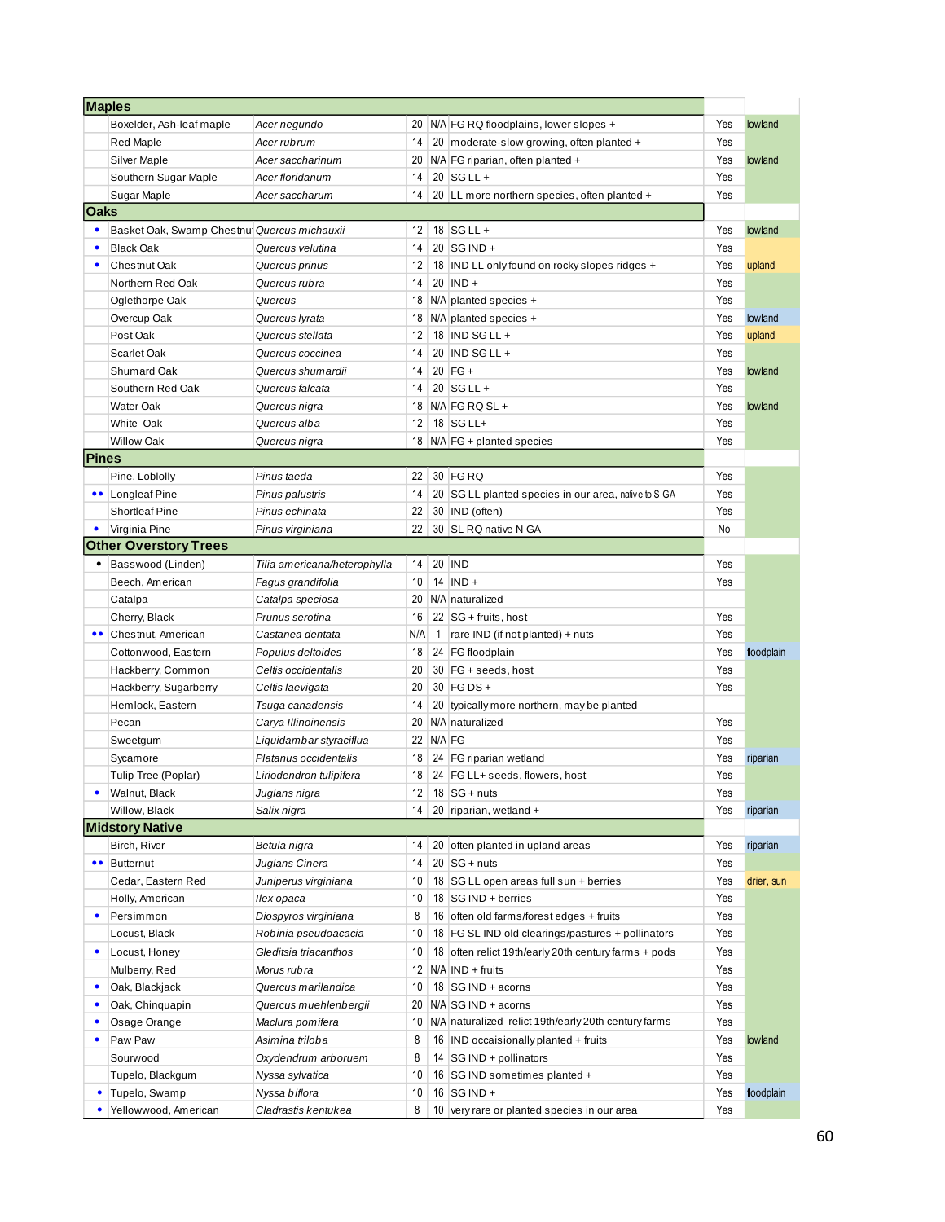| | Common Name | Scientific Name | | | Notes | | |
|---|---|---|---|---|---|---|---|
| **Maples** | | | | | | | |
| | Boxelder, Ash-leaf maple | *Acer negundo* | 20 | N/A | FG RQ floodplains, lower slopes + | Yes | lowland |
| | Red Maple | *Acer rubrum* | 14 | 20 | moderate-slow growing, often planted + | Yes | |
| | Silver Maple | *Acer saccharinum* | 20 | N/A | FG riparian, often planted + | Yes | lowland |
| | Southern Sugar Maple | *Acer floridanum* | 14 | 20 | SG LL + | Yes | |
| | Sugar Maple | *Acer saccharum* | 14 | 20 | LL more northern species, often planted + | Yes | |
| **Oaks** | | | | | | | |
| • | Basket Oak, Swamp Chestnut | *Quercus michauxii* | 12 | 18 | SG LL + | Yes | lowland |
| • | Black Oak | *Quercus velutina* | 14 | 20 | SG IND + | Yes | |
| • | Chestnut Oak | *Quercus prinus* | 12 | 18 | IND LL only found on rocky slopes ridges + | Yes | upland |
| | Northern Red Oak | *Quercus rubra* | 14 | 20 | IND + | Yes | |
| | Oglethorpe Oak | *Quercus* | 18 | N/A | planted species + | Yes | |
| | Overcup Oak | *Quercus lyrata* | 18 | N/A | planted species + | Yes | lowland |
| | Post Oak | *Quercus stellata* | 12 | 18 | IND SG LL + | Yes | upland |
| | Scarlet Oak | *Quercus coccinea* | 14 | 20 | IND SG LL + | Yes | |
| | Shumard Oak | *Quercus shumardii* | 14 | 20 | FG + | Yes | lowland |
| | Southern Red Oak | *Quercus falcata* | 14 | 20 | SG LL + | Yes | |
| | Water Oak | *Quercus nigra* | 18 | N/A | FG RQ SL + | Yes | lowland |
| | White Oak | *Quercus alba* | 12 | 18 | SG LL+ | Yes | |
| | Willow Oak | *Quercus nigra* | 18 | N/A | FG + planted species | Yes | |
| **Pines** | | | | | | | |
| | Pine, Loblolly | *Pinus taeda* | 22 | 30 | FG RQ | Yes | |
| •• | Longleaf Pine | *Pinus palustris* | 14 | 20 | SG LL planted species in our area, native to S GA | Yes | |
| | Shortleaf Pine | *Pinus echinata* | 22 | 30 | IND (often) | Yes | |
| • | Virginia Pine | *Pinus virginiana* | 22 | 30 | SL RQ native N GA | No | |
| **Other Overstory Trees** | | | | | | | |
| • | Basswood (Linden) | *Tilia americana/heterophylla* | 14 | 20 | IND | Yes | |
| | Beech, American | *Fagus grandifolia* | 10 | 14 | IND + | Yes | |
| | Catalpa | *Catalpa speciosa* | 20 | N/A | naturalized | | |
| | Cherry, Black | *Prunus serotina* | 16 | 22 | SG + fruits, host | Yes | |
| •• | Chestnut, American | *Castanea dentata* | N/A | 1 | rare IND (if not planted) + nuts | Yes | |
| | Cottonwood, Eastern | *Populus deltoides* | 18 | 24 | FG floodplain | Yes | floodplain |
| | Hackberry, Common | *Celtis occidentalis* | 20 | 30 | FG + seeds, host | Yes | |
| | Hackberry, Sugarberry | *Celtis laevigata* | 20 | 30 | FG DS + | Yes | |
| | Hemlock, Eastern | *Tsuga canadensis* | 14 | 20 | typically more northern, may be planted | | |
| | Pecan | *Carya Illinoinensis* | 20 | N/A | naturalized | Yes | |
| | Sweetgum | *Liquidambar styraciflua* | 22 | N/A | FG | Yes | |
| | Sycamore | *Platanus occidentalis* | 18 | 24 | FG riparian wetland | Yes | riparian |
| | Tulip Tree (Poplar) | *Liriodendron tulipifera* | 18 | 24 | FG LL+ seeds, flowers, host | Yes | |
| • | Walnut, Black | *Juglans nigra* | 12 | 18 | SG + nuts | Yes | |
| | Willow, Black | *Salix nigra* | 14 | 20 | riparian, wetland + | Yes | riparian |
| **Midstory Native** | | | | | | | |
| | Birch, River | *Betula nigra* | 14 | 20 | often planted in upland areas | Yes | riparian |
| •• | Butternut | *Juglans Cinera* | 14 | 20 | SG + nuts | Yes | |
| | Cedar, Eastern Red | *Juniperus virginiana* | 10 | 18 | SG LL open areas full sun + berries | Yes | drier, sun |
| | Holly, American | *Ilex opaca* | 10 | 18 | SG IND + berries | Yes | |
| • | Persimmon | *Diospyros virginiana* | 8 | 16 | often old farms/forest edges + fruits | Yes | |
| | Locust, Black | *Robinia pseudoacacia* | 10 | 18 | FG SL IND old clearings/pastures + pollinators | Yes | |
| • | Locust, Honey | *Gleditsia triacanthos* | 10 | 18 | often relict 19th/early 20th century farms + pods | Yes | |
| | Mulberry, Red | *Morus rubra* | 12 | N/A | IND + fruits | Yes | |
| • | Oak, Blackjack | *Quercus marilandica* | 10 | 18 | SG IND + acorns | Yes | |
| • | Oak, Chinquapin | *Quercus muehlenbergii* | 20 | N/A | SG IND + acorns | Yes | |
| • | Osage Orange | *Maclura pomifera* | 10 | N/A | naturalized relict 19th/early 20th century farms | Yes | |
| • | Paw Paw | *Asimina triloba* | 8 | 16 | IND occaisionally planted + fruits | Yes | lowland |
| | Sourwood | *Oxydendrum arboruem* | 8 | 14 | SG IND + pollinators | Yes | |
| | Tupelo, Blackgum | *Nyssa sylvatica* | 10 | 16 | SG IND sometimes planted + | Yes | |
| • | Tupelo, Swamp | *Nyssa biflora* | 10 | 16 | SG IND + | Yes | floodplain |
| • | Yellowwood, American | *Cladrastis kentukea* | 8 | 10 | very rare or planted species in our area | Yes | |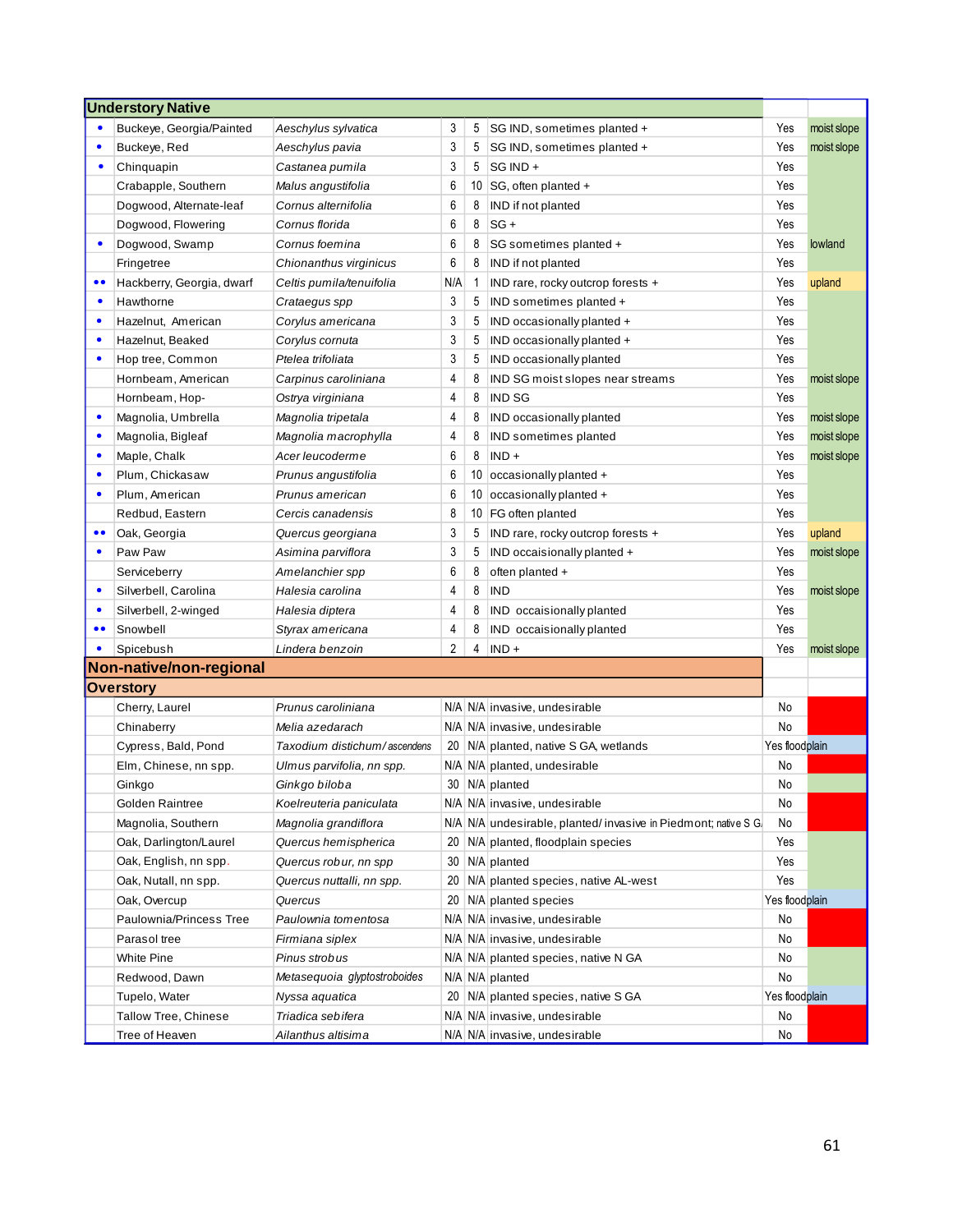| | Understory Native | | | | | | |
|---|---|---|---|---|---|---|---|
| • | Buckeye, Georgia/Painted | *Aeschylus sylvatica* | 3 | 5 | SG IND, sometimes planted + | Yes | moist slope |
| • | Buckeye, Red | *Aeschylus pavia* | 3 | 5 | SG IND, sometimes planted + | Yes | moist slope |
| • | Chinquapin | *Castanea pumila* | 3 | 5 | SG IND + | Yes | |
| | Crabapple, Southern | *Malus angustifolia* | 6 | 10 | SG, often planted + | Yes | |
| | Dogwood, Alternate-leaf | *Cornus alternifolia* | 6 | 8 | IND if not planted | Yes | |
| | Dogwood, Flowering | *Cornus florida* | 6 | 8 | SG + | Yes | |
| • | Dogwood, Swamp | *Cornus foemina* | 6 | 8 | SG sometimes planted + | Yes | lowland |
| | Fringetree | *Chionanthus virginicus* | 6 | 8 | IND if not planted | Yes | |
| •• | Hackberry, Georgia, dwarf | *Celtis pumila/tenuifolia* | N/A | 1 | IND rare, rocky outcrop forests + | Yes | upland |
| • | Hawthorne | *Crataegus spp* | 3 | 5 | IND sometimes planted + | Yes | |
| • | Hazelnut, American | *Corylus americana* | 3 | 5 | IND occasionally planted + | Yes | |
| • | Hazelnut, Beaked | *Corylus cornuta* | 3 | 5 | IND occasionally planted + | Yes | |
| • | Hop tree, Common | *Ptelea trifoliata* | 3 | 5 | IND occasionally planted | Yes | |
| | Hornbeam, American | *Carpinus caroliniana* | 4 | 8 | IND SG moist slopes near streams | Yes | moist slope |
| | Hornbeam, Hop- | *Ostrya virginiana* | 4 | 8 | IND SG | Yes | |
| • | Magnolia, Umbrella | *Magnolia tripetala* | 4 | 8 | IND occasionally planted | Yes | moist slope |
| • | Magnolia, Bigleaf | *Magnolia macrophylla* | 4 | 8 | IND sometimes planted | Yes | moist slope |
| • | Maple, Chalk | *Acer leucoderme* | 6 | 8 | IND + | Yes | moist slope |
| • | Plum, Chickasaw | *Prunus angustifolia* | 6 | 10 | occasionally planted + | Yes | |
| • | Plum, American | *Prunus american* | 6 | 10 | occasionally planted + | Yes | |
| | Redbud, Eastern | *Cercis canadensis* | 8 | 10 | FG often planted | Yes | |
| •• | Oak, Georgia | *Quercus georgiana* | 3 | 5 | IND rare, rocky outcrop forests + | Yes | upland |
| • | Paw Paw | *Asimina parviflora* | 3 | 5 | IND occaisionally planted + | Yes | moist slope |
| | Serviceberry | *Amelanchier spp* | 6 | 8 | often planted + | Yes | |
| • | Silverbell, Carolina | *Halesia carolina* | 4 | 8 | IND | Yes | moist slope |
| • | Silverbell, 2-winged | *Halesia diptera* | 4 | 8 | IND occaisionally planted | Yes | |
| •• | Snowbell | *Styrax americana* | 4 | 8 | IND occaisionally planted | Yes | |
| • | Spicebush | *Lindera benzoin* | 2 | 4 | IND + | Yes | moist slope |
| | **Non-native/non-regional** | | | | | | |
| | **Overstory** | | | | | | |
| | Cherry, Laurel | *Prunus caroliniana* | N/A | N/A | invasive, undesirable | No | |
| | Chinaberry | *Melia azedarach* | N/A | N/A | invasive, undesirable | No | |
| | Cypress, Bald, Pond | *Taxodium distichum/ascendens* | 20 | N/A | planted, native S GA, wetlands | Yes | floodplain |
| | Elm, Chinese, nn spp. | *Ulmus parvifolia, nn spp.* | N/A | N/A | planted, undesirable | No | |
| | Ginkgo | *Ginkgo biloba* | 30 | N/A | planted | No | |
| | Golden Raintree | *Koelreuteria paniculata* | N/A | N/A | invasive, undesirable | No | |
| | Magnolia, Southern | *Magnolia grandiflora* | N/A | N/A | undesirable, planted/ invasive in Piedmont; native S G. | No | |
| | Oak, Darlington/Laurel | *Quercus hemispherica* | 20 | N/A | planted, floodplain species | Yes | |
| | Oak, English, nn spp. | *Quercus robur, nn spp* | 30 | N/A | planted | Yes | |
| | Oak, Nutall, nn spp. | *Quercus nuttalli, nn spp.* | 20 | N/A | planted species, native AL-west | Yes | |
| | Oak, Overcup | *Quercus* | 20 | N/A | planted species | Yes | floodplain |
| | Paulownia/Princess Tree | *Paulownia tomentosa* | N/A | N/A | invasive, undesirable | No | |
| | Parasol tree | *Firmiana siplex* | N/A | N/A | invasive, undesirable | No | |
| | White Pine | *Pinus strobus* | N/A | N/A | planted species, native N GA | No | |
| | Redwood, Dawn | *Metasequoia glyptostroboides* | N/A | N/A | planted | No | |
| | Tupelo, Water | *Nyssa aquatica* | 20 | N/A | planted species, native S GA | Yes | floodplain |
| | Tallow Tree, Chinese | *Triadica sebifera* | N/A | N/A | invasive, undesirable | No | |
| | Tree of Heaven | *Ailanthus altisima* | N/A | N/A | invasive, undesirable | No | |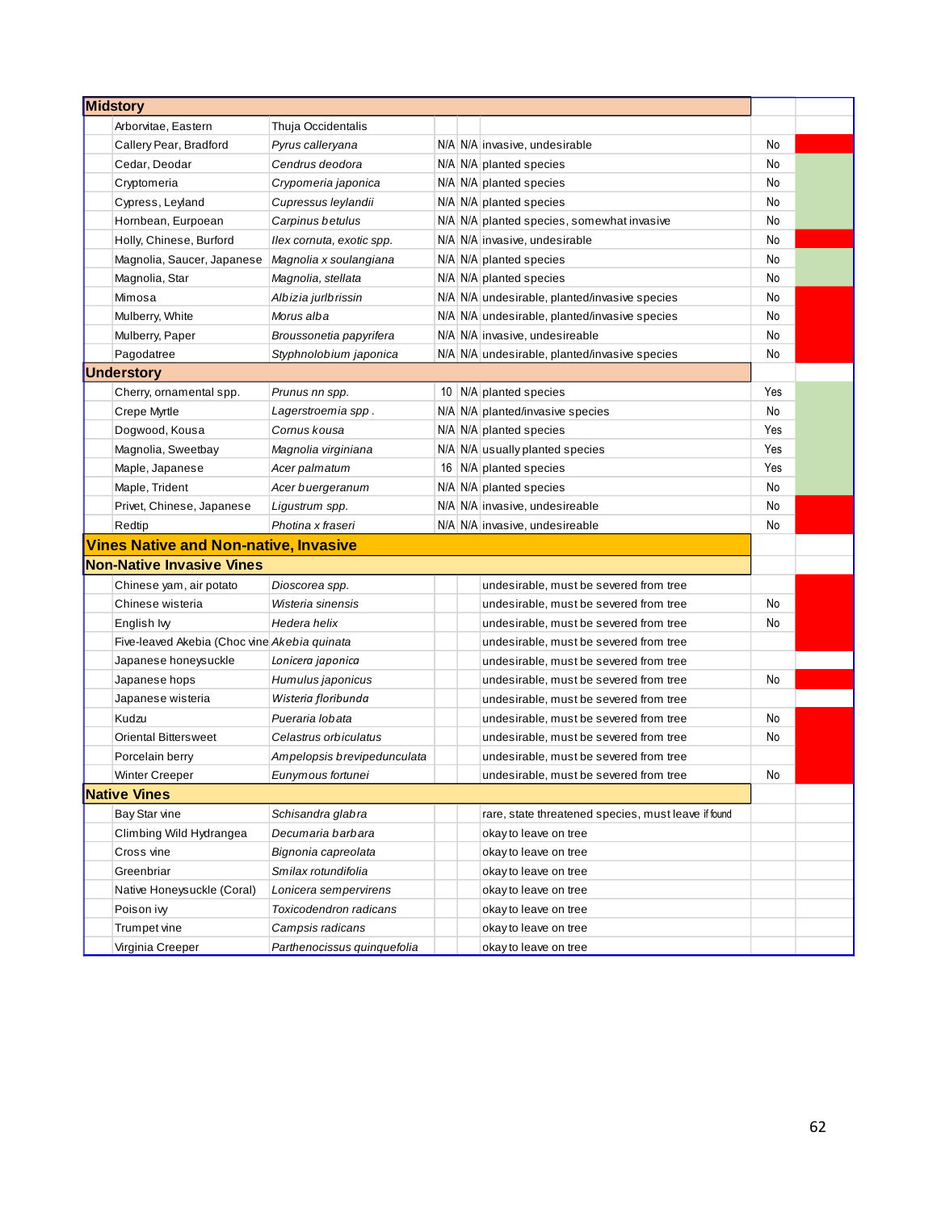| Midstory | | | | | | |
|---|---|---|---|---|---|---|
| Arborvitae, Eastern | Thuja Occidentalis | | | | | |
| Callery Pear, Bradford | *Pyrus calleryana* | N/A | N/A | invasive, undesirable | No | |
| Cedar, Deodar | *Cendrus deodora* | N/A | N/A | planted species | No | |
| Cryptomeria | *Crypomeria japonica* | N/A | N/A | planted species | No | |
| Cypress, Leyland | *Cupressus leylandii* | N/A | N/A | planted species | No | |
| Hornbean, Eurpoean | *Carpinus betulus* | N/A | N/A | planted species, somewhat invasive | No | |
| Holly, Chinese, Burford | *Ilex cornuta, exotic spp.* | N/A | N/A | invasive, undesirable | No | |
| Magnolia, Saucer, Japanese | *Magnolia x soulangiana* | N/A | N/A | planted species | No | |
| Magnolia, Star | *Magnolia, stellata* | N/A | N/A | planted species | No | |
| Mimosa | *Albizia jurlbrissin* | N/A | N/A | undesirable, planted/invasive species | No | |
| Mulberry, White | *Morus alba* | N/A | N/A | undesirable, planted/invasive species | No | |
| Mulberry, Paper | *Broussonetia papyrifera* | N/A | N/A | invasive, undesireable | No | |
| Pagodatree | *Styphnolobium japonica* | N/A | N/A | undesirable, planted/invasive species | No | |
| **Understory** | | | | | | |
| Cherry, ornamental spp. | *Prunus nn spp.* | 10 | N/A | planted species | Yes | |
| Crepe Myrtle | *Lagerstroemia spp .* | N/A | N/A | planted/invasive species | No | |
| Dogwood, Kousa | *Cornus kousa* | N/A | N/A | planted species | Yes | |
| Magnolia, Sweetbay | *Magnolia virginiana* | N/A | N/A | usually planted species | Yes | |
| Maple, Japanese | *Acer palmatum* | 16 | N/A | planted species | Yes | |
| Maple, Trident | *Acer buergeranum* | N/A | N/A | planted species | No | |
| Privet, Chinese, Japanese | *Ligustrum spp.* | N/A | N/A | invasive, undesireable | No | |
| Redtip | *Photina x fraseri* | N/A | N/A | invasive, undesireable | No | |
| **Vines Native and Non-native, Invasive** | | | | | | |
| **Non-Native Invasive Vines** | | | | | | |
| Chinese yam, air potato | *Dioscorea spp.* | | | undesirable, must be severed from tree | | |
| Chinese wisteria | *Wisteria sinensis* | | | undesirable, must be severed from tree | No | |
| English Ivy | *Hedera helix* | | | undesirable, must be severed from tree | No | |
| Five-leaved Akebia (Choc vine | *Akebia quinata* | | | undesirable, must be severed from tree | | |
| Japanese honeysuckle | *Lonicera japonica* | | | undesirable, must be severed from tree | | |
| Japanese hops | *Humulus japonicus* | | | undesirable, must be severed from tree | No | |
| Japanese wisteria | *Wisteria floribunda* | | | undesirable, must be severed from tree | | |
| Kudzu | *Pueraria lobata* | | | undesirable, must be severed from tree | No | |
| Oriental Bittersweet | *Celastrus orbiculatus* | | | undesirable, must be severed from tree | No | |
| Porcelain berry | *Ampelopsis brevipedunculata* | | | undesirable, must be severed from tree | | |
| Winter Creeper | *Eunymous fortunei* | | | undesirable, must be severed from tree | No | |
| **Native Vines** | | | | | | |
| Bay Star vine | *Schisandra glabra* | | | rare, state threatened species, must leave if found | | |
| Climbing Wild Hydrangea | *Decumaria barbara* | | | okay to leave on tree | | |
| Cross vine | *Bignonia capreolata* | | | okay to leave on tree | | |
| Greenbriar | *Smilax rotundifolia* | | | okay to leave on tree | | |
| Native Honeysuckle (Coral) | *Lonicera sempervirens* | | | okay to leave on tree | | |
| Poison ivy | *Toxicodendron radicans* | | | okay to leave on tree | | |
| Trumpet vine | *Campsis radicans* | | | okay to leave on tree | | |
| Virginia Creeper | *Parthenocissus quinquefolia* | | | okay to leave on tree | | |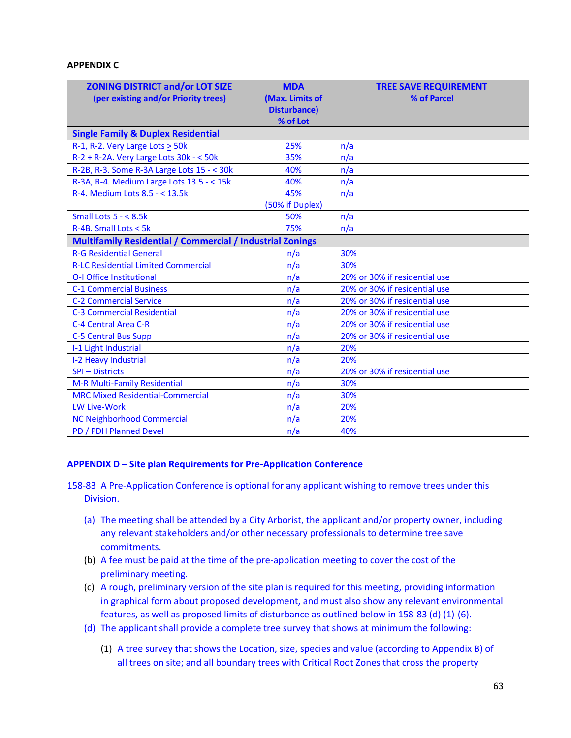**APPENDIX C**

| ZONING DISTRICT and/or LOT SIZE (per existing and/or Priority trees) | MDA (Max. Limits of Disturbance) % of Lot | TREE SAVE REQUIREMENT % of Parcel |
|---|---|---|
| **Single Family & Duplex Residential** | | |
| R-1, R-2. Very Large Lots ≥ 50k | 25% | n/a |
| R-2 + R-2A. Very Large Lots 30k - < 50k | 35% | n/a |
| R-2B, R-3. Some R-3A Large Lots 15 - < 30k | 40% | n/a |
| R-3A, R-4. Medium Large Lots 13.5 - < 15k | 40% | n/a |
| R-4. Medium Lots 8.5 - < 13.5k | 45% (50% if Duplex) | n/a |
| Small Lots 5 - < 8.5k | 50% | n/a |
| R-4B. Small Lots < 5k | 75% | n/a |
| **Multifamily Residential / Commercial / Industrial Zonings** | | |
| R-G Residential General | n/a | 30% |
| R-LC Residential Limited Commercial | n/a | 30% |
| O-I Office Institutional | n/a | 20% or 30% if residential use |
| C-1 Commercial Business | n/a | 20% or 30% if residential use |
| C-2 Commercial Service | n/a | 20% or 30% if residential use |
| C-3 Commercial Residential | n/a | 20% or 30% if residential use |
| C-4 Central Area C-R | n/a | 20% or 30% if residential use |
| C-5 Central Bus Supp | n/a | 20% or 30% if residential use |
| I-1 Light Industrial | n/a | 20% |
| I-2 Heavy Industrial | n/a | 20% |
| SPI – Districts | n/a | 20% or 30% if residential use |
| M-R Multi-Family Residential | n/a | 30% |
| MRC Mixed Residential-Commercial | n/a | 30% |
| LW Live-Work | n/a | 20% |
| NC Neighborhood Commercial | n/a | 20% |
| PD / PDH Planned Devel | n/a | 40% |

**APPENDIX D – Site plan Requirements for Pre-Application Conference**

158-83 A Pre-Application Conference is optional for any applicant wishing to remove trees under this Division.

(a) The meeting shall be attended by a City Arborist, the applicant and/or property owner, including any relevant stakeholders and/or other necessary professionals to determine tree save commitments.

(b) A fee must be paid at the time of the pre-application meeting to cover the cost of the preliminary meeting.

(c) A rough, preliminary version of the site plan is required for this meeting, providing information in graphical form about proposed development, and must also show any relevant environmental features, as well as proposed limits of disturbance as outlined below in 158-83 (d) (1)-(6).

(d) The applicant shall provide a complete tree survey that shows at minimum the following:

(1) A tree survey that shows the Location, size, species and value (according to Appendix B) of all trees on site; and all boundary trees with Critical Root Zones that cross the property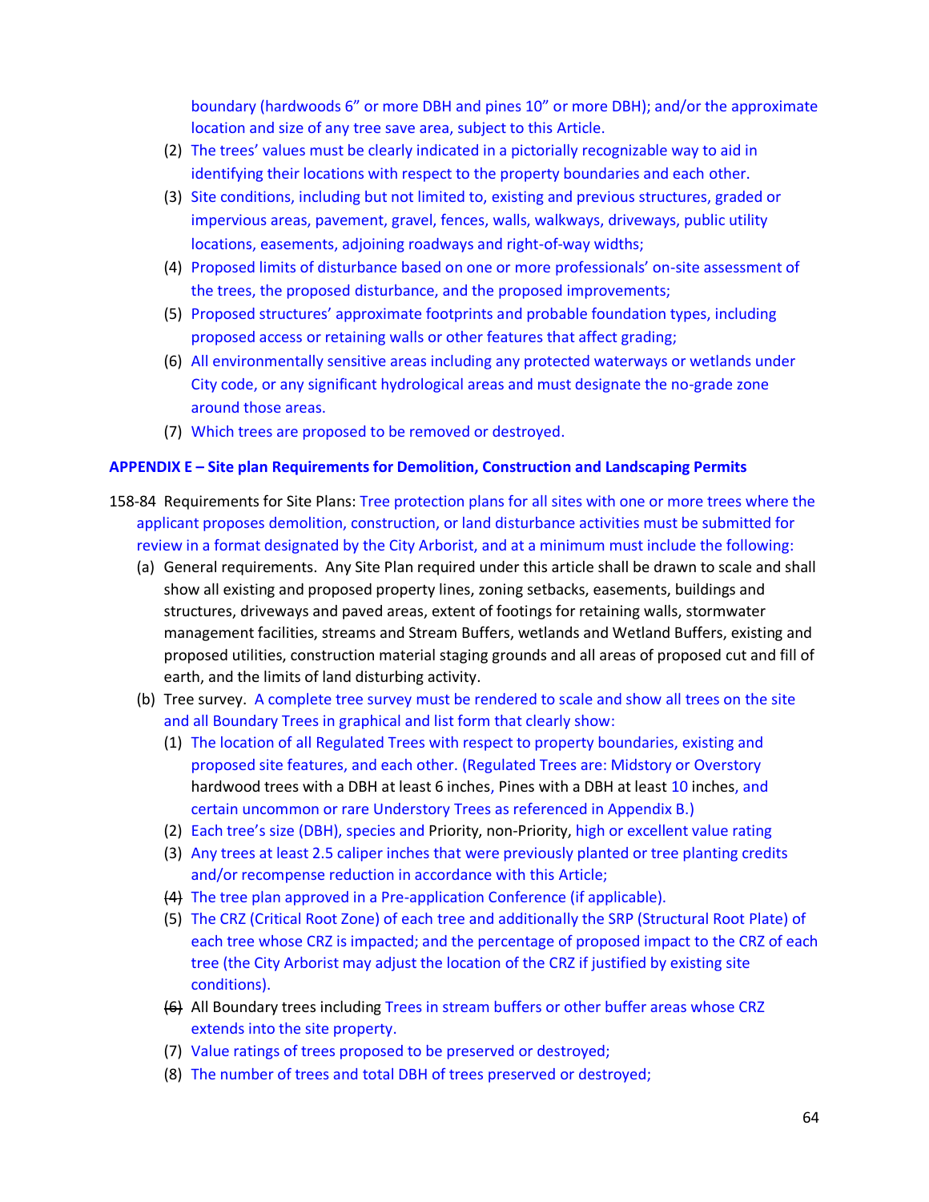boundary (hardwoods 6" or more DBH and pines 10" or more DBH); and/or the approximate location and size of any tree save area, subject to this Article.

(2) The trees' values must be clearly indicated in a pictorially recognizable way to aid in identifying their locations with respect to the property boundaries and each other.

(3) Site conditions, including but not limited to, existing and previous structures, graded or impervious areas, pavement, gravel, fences, walls, walkways, driveways, public utility locations, easements, adjoining roadways and right-of-way widths;

(4) Proposed limits of disturbance based on one or more professionals' on-site assessment of the trees, the proposed disturbance, and the proposed improvements;

(5) Proposed structures' approximate footprints and probable foundation types, including proposed access or retaining walls or other features that affect grading;

(6) All environmentally sensitive areas including any protected waterways or wetlands under City code, or any significant hydrological areas and must designate the no-grade zone around those areas.

(7) Which trees are proposed to be removed or destroyed.

**APPENDIX E – Site plan Requirements for Demolition, Construction and Landscaping Permits**

158-84 Requirements for Site Plans: Tree protection plans for all sites with one or more trees where the applicant proposes demolition, construction, or land disturbance activities must be submitted for review in a format designated by the City Arborist, and at a minimum must include the following:

(a) General requirements. Any Site Plan required under this article shall be drawn to scale and shall show all existing and proposed property lines, zoning setbacks, easements, buildings and structures, driveways and paved areas, extent of footings for retaining walls, stormwater management facilities, streams and Stream Buffers, wetlands and Wetland Buffers, existing and proposed utilities, construction material staging grounds and all areas of proposed cut and fill of earth, and the limits of land disturbing activity.

(b) Tree survey. A complete tree survey must be rendered to scale and show all trees on the site and all Boundary Trees in graphical and list form that clearly show:

(1) The location of all Regulated Trees with respect to property boundaries, existing and proposed site features, and each other. (Regulated Trees are: Midstory or Overstory hardwood trees with a DBH at least 6 inches, Pines with a DBH at least 10 inches, and certain uncommon or rare Understory Trees as referenced in Appendix B.)

(2) Each tree's size (DBH), species and Priority, non-Priority, high or excellent value rating

(3) Any trees at least 2.5 caliper inches that were previously planted or tree planting credits and/or recompense reduction in accordance with this Article;

~~(4)~~ The tree plan approved in a Pre-application Conference (if applicable).

(5) The CRZ (Critical Root Zone) of each tree and additionally the SRP (Structural Root Plate) of each tree whose CRZ is impacted; and the percentage of proposed impact to the CRZ of each tree (the City Arborist may adjust the location of the CRZ if justified by existing site conditions).

~~(6)~~ All Boundary trees including Trees in stream buffers or other buffer areas whose CRZ extends into the site property.

(7) Value ratings of trees proposed to be preserved or destroyed;

(8) The number of trees and total DBH of trees preserved or destroyed;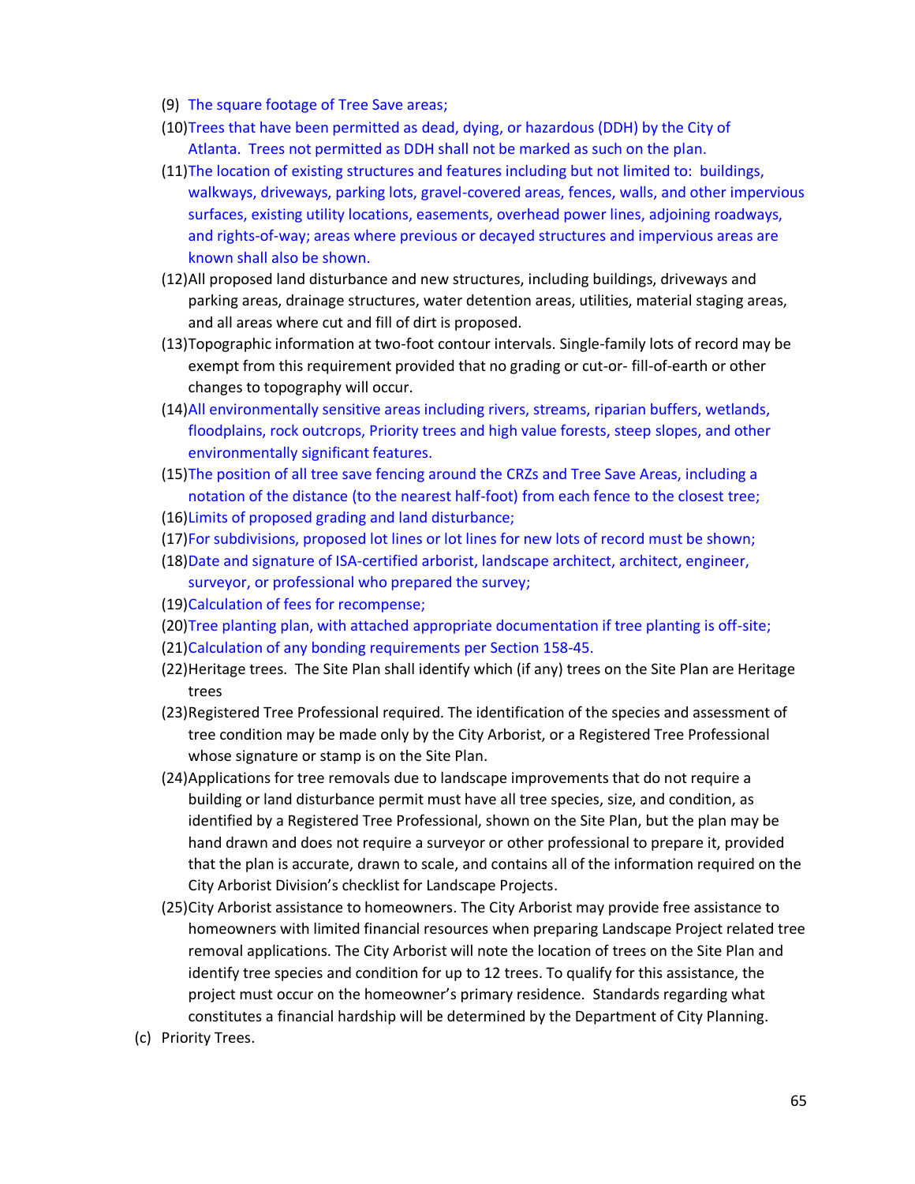(9) The square footage of Tree Save areas;

(10) Trees that have been permitted as dead, dying, or hazardous (DDH) by the City of Atlanta. Trees not permitted as DDH shall not be marked as such on the plan.

(11) The location of existing structures and features including but not limited to: buildings, walkways, driveways, parking lots, gravel-covered areas, fences, walls, and other impervious surfaces, existing utility locations, easements, overhead power lines, adjoining roadways, and rights-of-way; areas where previous or decayed structures and impervious areas are known shall also be shown.

(12) All proposed land disturbance and new structures, including buildings, driveways and parking areas, drainage structures, water detention areas, utilities, material staging areas, and all areas where cut and fill of dirt is proposed.

(13) Topographic information at two-foot contour intervals. Single-family lots of record may be exempt from this requirement provided that no grading or cut-or- fill-of-earth or other changes to topography will occur.

(14) All environmentally sensitive areas including rivers, streams, riparian buffers, wetlands, floodplains, rock outcrops, Priority trees and high value forests, steep slopes, and other environmentally significant features.

(15) The position of all tree save fencing around the CRZs and Tree Save Areas, including a notation of the distance (to the nearest half-foot) from each fence to the closest tree;

(16) Limits of proposed grading and land disturbance;

(17) For subdivisions, proposed lot lines or lot lines for new lots of record must be shown;

(18) Date and signature of ISA-certified arborist, landscape architect, architect, engineer, surveyor, or professional who prepared the survey;

(19) Calculation of fees for recompense;

(20) Tree planting plan, with attached appropriate documentation if tree planting is off-site;

(21) Calculation of any bonding requirements per Section 158-45.

(22) Heritage trees. The Site Plan shall identify which (if any) trees on the Site Plan are Heritage trees

(23) Registered Tree Professional required. The identification of the species and assessment of tree condition may be made only by the City Arborist, or a Registered Tree Professional whose signature or stamp is on the Site Plan.

(24) Applications for tree removals due to landscape improvements that do not require a building or land disturbance permit must have all tree species, size, and condition, as identified by a Registered Tree Professional, shown on the Site Plan, but the plan may be hand drawn and does not require a surveyor or other professional to prepare it, provided that the plan is accurate, drawn to scale, and contains all of the information required on the City Arborist Division's checklist for Landscape Projects.

(25) City Arborist assistance to homeowners. The City Arborist may provide free assistance to homeowners with limited financial resources when preparing Landscape Project related tree removal applications. The City Arborist will note the location of trees on the Site Plan and identify tree species and condition for up to 12 trees. To qualify for this assistance, the project must occur on the homeowner's primary residence. Standards regarding what constitutes a financial hardship will be determined by the Department of City Planning.

(c) Priority Trees.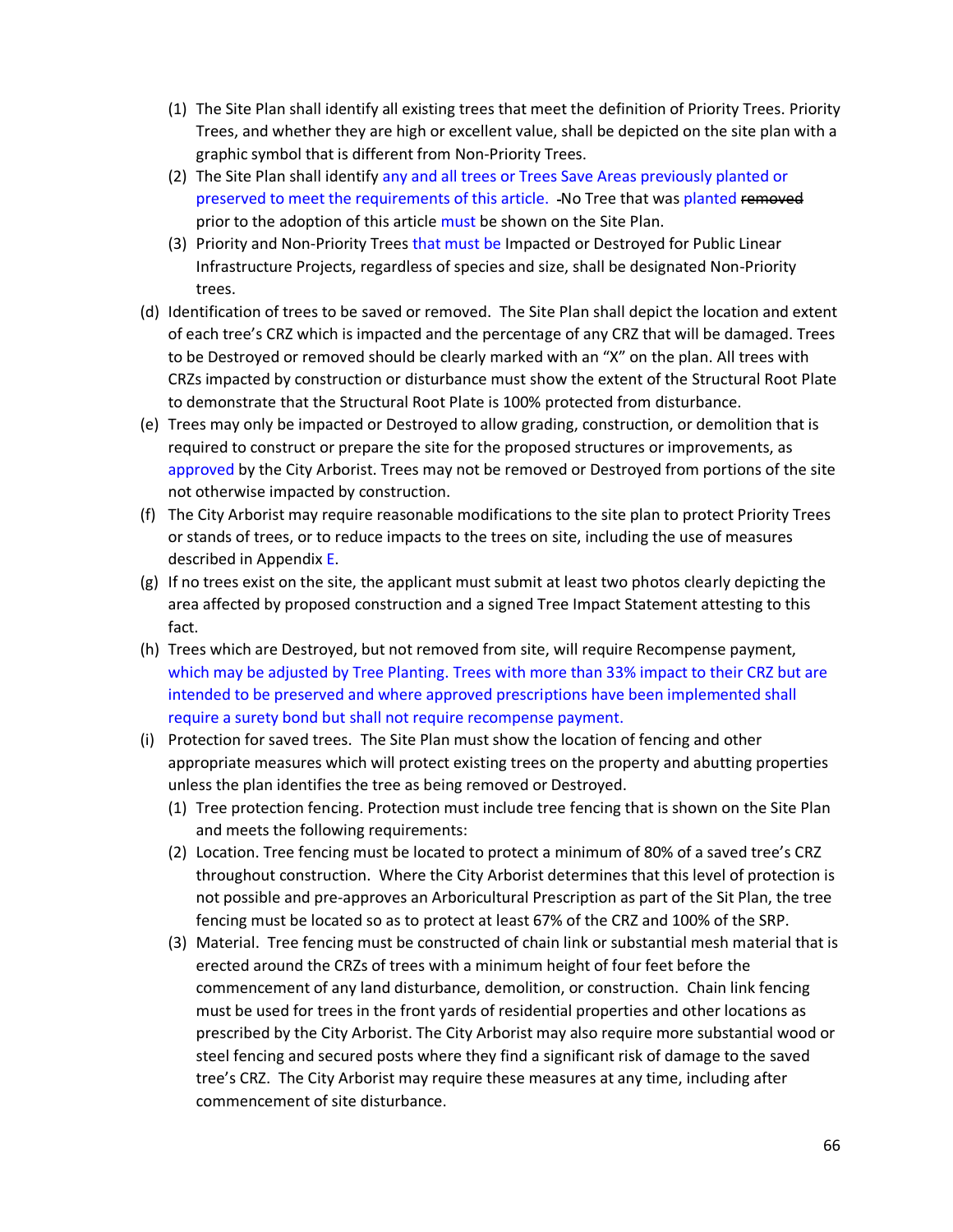(1) The Site Plan shall identify all existing trees that meet the definition of Priority Trees. Priority Trees, and whether they are high or excellent value, shall be depicted on the site plan with a graphic symbol that is different from Non-Priority Trees.

(2) The Site Plan shall identify any and all trees or Trees Save Areas previously planted or preserved to meet the requirements of this article. -No Tree that was planted ~~removed~~ prior to the adoption of this article must be shown on the Site Plan.

(3) Priority and Non-Priority Trees that must be Impacted or Destroyed for Public Linear Infrastructure Projects, regardless of species and size, shall be designated Non-Priority trees.

(d) Identification of trees to be saved or removed. The Site Plan shall depict the location and extent of each tree's CRZ which is impacted and the percentage of any CRZ that will be damaged. Trees to be Destroyed or removed should be clearly marked with an "X" on the plan. All trees with CRZs impacted by construction or disturbance must show the extent of the Structural Root Plate to demonstrate that the Structural Root Plate is 100% protected from disturbance.

(e) Trees may only be impacted or Destroyed to allow grading, construction, or demolition that is required to construct or prepare the site for the proposed structures or improvements, as approved by the City Arborist. Trees may not be removed or Destroyed from portions of the site not otherwise impacted by construction.

(f) The City Arborist may require reasonable modifications to the site plan to protect Priority Trees or stands of trees, or to reduce impacts to the trees on site, including the use of measures described in Appendix E.

(g) If no trees exist on the site, the applicant must submit at least two photos clearly depicting the area affected by proposed construction and a signed Tree Impact Statement attesting to this fact.

(h) Trees which are Destroyed, but not removed from site, will require Recompense payment, which may be adjusted by Tree Planting. Trees with more than 33% impact to their CRZ but are intended to be preserved and where approved prescriptions have been implemented shall require a surety bond but shall not require recompense payment.

(i) Protection for saved trees. The Site Plan must show the location of fencing and other appropriate measures which will protect existing trees on the property and abutting properties unless the plan identifies the tree as being removed or Destroyed.

(1) Tree protection fencing. Protection must include tree fencing that is shown on the Site Plan and meets the following requirements:

(2) Location. Tree fencing must be located to protect a minimum of 80% of a saved tree's CRZ throughout construction. Where the City Arborist determines that this level of protection is not possible and pre-approves an Arboricultural Prescription as part of the Sit Plan, the tree fencing must be located so as to protect at least 67% of the CRZ and 100% of the SRP.

(3) Material. Tree fencing must be constructed of chain link or substantial mesh material that is erected around the CRZs of trees with a minimum height of four feet before the commencement of any land disturbance, demolition, or construction. Chain link fencing must be used for trees in the front yards of residential properties and other locations as prescribed by the City Arborist. The City Arborist may also require more substantial wood or steel fencing and secured posts where they find a significant risk of damage to the saved tree's CRZ. The City Arborist may require these measures at any time, including after commencement of site disturbance.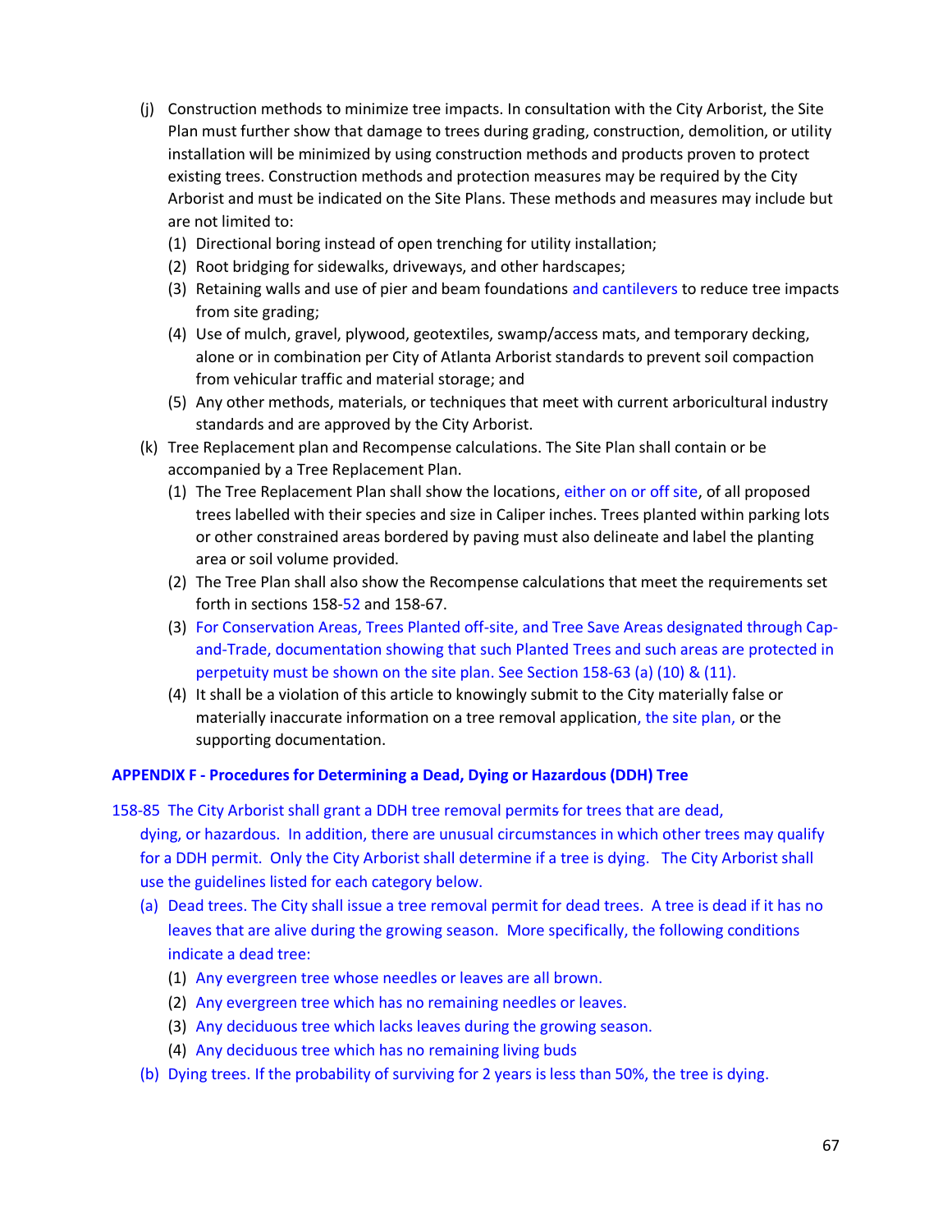- (j) Construction methods to minimize tree impacts. In consultation with the City Arborist, the Site Plan must further show that damage to trees during grading, construction, demolition, or utility installation will be minimized by using construction methods and products proven to protect existing trees. Construction methods and protection measures may be required by the City Arborist and must be indicated on the Site Plans. These methods and measures may include but are not limited to:
  - (1) Directional boring instead of open trenching for utility installation;
  - (2) Root bridging for sidewalks, driveways, and other hardscapes;
  - (3) Retaining walls and use of pier and beam foundations and cantilevers to reduce tree impacts from site grading;
  - (4) Use of mulch, gravel, plywood, geotextiles, swamp/access mats, and temporary decking, alone or in combination per City of Atlanta Arborist standards to prevent soil compaction from vehicular traffic and material storage; and
  - (5) Any other methods, materials, or techniques that meet with current arboricultural industry standards and are approved by the City Arborist.
- (k) Tree Replacement plan and Recompense calculations. The Site Plan shall contain or be accompanied by a Tree Replacement Plan.
  - (1) The Tree Replacement Plan shall show the locations, either on or off site, of all proposed trees labelled with their species and size in Caliper inches. Trees planted within parking lots or other constrained areas bordered by paving must also delineate and label the planting area or soil volume provided.
  - (2) The Tree Plan shall also show the Recompense calculations that meet the requirements set forth in sections 158-52 and 158-67.
  - (3) For Conservation Areas, Trees Planted off-site, and Tree Save Areas designated through Cap-and-Trade, documentation showing that such Planted Trees and such areas are protected in perpetuity must be shown on the site plan. See Section 158-63 (a) (10) & (11).
  - (4) It shall be a violation of this article to knowingly submit to the City materially false or materially inaccurate information on a tree removal application, the site plan, or the supporting documentation.

**APPENDIX F - Procedures for Determining a Dead, Dying or Hazardous (DDH) Tree**

158-85 The City Arborist shall grant a DDH tree removal permits for trees that are dead, dying, or hazardous. In addition, there are unusual circumstances in which other trees may qualify for a DDH permit. Only the City Arborist shall determine if a tree is dying. The City Arborist shall use the guidelines listed for each category below.

- (a) Dead trees. The City shall issue a tree removal permit for dead trees. A tree is dead if it has no leaves that are alive during the growing season. More specifically, the following conditions indicate a dead tree:
  - (1) Any evergreen tree whose needles or leaves are all brown.
  - (2) Any evergreen tree which has no remaining needles or leaves.
  - (3) Any deciduous tree which lacks leaves during the growing season.
  - (4) Any deciduous tree which has no remaining living buds
- (b) Dying trees. If the probability of surviving for 2 years is less than 50%, the tree is dying.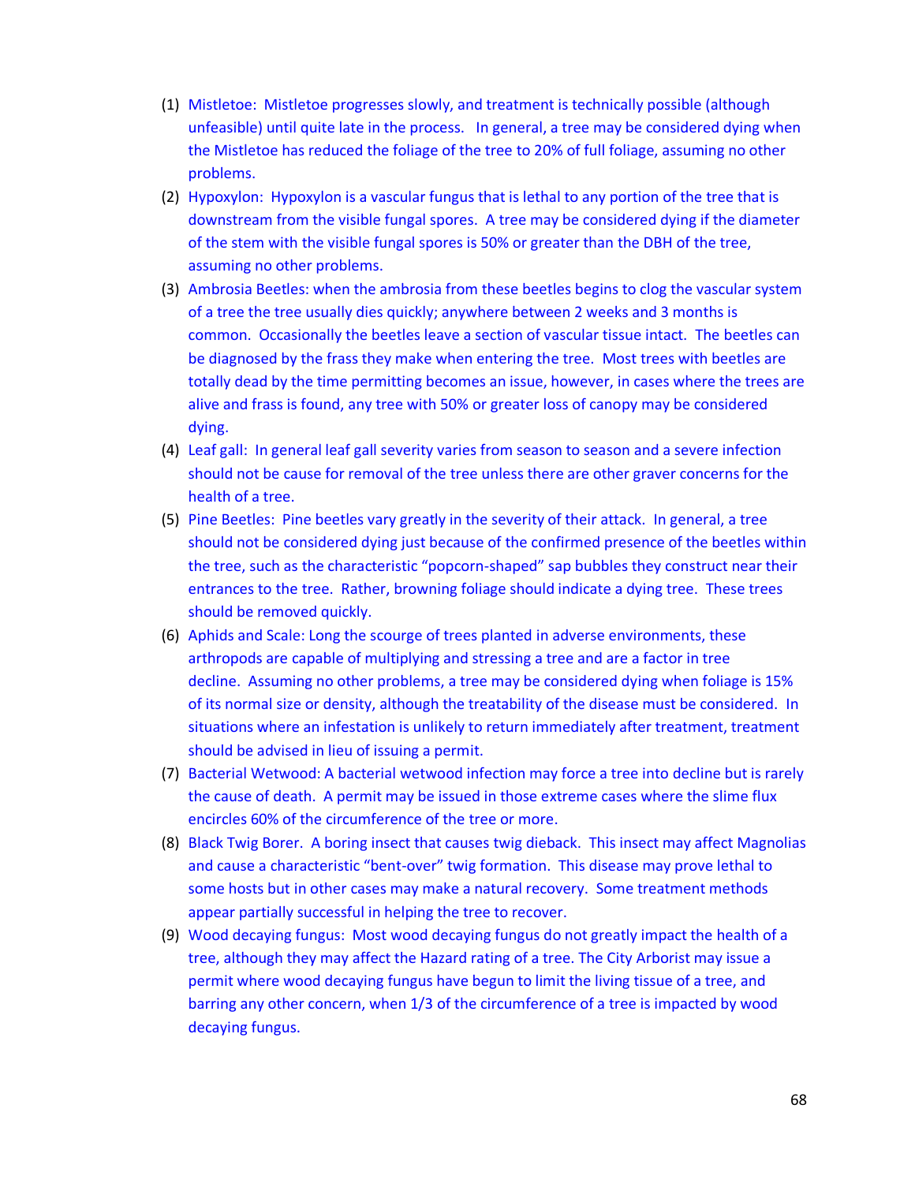(1) Mistletoe: Mistletoe progresses slowly, and treatment is technically possible (although unfeasible) until quite late in the process. In general, a tree may be considered dying when the Mistletoe has reduced the foliage of the tree to 20% of full foliage, assuming no other problems.

(2) Hypoxylon: Hypoxylon is a vascular fungus that is lethal to any portion of the tree that is downstream from the visible fungal spores. A tree may be considered dying if the diameter of the stem with the visible fungal spores is 50% or greater than the DBH of the tree, assuming no other problems.

(3) Ambrosia Beetles: when the ambrosia from these beetles begins to clog the vascular system of a tree the tree usually dies quickly; anywhere between 2 weeks and 3 months is common. Occasionally the beetles leave a section of vascular tissue intact. The beetles can be diagnosed by the frass they make when entering the tree. Most trees with beetles are totally dead by the time permitting becomes an issue, however, in cases where the trees are alive and frass is found, any tree with 50% or greater loss of canopy may be considered dying.

(4) Leaf gall: In general leaf gall severity varies from season to season and a severe infection should not be cause for removal of the tree unless there are other graver concerns for the health of a tree.

(5) Pine Beetles: Pine beetles vary greatly in the severity of their attack. In general, a tree should not be considered dying just because of the confirmed presence of the beetles within the tree, such as the characteristic "popcorn-shaped" sap bubbles they construct near their entrances to the tree. Rather, browning foliage should indicate a dying tree. These trees should be removed quickly.

(6) Aphids and Scale: Long the scourge of trees planted in adverse environments, these arthropods are capable of multiplying and stressing a tree and are a factor in tree decline. Assuming no other problems, a tree may be considered dying when foliage is 15% of its normal size or density, although the treatability of the disease must be considered. In situations where an infestation is unlikely to return immediately after treatment, treatment should be advised in lieu of issuing a permit.

(7) Bacterial Wetwood: A bacterial wetwood infection may force a tree into decline but is rarely the cause of death. A permit may be issued in those extreme cases where the slime flux encircles 60% of the circumference of the tree or more.

(8) Black Twig Borer. A boring insect that causes twig dieback. This insect may affect Magnolias and cause a characteristic "bent-over" twig formation. This disease may prove lethal to some hosts but in other cases may make a natural recovery. Some treatment methods appear partially successful in helping the tree to recover.

(9) Wood decaying fungus: Most wood decaying fungus do not greatly impact the health of a tree, although they may affect the Hazard rating of a tree. The City Arborist may issue a permit where wood decaying fungus have begun to limit the living tissue of a tree, and barring any other concern, when 1/3 of the circumference of a tree is impacted by wood decaying fungus.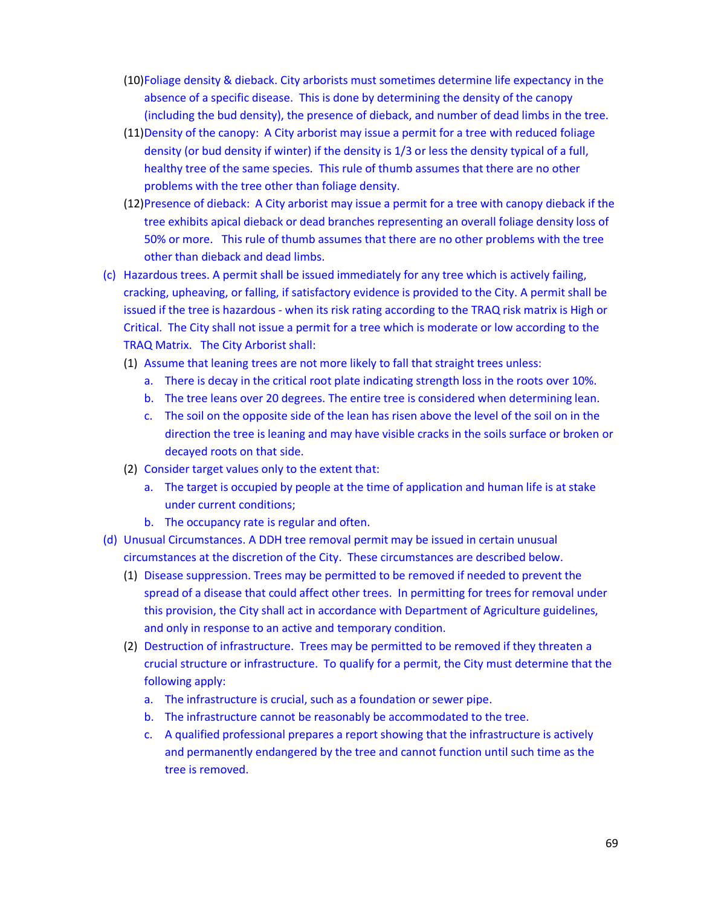(10) Foliage density & dieback. City arborists must sometimes determine life expectancy in the absence of a specific disease. This is done by determining the density of the canopy (including the bud density), the presence of dieback, and number of dead limbs in the tree.

(11) Density of the canopy: A City arborist may issue a permit for a tree with reduced foliage density (or bud density if winter) if the density is 1/3 or less the density typical of a full, healthy tree of the same species. This rule of thumb assumes that there are no other problems with the tree other than foliage density.

(12) Presence of dieback: A City arborist may issue a permit for a tree with canopy dieback if the tree exhibits apical dieback or dead branches representing an overall foliage density loss of 50% or more. This rule of thumb assumes that there are no other problems with the tree other than dieback and dead limbs.

(c) Hazardous trees. A permit shall be issued immediately for any tree which is actively failing, cracking, upheaving, or falling, if satisfactory evidence is provided to the City. A permit shall be issued if the tree is hazardous - when its risk rating according to the TRAQ risk matrix is High or Critical. The City shall not issue a permit for a tree which is moderate or low according to the TRAQ Matrix. The City Arborist shall:

- (1) Assume that leaning trees are not more likely to fall that straight trees unless:
  - a. There is decay in the critical root plate indicating strength loss in the roots over 10%.
  - b. The tree leans over 20 degrees. The entire tree is considered when determining lean.
  - c. The soil on the opposite side of the lean has risen above the level of the soil on in the direction the tree is leaning and may have visible cracks in the soils surface or broken or decayed roots on that side.
- (2) Consider target values only to the extent that:
  - a. The target is occupied by people at the time of application and human life is at stake under current conditions;
  - b. The occupancy rate is regular and often.

(d) Unusual Circumstances. A DDH tree removal permit may be issued in certain unusual circumstances at the discretion of the City. These circumstances are described below.

- (1) Disease suppression. Trees may be permitted to be removed if needed to prevent the spread of a disease that could affect other trees. In permitting for trees for removal under this provision, the City shall act in accordance with Department of Agriculture guidelines, and only in response to an active and temporary condition.
- (2) Destruction of infrastructure. Trees may be permitted to be removed if they threaten a crucial structure or infrastructure. To qualify for a permit, the City must determine that the following apply:
  - a. The infrastructure is crucial, such as a foundation or sewer pipe.
  - b. The infrastructure cannot be reasonably be accommodated to the tree.
  - c. A qualified professional prepares a report showing that the infrastructure is actively and permanently endangered by the tree and cannot function until such time as the tree is removed.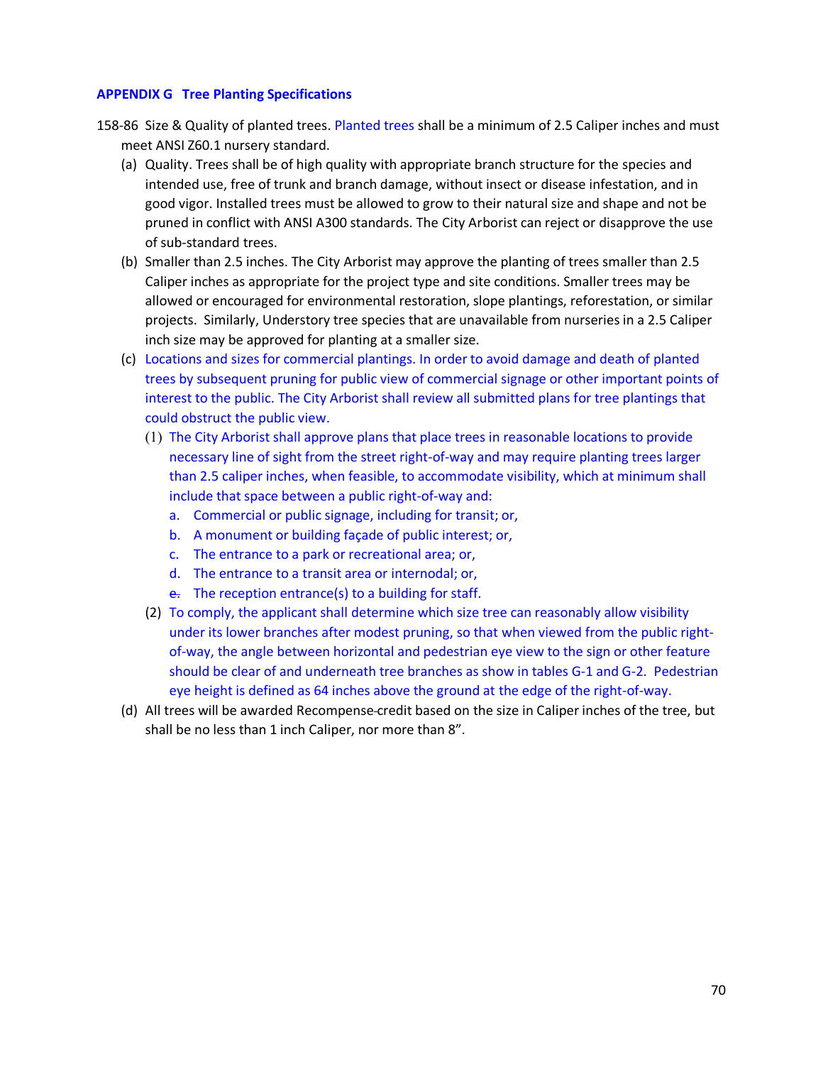## APPENDIX G Tree Planting Specifications

158-86 Size & Quality of planted trees. Planted trees shall be a minimum of 2.5 Caliper inches and must meet ANSI Z60.1 nursery standard.

(a) Quality. Trees shall be of high quality with appropriate branch structure for the species and intended use, free of trunk and branch damage, without insect or disease infestation, and in good vigor. Installed trees must be allowed to grow to their natural size and shape and not be pruned in conflict with ANSI A300 standards. The City Arborist can reject or disapprove the use of sub-standard trees.

(b) Smaller than 2.5 inches. The City Arborist may approve the planting of trees smaller than 2.5 Caliper inches as appropriate for the project type and site conditions. Smaller trees may be allowed or encouraged for environmental restoration, slope plantings, reforestation, or similar projects. Similarly, Understory tree species that are unavailable from nurseries in a 2.5 Caliper inch size may be approved for planting at a smaller size.

(c) Locations and sizes for commercial plantings. In order to avoid damage and death of planted trees by subsequent pruning for public view of commercial signage or other important points of interest to the public. The City Arborist shall review all submitted plans for tree plantings that could obstruct the public view.

   (1) The City Arborist shall approve plans that place trees in reasonable locations to provide necessary line of sight from the street right-of-way and may require planting trees larger than 2.5 caliper inches, when feasible, to accommodate visibility, which at minimum shall include that space between a public right-of-way and:

      a. Commercial or public signage, including for transit; or,
      b. A monument or building façade of public interest; or,
      c. The entrance to a park or recreational area; or,
      d. The entrance to a transit area or internodal; or,
      e. The reception entrance(s) to a building for staff.

   (2) To comply, the applicant shall determine which size tree can reasonably allow visibility under its lower branches after modest pruning, so that when viewed from the public right-of-way, the angle between horizontal and pedestrian eye view to the sign or other feature should be clear of and underneath tree branches as show in tables G-1 and G-2. Pedestrian eye height is defined as 64 inches above the ground at the edge of the right-of-way.

(d) All trees will be awarded Recompense credit based on the size in Caliper inches of the tree, but shall be no less than 1 inch Caliper, nor more than 8".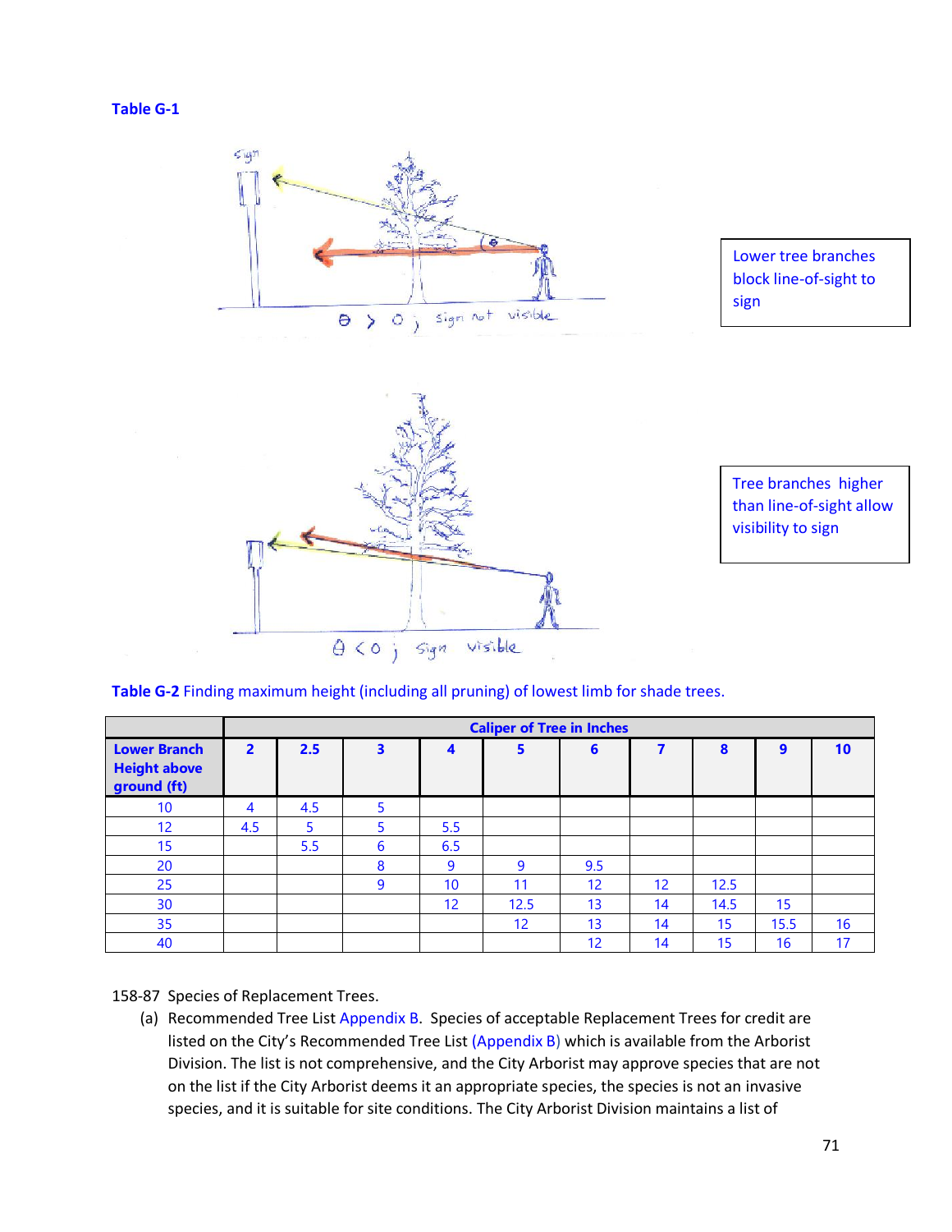**Table G-1**

Lower tree branches block line-of-sight to sign

Tree branches higher than line-of-sight allow visibility to sign

**Table G-2** Finding maximum height (including all pruning) of lowest limb for shade trees.

| | **Caliper of Tree in Inches** | | | | | | | | | |
|---|---|---|---|---|---|---|---|---|---|---|
| **Lower Branch Height above ground (ft)** | **2** | **2.5** | **3** | **4** | **5** | **6** | **7** | **8** | **9** | **10** |
| 10 | 4 | 4.5 | 5 | | | | | | | |
| 12 | 4.5 | 5 | 5 | 5.5 | | | | | | |
| 15 | | 5.5 | 6 | 6.5 | | | | | | |
| 20 | | | 8 | 9 | 9 | 9.5 | | | | |
| 25 | | | 9 | 10 | 11 | 12 | 12 | 12.5 | | |
| 30 | | | | 12 | 12.5 | 13 | 14 | 14.5 | 15 | |
| 35 | | | | | 12 | 13 | 14 | 15 | 15.5 | 16 |
| 40 | | | | | | 12 | 14 | 15 | 16 | 17 |

158-87 Species of Replacement Trees.

(a) Recommended Tree List Appendix B. Species of acceptable Replacement Trees for credit are listed on the City's Recommended Tree List (Appendix B) which is available from the Arborist Division. The list is not comprehensive, and the City Arborist may approve species that are not on the list if the City Arborist deems it an appropriate species, the species is not an invasive species, and it is suitable for site conditions. The City Arborist Division maintains a list of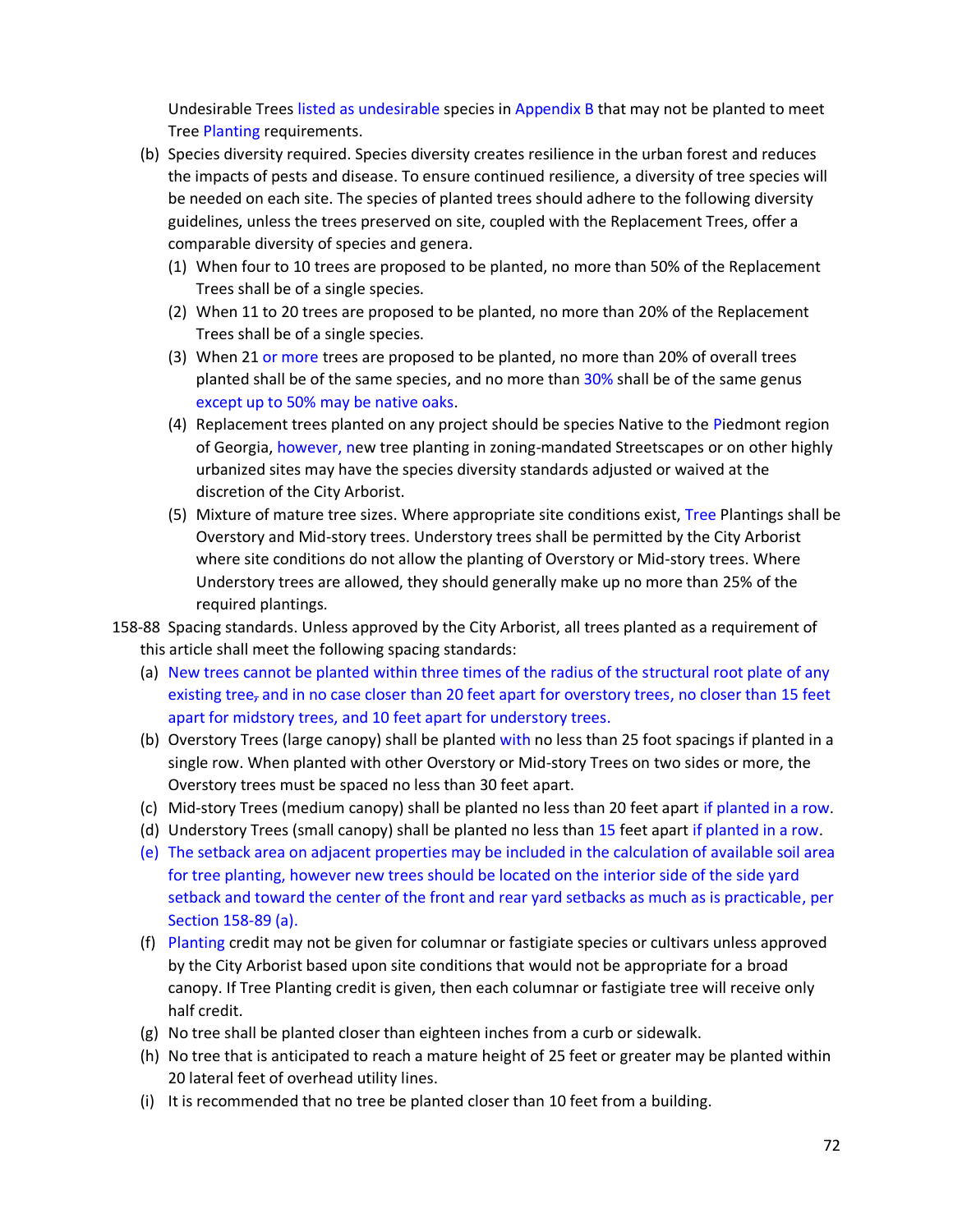Undesirable Trees listed as undesirable species in Appendix B that may not be planted to meet Tree Planting requirements.

(b) Species diversity required. Species diversity creates resilience in the urban forest and reduces the impacts of pests and disease. To ensure continued resilience, a diversity of tree species will be needed on each site. The species of planted trees should adhere to the following diversity guidelines, unless the trees preserved on site, coupled with the Replacement Trees, offer a comparable diversity of species and genera.

   (1) When four to 10 trees are proposed to be planted, no more than 50% of the Replacement Trees shall be of a single species.

   (2) When 11 to 20 trees are proposed to be planted, no more than 20% of the Replacement Trees shall be of a single species.

   (3) When 21 or more trees are proposed to be planted, no more than 20% of overall trees planted shall be of the same species, and no more than 30% shall be of the same genus except up to 50% may be native oaks.

   (4) Replacement trees planted on any project should be species Native to the Piedmont region of Georgia, however, new tree planting in zoning-mandated Streetscapes or on other highly urbanized sites may have the species diversity standards adjusted or waived at the discretion of the City Arborist.

   (5) Mixture of mature tree sizes. Where appropriate site conditions exist, Tree Plantings shall be Overstory and Mid-story trees. Understory trees shall be permitted by the City Arborist where site conditions do not allow the planting of Overstory or Mid-story trees. Where Understory trees are allowed, they should generally make up no more than 25% of the required plantings.

158-88 Spacing standards. Unless approved by the City Arborist, all trees planted as a requirement of this article shall meet the following spacing standards:

(a) New trees cannot be planted within three times of the radius of the structural root plate of any existing tree, and in no case closer than 20 feet apart for overstory trees, no closer than 15 feet apart for midstory trees, and 10 feet apart for understory trees.

(b) Overstory Trees (large canopy) shall be planted with no less than 25 foot spacings if planted in a single row. When planted with other Overstory or Mid-story Trees on two sides or more, the Overstory trees must be spaced no less than 30 feet apart.

(c) Mid-story Trees (medium canopy) shall be planted no less than 20 feet apart if planted in a row.

(d) Understory Trees (small canopy) shall be planted no less than 15 feet apart if planted in a row.

(e) The setback area on adjacent properties may be included in the calculation of available soil area for tree planting, however new trees should be located on the interior side of the side yard setback and toward the center of the front and rear yard setbacks as much as is practicable, per Section 158-89 (a).

(f) Planting credit may not be given for columnar or fastigiate species or cultivars unless approved by the City Arborist based upon site conditions that would not be appropriate for a broad canopy. If Tree Planting credit is given, then each columnar or fastigiate tree will receive only half credit.

(g) No tree shall be planted closer than eighteen inches from a curb or sidewalk.

(h) No tree that is anticipated to reach a mature height of 25 feet or greater may be planted within 20 lateral feet of overhead utility lines.

(i) It is recommended that no tree be planted closer than 10 feet from a building.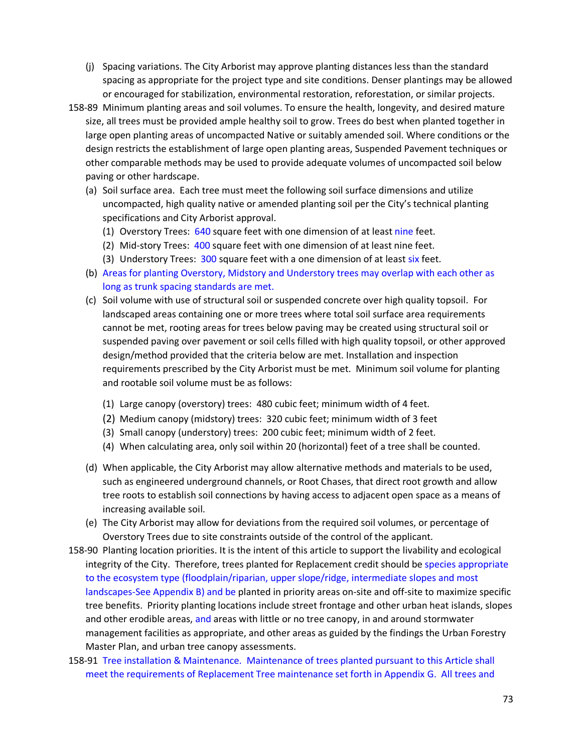(j) Spacing variations. The City Arborist may approve planting distances less than the standard spacing as appropriate for the project type and site conditions. Denser plantings may be allowed or encouraged for stabilization, environmental restoration, reforestation, or similar projects.

158-89 Minimum planting areas and soil volumes. To ensure the health, longevity, and desired mature size, all trees must be provided ample healthy soil to grow. Trees do best when planted together in large open planting areas of uncompacted Native or suitably amended soil. Where conditions or the design restricts the establishment of large open planting areas, Suspended Pavement techniques or other comparable methods may be used to provide adequate volumes of uncompacted soil below paving or other hardscape.

(a) Soil surface area. Each tree must meet the following soil surface dimensions and utilize uncompacted, high quality native or amended planting soil per the City's technical planting specifications and City Arborist approval.

(1) Overstory Trees: 640 square feet with one dimension of at least nine feet.

(2) Mid-story Trees: 400 square feet with one dimension of at least nine feet.

(3) Understory Trees: 300 square feet with a one dimension of at least six feet.

(b) Areas for planting Overstory, Midstory and Understory trees may overlap with each other as long as trunk spacing standards are met.

(c) Soil volume with use of structural soil or suspended concrete over high quality topsoil. For landscaped areas containing one or more trees where total soil surface area requirements cannot be met, rooting areas for trees below paving may be created using structural soil or suspended paving over pavement or soil cells filled with high quality topsoil, or other approved design/method provided that the criteria below are met. Installation and inspection requirements prescribed by the City Arborist must be met. Minimum soil volume for planting and rootable soil volume must be as follows:

(1) Large canopy (overstory) trees: 480 cubic feet; minimum width of 4 feet.

(2) Medium canopy (midstory) trees: 320 cubic feet; minimum width of 3 feet

(3) Small canopy (understory) trees: 200 cubic feet; minimum width of 2 feet.

(4) When calculating area, only soil within 20 (horizontal) feet of a tree shall be counted.

(d) When applicable, the City Arborist may allow alternative methods and materials to be used, such as engineered underground channels, or Root Chases, that direct root growth and allow tree roots to establish soil connections by having access to adjacent open space as a means of increasing available soil.

(e) The City Arborist may allow for deviations from the required soil volumes, or percentage of Overstory Trees due to site constraints outside of the control of the applicant.

158-90 Planting location priorities. It is the intent of this article to support the livability and ecological integrity of the City. Therefore, trees planted for Replacement credit should be species appropriate to the ecosystem type (floodplain/riparian, upper slope/ridge, intermediate slopes and most landscapes-See Appendix B) and be planted in priority areas on-site and off-site to maximize specific tree benefits. Priority planting locations include street frontage and other urban heat islands, slopes and other erodible areas, and areas with little or no tree canopy, in and around stormwater management facilities as appropriate, and other areas as guided by the findings the Urban Forestry Master Plan, and urban tree canopy assessments.

158-91 Tree installation & Maintenance. Maintenance of trees planted pursuant to this Article shall meet the requirements of Replacement Tree maintenance set forth in Appendix G. All trees and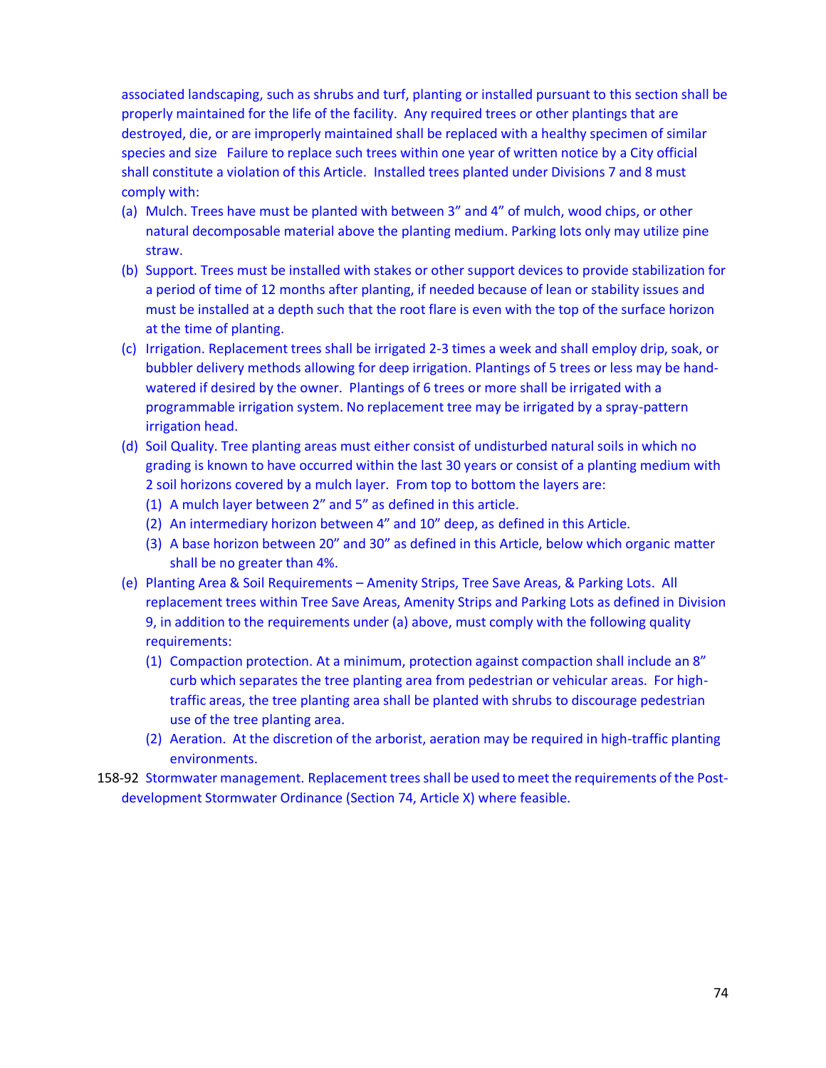associated landscaping, such as shrubs and turf, planting or installed pursuant to this section shall be properly maintained for the life of the facility. Any required trees or other plantings that are destroyed, die, or are improperly maintained shall be replaced with a healthy specimen of similar species and size Failure to replace such trees within one year of written notice by a City official shall constitute a violation of this Article. Installed trees planted under Divisions 7 and 8 must comply with:

(a) Mulch. Trees have must be planted with between 3" and 4" of mulch, wood chips, or other natural decomposable material above the planting medium. Parking lots only may utilize pine straw.

(b) Support. Trees must be installed with stakes or other support devices to provide stabilization for a period of time of 12 months after planting, if needed because of lean or stability issues and must be installed at a depth such that the root flare is even with the top of the surface horizon at the time of planting.

(c) Irrigation. Replacement trees shall be irrigated 2-3 times a week and shall employ drip, soak, or bubbler delivery methods allowing for deep irrigation. Plantings of 5 trees or less may be hand-watered if desired by the owner. Plantings of 6 trees or more shall be irrigated with a programmable irrigation system. No replacement tree may be irrigated by a spray-pattern irrigation head.

(d) Soil Quality. Tree planting areas must either consist of undisturbed natural soils in which no grading is known to have occurred within the last 30 years or consist of a planting medium with 2 soil horizons covered by a mulch layer. From top to bottom the layers are:
   (1) A mulch layer between 2" and 5" as defined in this article.
   (2) An intermediary horizon between 4" and 10" deep, as defined in this Article.
   (3) A base horizon between 20" and 30" as defined in this Article, below which organic matter shall be no greater than 4%.

(e) Planting Area & Soil Requirements – Amenity Strips, Tree Save Areas, & Parking Lots. All replacement trees within Tree Save Areas, Amenity Strips and Parking Lots as defined in Division 9, in addition to the requirements under (a) above, must comply with the following quality requirements:
   (1) Compaction protection. At a minimum, protection against compaction shall include an 8" curb which separates the tree planting area from pedestrian or vehicular areas. For high-traffic areas, the tree planting area shall be planted with shrubs to discourage pedestrian use of the tree planting area.
   (2) Aeration. At the discretion of the arborist, aeration may be required in high-traffic planting environments.

158-92 Stormwater management. Replacement trees shall be used to meet the requirements of the Post-development Stormwater Ordinance (Section 74, Article X) where feasible.